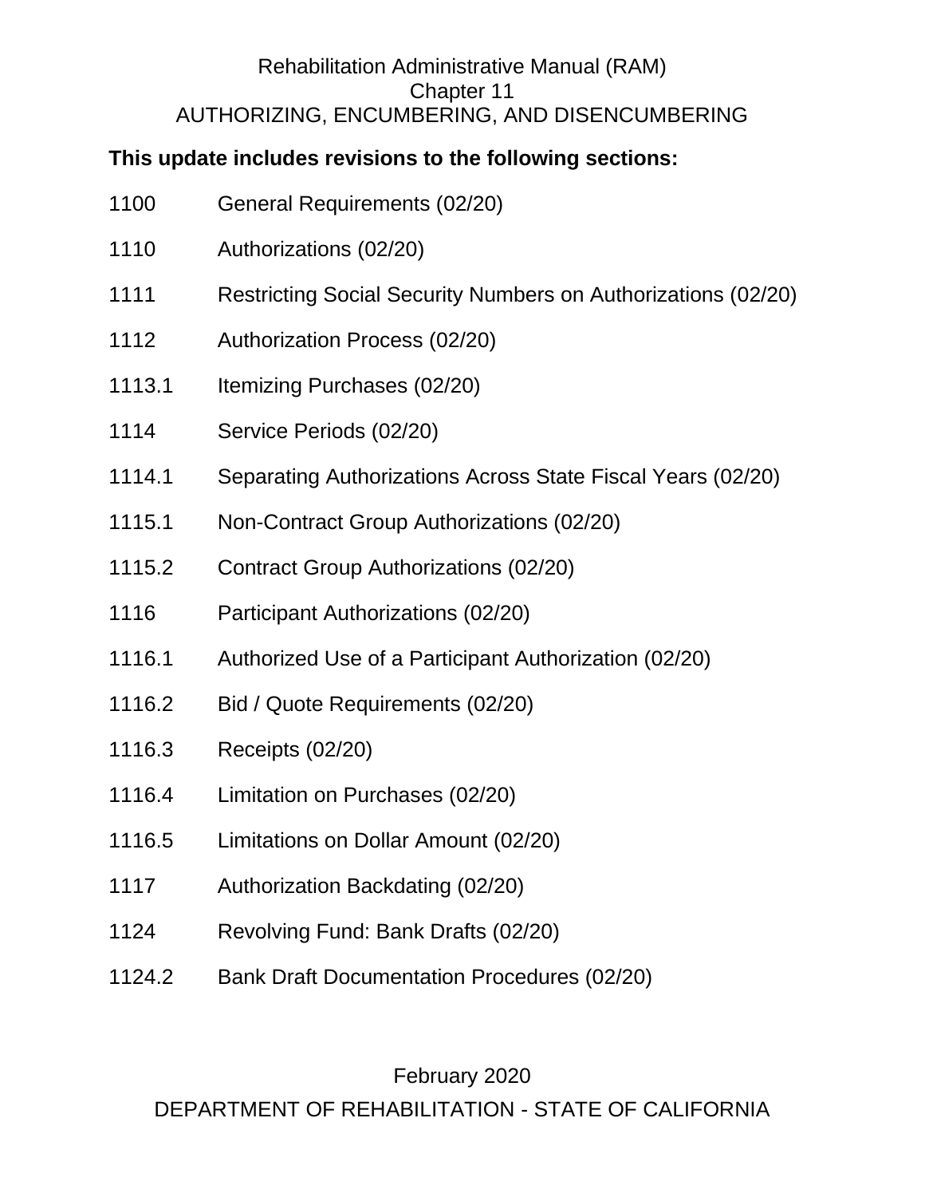# Rehabilitation Administrative Manual (RAM)

## Chapter 11

## AUTHORIZING, ENCUMBERING, AND DISENCUMBERING

**This update includes revisions to the following sections:**

| | |
|---|---|
| 1100 | General Requirements (02/20) |
| 1110 | Authorizations (02/20) |
| 1111 | Restricting Social Security Numbers on Authorizations (02/20) |
| 1112 | Authorization Process (02/20) |
| 1113.1 | Itemizing Purchases (02/20) |
| 1114 | Service Periods (02/20) |
| 1114.1 | Separating Authorizations Across State Fiscal Years (02/20) |
| 1115.1 | Non-Contract Group Authorizations (02/20) |
| 1115.2 | Contract Group Authorizations (02/20) |
| 1116 | Participant Authorizations (02/20) |
| 1116.1 | Authorized Use of a Participant Authorization (02/20) |
| 1116.2 | Bid / Quote Requirements (02/20) |
| 1116.3 | Receipts (02/20) |
| 1116.4 | Limitation on Purchases (02/20) |
| 1116.5 | Limitations on Dollar Amount (02/20) |
| 1117 | Authorization Backdating (02/20) |
| 1124 | Revolving Fund: Bank Drafts (02/20) |
| 1124.2 | Bank Draft Documentation Procedures (02/20) |

February 2020

DEPARTMENT OF REHABILITATION - STATE OF CALIFORNIA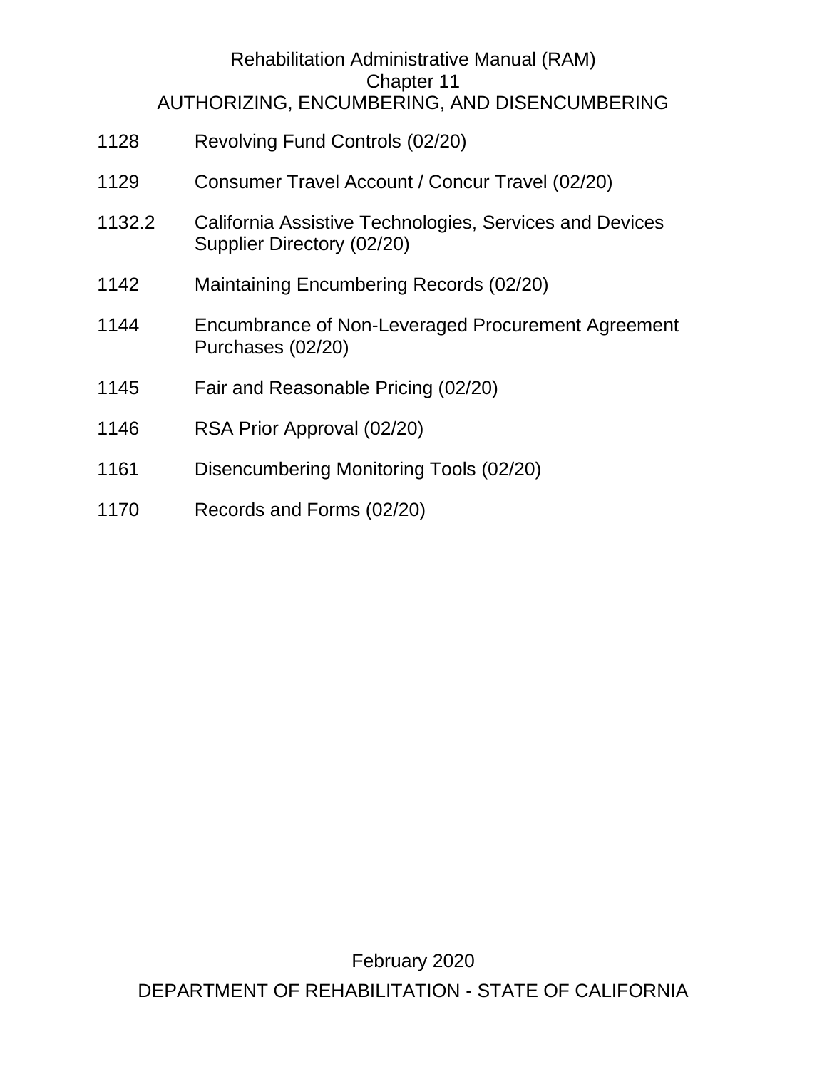Rehabilitation Administrative Manual (RAM)
Chapter 11
AUTHORIZING, ENCUMBERING, AND DISENCUMBERING

| | |
|---|---|
| 1128 | Revolving Fund Controls (02/20) |
| 1129 | Consumer Travel Account / Concur Travel (02/20) |
| 1132.2 | California Assistive Technologies, Services and Devices Supplier Directory (02/20) |
| 1142 | Maintaining Encumbering Records (02/20) |
| 1144 | Encumbrance of Non-Leveraged Procurement Agreement Purchases (02/20) |
| 1145 | Fair and Reasonable Pricing (02/20) |
| 1146 | RSA Prior Approval (02/20) |
| 1161 | Disencumbering Monitoring Tools (02/20) |
| 1170 | Records and Forms (02/20) |

February 2020

DEPARTMENT OF REHABILITATION - STATE OF CALIFORNIA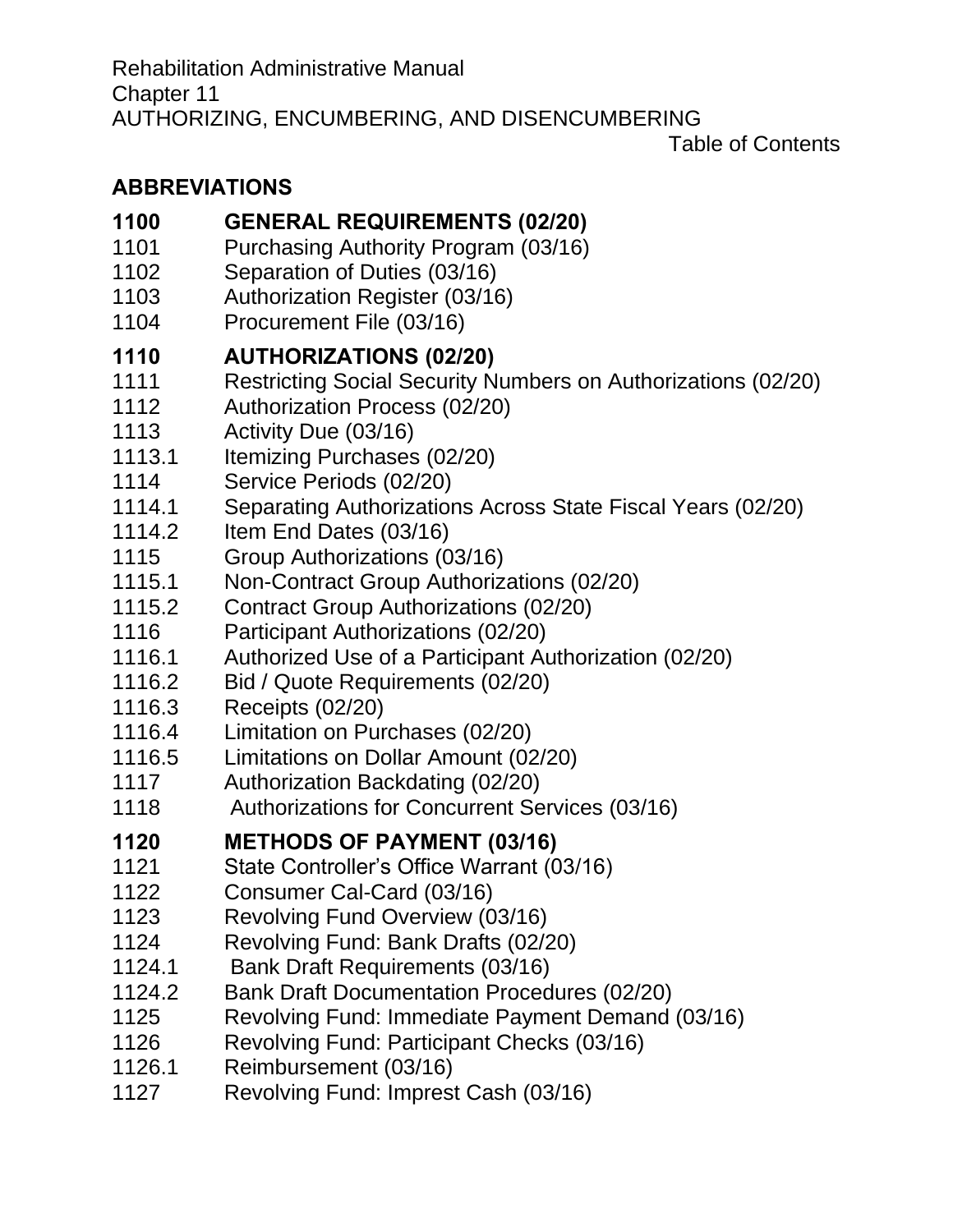Rehabilitation Administrative Manual
Chapter 11
AUTHORIZING, ENCUMBERING, AND DISENCUMBERING

Table of Contents

## ABBREVIATIONS

## 1100 GENERAL REQUIREMENTS (02/20)

1101 Purchasing Authority Program (03/16)
1102 Separation of Duties (03/16)
1103 Authorization Register (03/16)
1104 Procurement File (03/16)

## 1110 AUTHORIZATIONS (02/20)

1111 Restricting Social Security Numbers on Authorizations (02/20)
1112 Authorization Process (02/20)
1113 Activity Due (03/16)
1113.1 Itemizing Purchases (02/20)
1114 Service Periods (02/20)
1114.1 Separating Authorizations Across State Fiscal Years (02/20)
1114.2 Item End Dates (03/16)
1115 Group Authorizations (03/16)
1115.1 Non-Contract Group Authorizations (02/20)
1115.2 Contract Group Authorizations (02/20)
1116 Participant Authorizations (02/20)
1116.1 Authorized Use of a Participant Authorization (02/20)
1116.2 Bid / Quote Requirements (02/20)
1116.3 Receipts (02/20)
1116.4 Limitation on Purchases (02/20)
1116.5 Limitations on Dollar Amount (02/20)
1117 Authorization Backdating (02/20)
1118 Authorizations for Concurrent Services (03/16)

## 1120 METHODS OF PAYMENT (03/16)

1121 State Controller's Office Warrant (03/16)
1122 Consumer Cal-Card (03/16)
1123 Revolving Fund Overview (03/16)
1124 Revolving Fund: Bank Drafts (02/20)
1124.1 Bank Draft Requirements (03/16)
1124.2 Bank Draft Documentation Procedures (02/20)
1125 Revolving Fund: Immediate Payment Demand (03/16)
1126 Revolving Fund: Participant Checks (03/16)
1126.1 Reimbursement (03/16)
1127 Revolving Fund: Imprest Cash (03/16)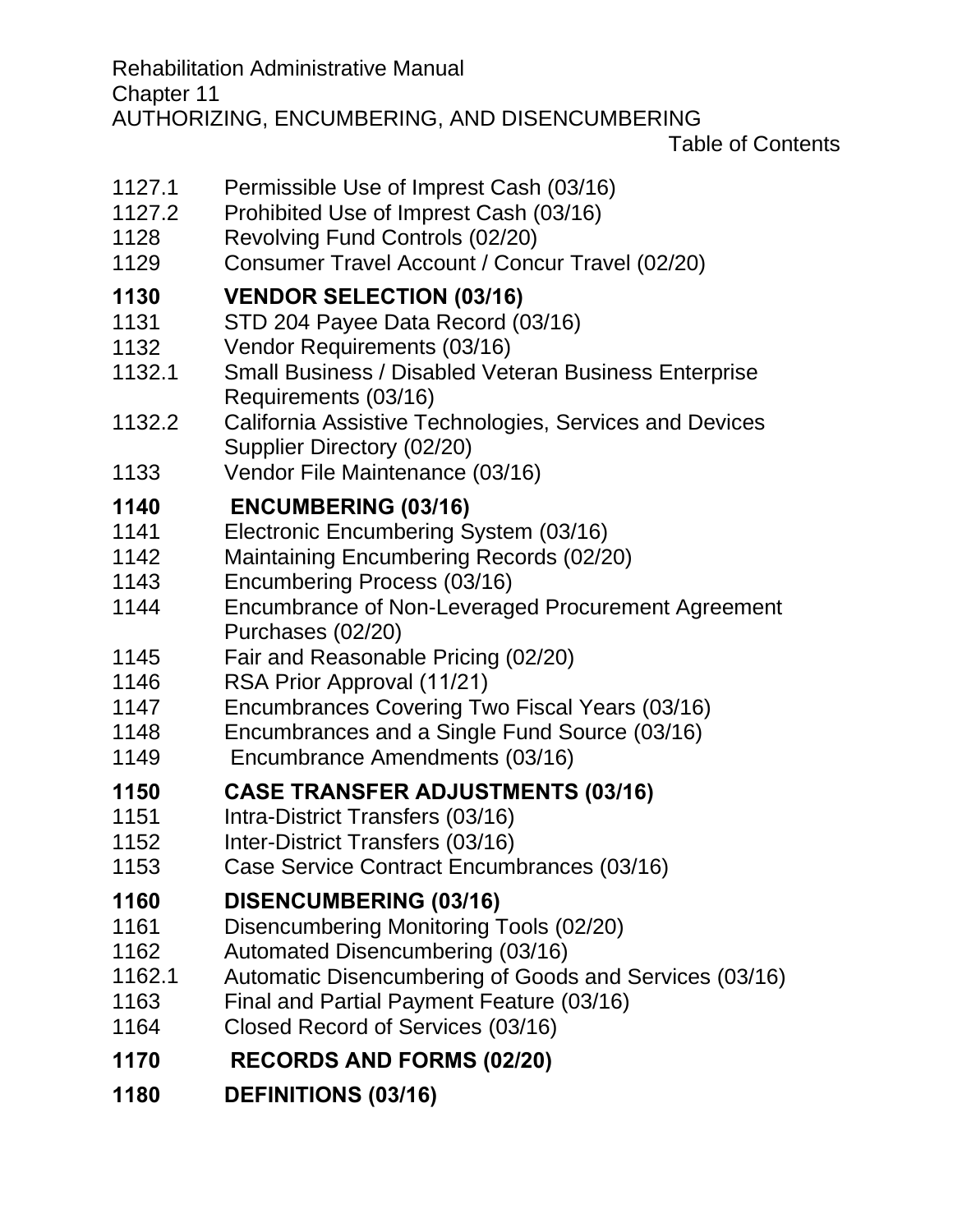Rehabilitation Administrative Manual
Chapter 11
AUTHORIZING, ENCUMBERING, AND DISENCUMBERING
Table of Contents

1127.1 Permissible Use of Imprest Cash (03/16)
1127.2 Prohibited Use of Imprest Cash (03/16)
1128 Revolving Fund Controls (02/20)
1129 Consumer Travel Account / Concur Travel (02/20)

**1130 VENDOR SELECTION (03/16)**
1131 STD 204 Payee Data Record (03/16)
1132 Vendor Requirements (03/16)
1132.1 Small Business / Disabled Veteran Business Enterprise Requirements (03/16)
1132.2 California Assistive Technologies, Services and Devices Supplier Directory (02/20)
1133 Vendor File Maintenance (03/16)

**1140 ENCUMBERING (03/16)**
1141 Electronic Encumbering System (03/16)
1142 Maintaining Encumbering Records (02/20)
1143 Encumbering Process (03/16)
1144 Encumbrance of Non-Leveraged Procurement Agreement Purchases (02/20)
1145 Fair and Reasonable Pricing (02/20)
1146 RSA Prior Approval (11/21)
1147 Encumbrances Covering Two Fiscal Years (03/16)
1148 Encumbrances and a Single Fund Source (03/16)
1149 Encumbrance Amendments (03/16)

**1150 CASE TRANSFER ADJUSTMENTS (03/16)**
1151 Intra-District Transfers (03/16)
1152 Inter-District Transfers (03/16)
1153 Case Service Contract Encumbrances (03/16)

**1160 DISENCUMBERING (03/16)**
1161 Disencumbering Monitoring Tools (02/20)
1162 Automated Disencumbering (03/16)
1162.1 Automatic Disencumbering of Goods and Services (03/16)
1163 Final and Partial Payment Feature (03/16)
1164 Closed Record of Services (03/16)

**1170 RECORDS AND FORMS (02/20)**

**1180 DEFINITIONS (03/16)**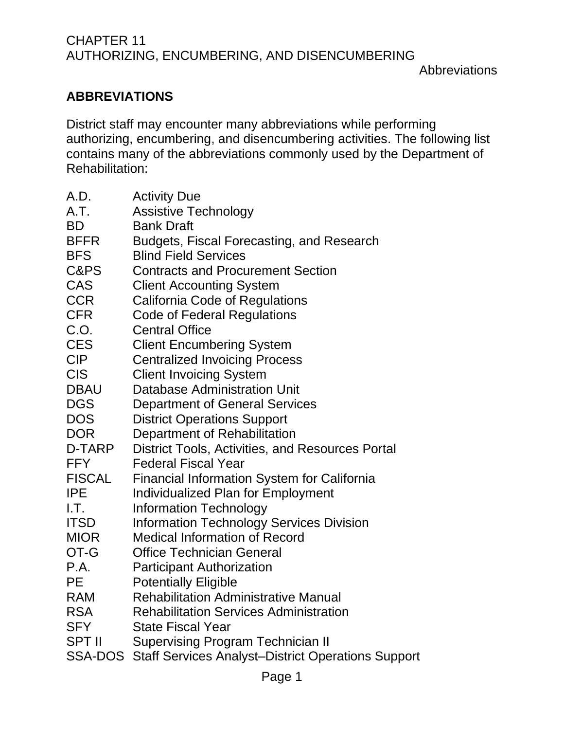## ABBREVIATIONS

District staff may encounter many abbreviations while performing authorizing, encumbering, and disencumbering activities. The following list contains many of the abbreviations commonly used by the Department of Rehabilitation:

| | |
|---|---|
| A.D. | Activity Due |
| A.T. | Assistive Technology |
| BD | Bank Draft |
| BFFR | Budgets, Fiscal Forecasting, and Research |
| BFS | Blind Field Services |
| C&PS | Contracts and Procurement Section |
| CAS | Client Accounting System |
| CCR | California Code of Regulations |
| CFR | Code of Federal Regulations |
| C.O. | Central Office |
| CES | Client Encumbering System |
| CIP | Centralized Invoicing Process |
| CIS | Client Invoicing System |
| DBAU | Database Administration Unit |
| DGS | Department of General Services |
| DOS | District Operations Support |
| DOR | Department of Rehabilitation |
| D-TARP | District Tools, Activities, and Resources Portal |
| FFY | Federal Fiscal Year |
| FISCAL | Financial Information System for California |
| IPE | Individualized Plan for Employment |
| I.T. | Information Technology |
| ITSD | Information Technology Services Division |
| MIOR | Medical Information of Record |
| OT-G | Office Technician General |
| P.A. | Participant Authorization |
| PE | Potentially Eligible |
| RAM | Rehabilitation Administrative Manual |
| RSA | Rehabilitation Services Administration |
| SFY | State Fiscal Year |
| SPT II | Supervising Program Technician II |
| SSA-DOS | Staff Services Analyst–District Operations Support |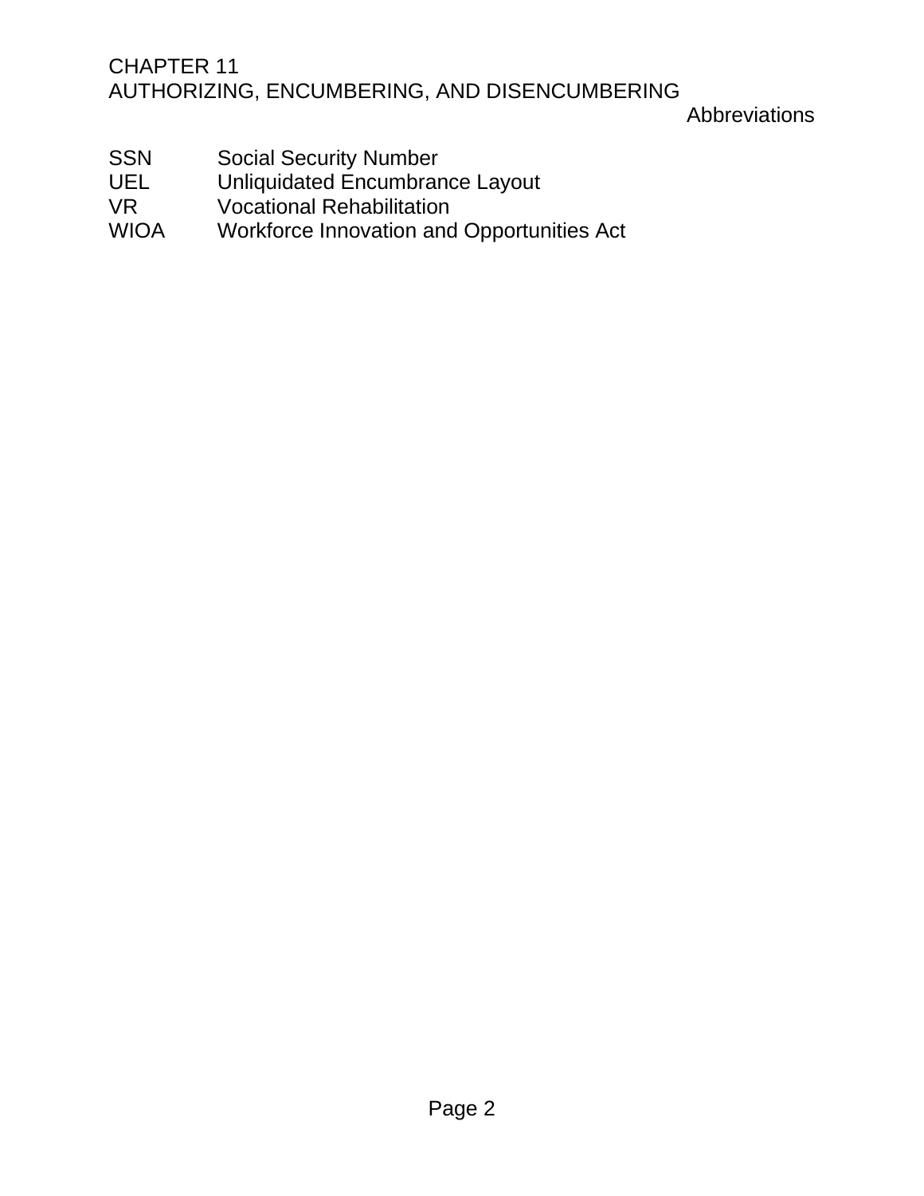| Abbreviation | Definition |
| --- | --- |
| SSN | Social Security Number |
| UEL | Unliquidated Encumbrance Layout |
| VR | Vocational Rehabilitation |
| WIOA | Workforce Innovation and Opportunities Act |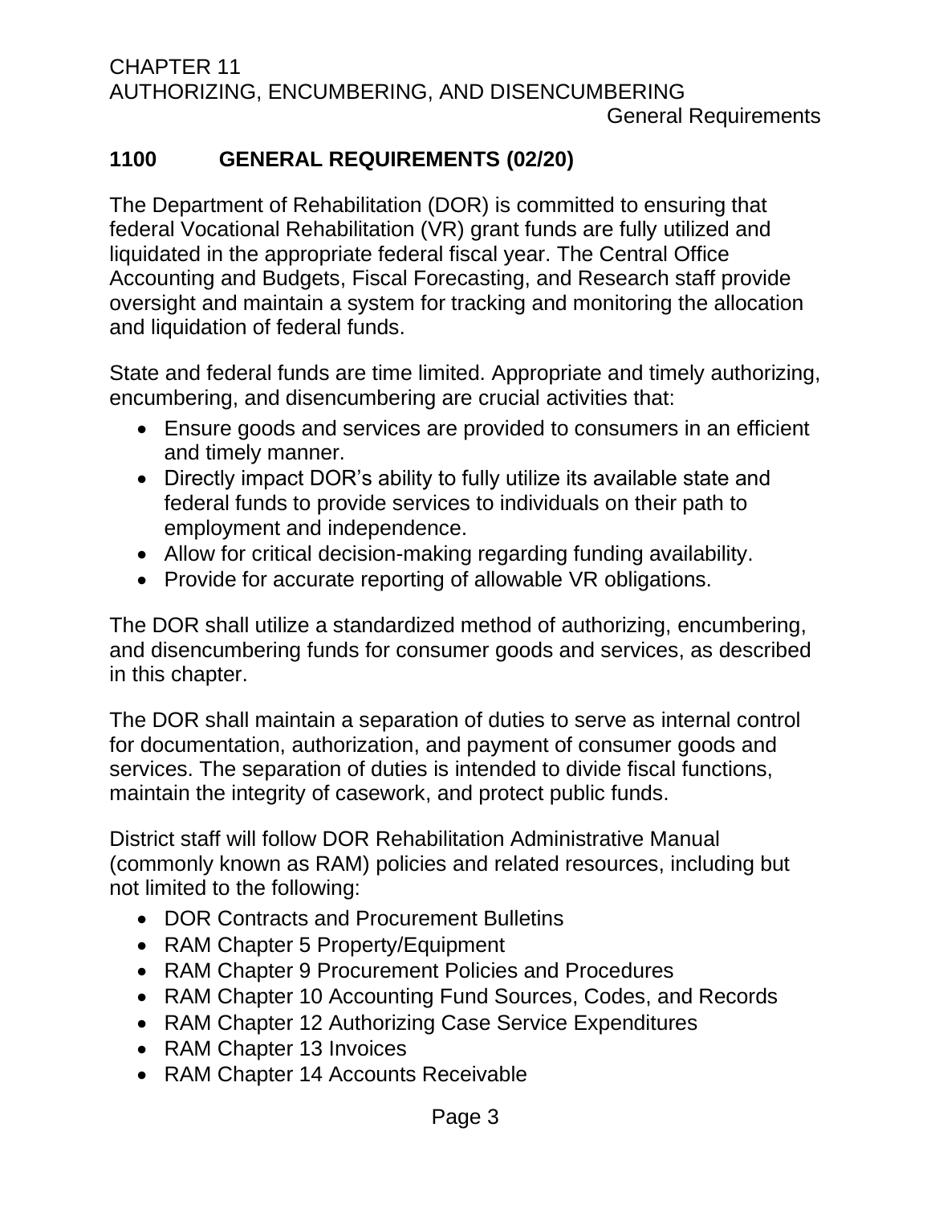## 1100 GENERAL REQUIREMENTS (02/20)

The Department of Rehabilitation (DOR) is committed to ensuring that federal Vocational Rehabilitation (VR) grant funds are fully utilized and liquidated in the appropriate federal fiscal year. The Central Office Accounting and Budgets, Fiscal Forecasting, and Research staff provide oversight and maintain a system for tracking and monitoring the allocation and liquidation of federal funds.

State and federal funds are time limited. Appropriate and timely authorizing, encumbering, and disencumbering are crucial activities that:

- Ensure goods and services are provided to consumers in an efficient and timely manner.
- Directly impact DOR's ability to fully utilize its available state and federal funds to provide services to individuals on their path to employment and independence.
- Allow for critical decision-making regarding funding availability.
- Provide for accurate reporting of allowable VR obligations.

The DOR shall utilize a standardized method of authorizing, encumbering, and disencumbering funds for consumer goods and services, as described in this chapter.

The DOR shall maintain a separation of duties to serve as internal control for documentation, authorization, and payment of consumer goods and services. The separation of duties is intended to divide fiscal functions, maintain the integrity of casework, and protect public funds.

District staff will follow DOR Rehabilitation Administrative Manual (commonly known as RAM) policies and related resources, including but not limited to the following:

- DOR Contracts and Procurement Bulletins
- RAM Chapter 5 Property/Equipment
- RAM Chapter 9 Procurement Policies and Procedures
- RAM Chapter 10 Accounting Fund Sources, Codes, and Records
- RAM Chapter 12 Authorizing Case Service Expenditures
- RAM Chapter 13 Invoices
- RAM Chapter 14 Accounts Receivable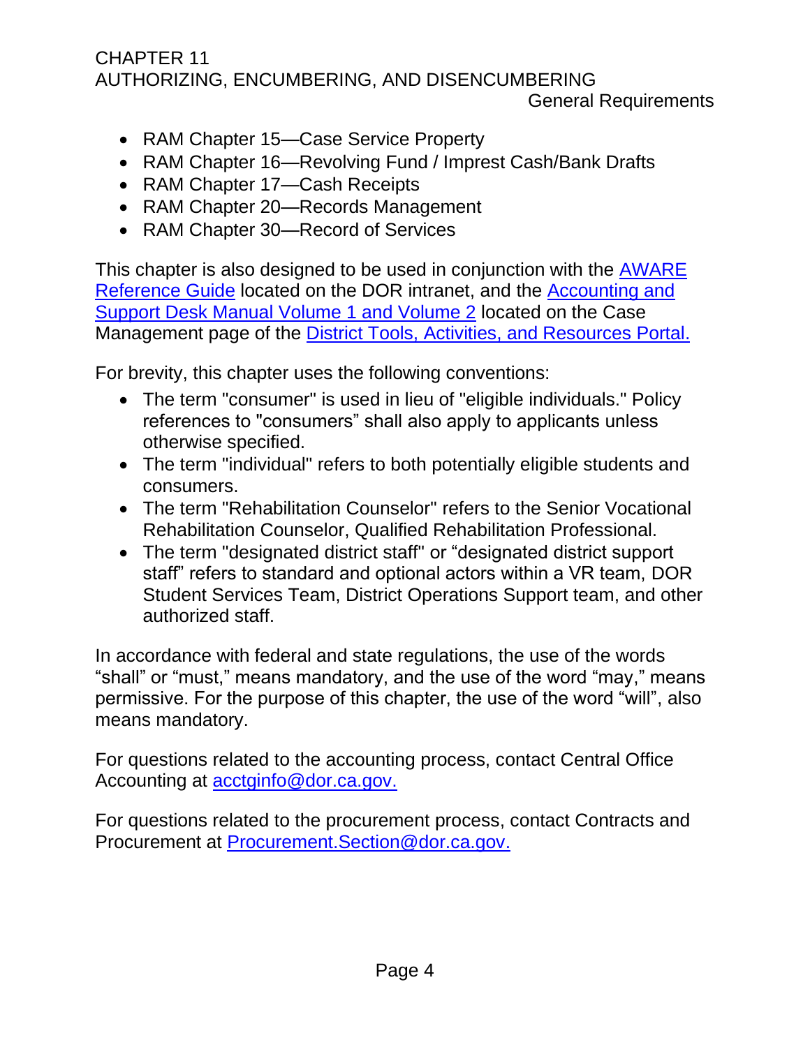- RAM Chapter 15—Case Service Property
- RAM Chapter 16—Revolving Fund / Imprest Cash/Bank Drafts
- RAM Chapter 17—Cash Receipts
- RAM Chapter 20—Records Management
- RAM Chapter 30—Record of Services

This chapter is also designed to be used in conjunction with the AWARE Reference Guide located on the DOR intranet, and the Accounting and Support Desk Manual Volume 1 and Volume 2 located on the Case Management page of the District Tools, Activities, and Resources Portal.

For brevity, this chapter uses the following conventions:

- The term "consumer" is used in lieu of "eligible individuals." Policy references to "consumers" shall also apply to applicants unless otherwise specified.
- The term "individual" refers to both potentially eligible students and consumers.
- The term "Rehabilitation Counselor" refers to the Senior Vocational Rehabilitation Counselor, Qualified Rehabilitation Professional.
- The term "designated district staff" or "designated district support staff" refers to standard and optional actors within a VR team, DOR Student Services Team, District Operations Support team, and other authorized staff.

In accordance with federal and state regulations, the use of the words "shall" or "must," means mandatory, and the use of the word "may," means permissive. For the purpose of this chapter, the use of the word "will", also means mandatory.

For questions related to the accounting process, contact Central Office Accounting at acctginfo@dor.ca.gov.

For questions related to the procurement process, contact Contracts and Procurement at Procurement.Section@dor.ca.gov.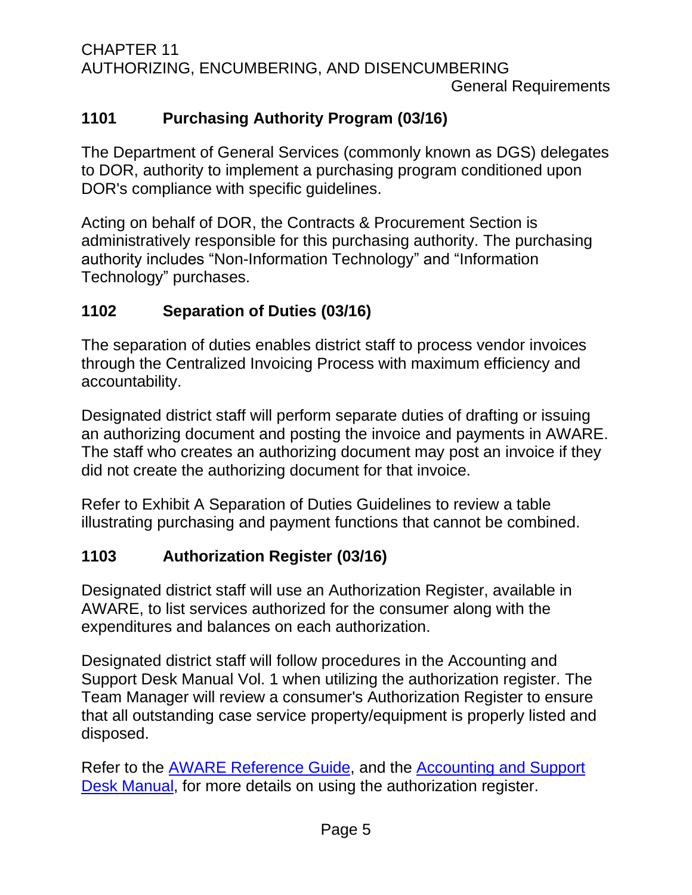## 1101 Purchasing Authority Program (03/16)

The Department of General Services (commonly known as DGS) delegates to DOR, authority to implement a purchasing program conditioned upon DOR's compliance with specific guidelines.

Acting on behalf of DOR, the Contracts & Procurement Section is administratively responsible for this purchasing authority. The purchasing authority includes "Non-Information Technology" and "Information Technology" purchases.

## 1102 Separation of Duties (03/16)

The separation of duties enables district staff to process vendor invoices through the Centralized Invoicing Process with maximum efficiency and accountability.

Designated district staff will perform separate duties of drafting or issuing an authorizing document and posting the invoice and payments in AWARE. The staff who creates an authorizing document may post an invoice if they did not create the authorizing document for that invoice.

Refer to Exhibit A Separation of Duties Guidelines to review a table illustrating purchasing and payment functions that cannot be combined.

## 1103 Authorization Register (03/16)

Designated district staff will use an Authorization Register, available in AWARE, to list services authorized for the consumer along with the expenditures and balances on each authorization.

Designated district staff will follow procedures in the Accounting and Support Desk Manual Vol. 1 when utilizing the authorization register. The Team Manager will review a consumer's Authorization Register to ensure that all outstanding case service property/equipment is properly listed and disposed.

Refer to the AWARE Reference Guide, and the Accounting and Support Desk Manual, for more details on using the authorization register.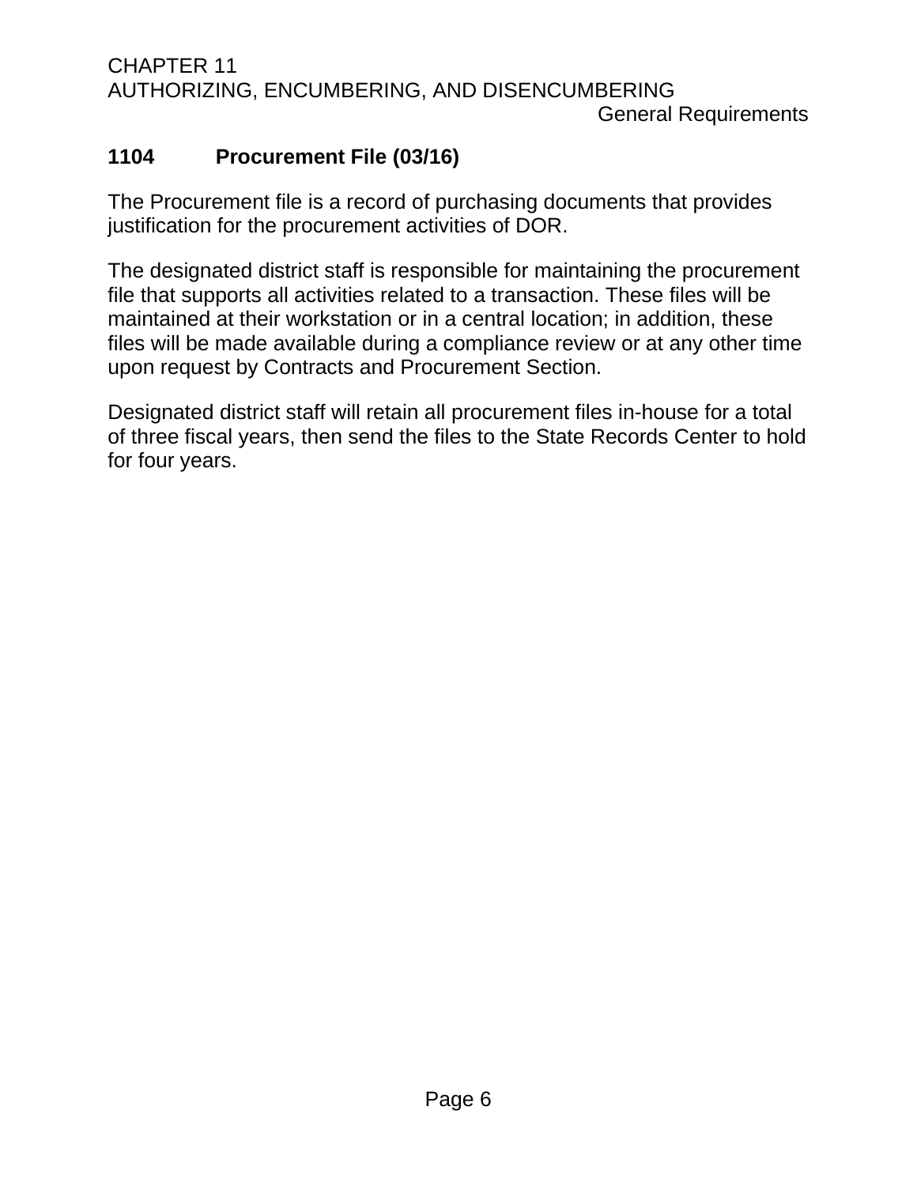## 1104 Procurement File (03/16)

The Procurement file is a record of purchasing documents that provides justification for the procurement activities of DOR.

The designated district staff is responsible for maintaining the procurement file that supports all activities related to a transaction. These files will be maintained at their workstation or in a central location; in addition, these files will be made available during a compliance review or at any other time upon request by Contracts and Procurement Section.

Designated district staff will retain all procurement files in-house for a total of three fiscal years, then send the files to the State Records Center to hold for four years.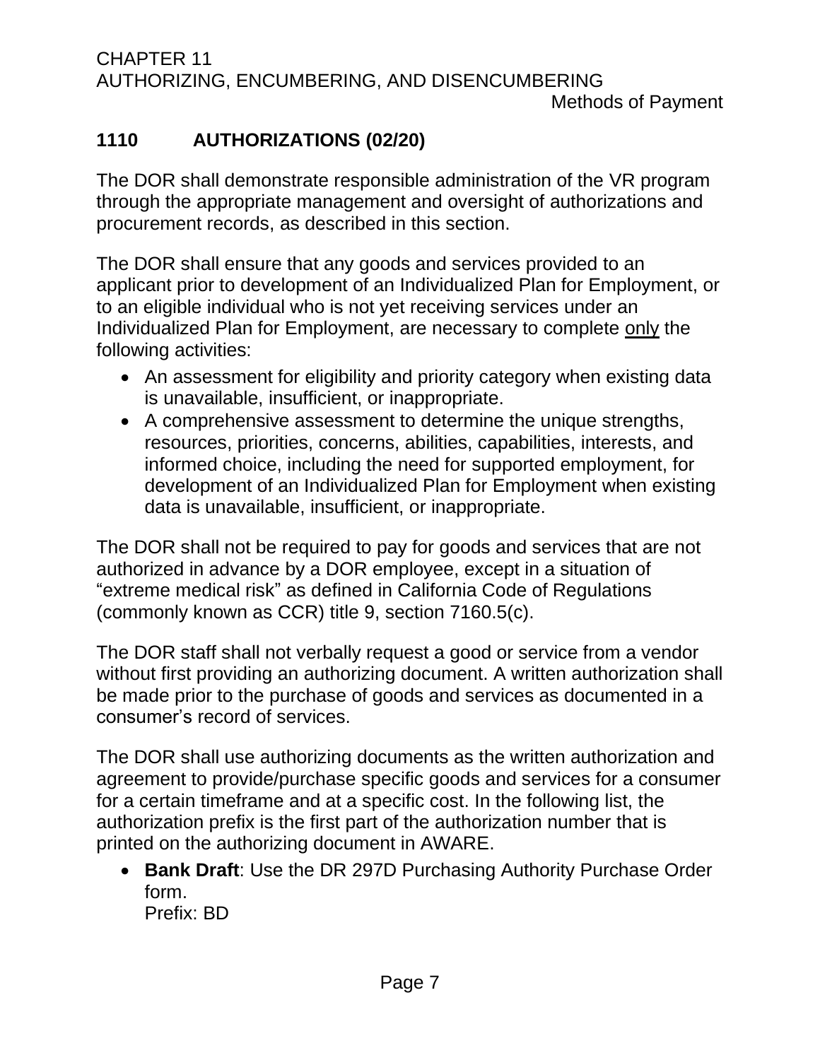## 1110 AUTHORIZATIONS (02/20)

The DOR shall demonstrate responsible administration of the VR program through the appropriate management and oversight of authorizations and procurement records, as described in this section.

The DOR shall ensure that any goods and services provided to an applicant prior to development of an Individualized Plan for Employment, or to an eligible individual who is not yet receiving services under an Individualized Plan for Employment, are necessary to complete <u>only</u> the following activities:

- An assessment for eligibility and priority category when existing data is unavailable, insufficient, or inappropriate.
- A comprehensive assessment to determine the unique strengths, resources, priorities, concerns, abilities, capabilities, interests, and informed choice, including the need for supported employment, for development of an Individualized Plan for Employment when existing data is unavailable, insufficient, or inappropriate.

The DOR shall not be required to pay for goods and services that are not authorized in advance by a DOR employee, except in a situation of "extreme medical risk" as defined in California Code of Regulations (commonly known as CCR) title 9, section 7160.5(c).

The DOR staff shall not verbally request a good or service from a vendor without first providing an authorizing document. A written authorization shall be made prior to the purchase of goods and services as documented in a consumer's record of services.

The DOR shall use authorizing documents as the written authorization and agreement to provide/purchase specific goods and services for a consumer for a certain timeframe and at a specific cost. In the following list, the authorization prefix is the first part of the authorization number that is printed on the authorizing document in AWARE.

- **Bank Draft**: Use the DR 297D Purchasing Authority Purchase Order form.
  Prefix: BD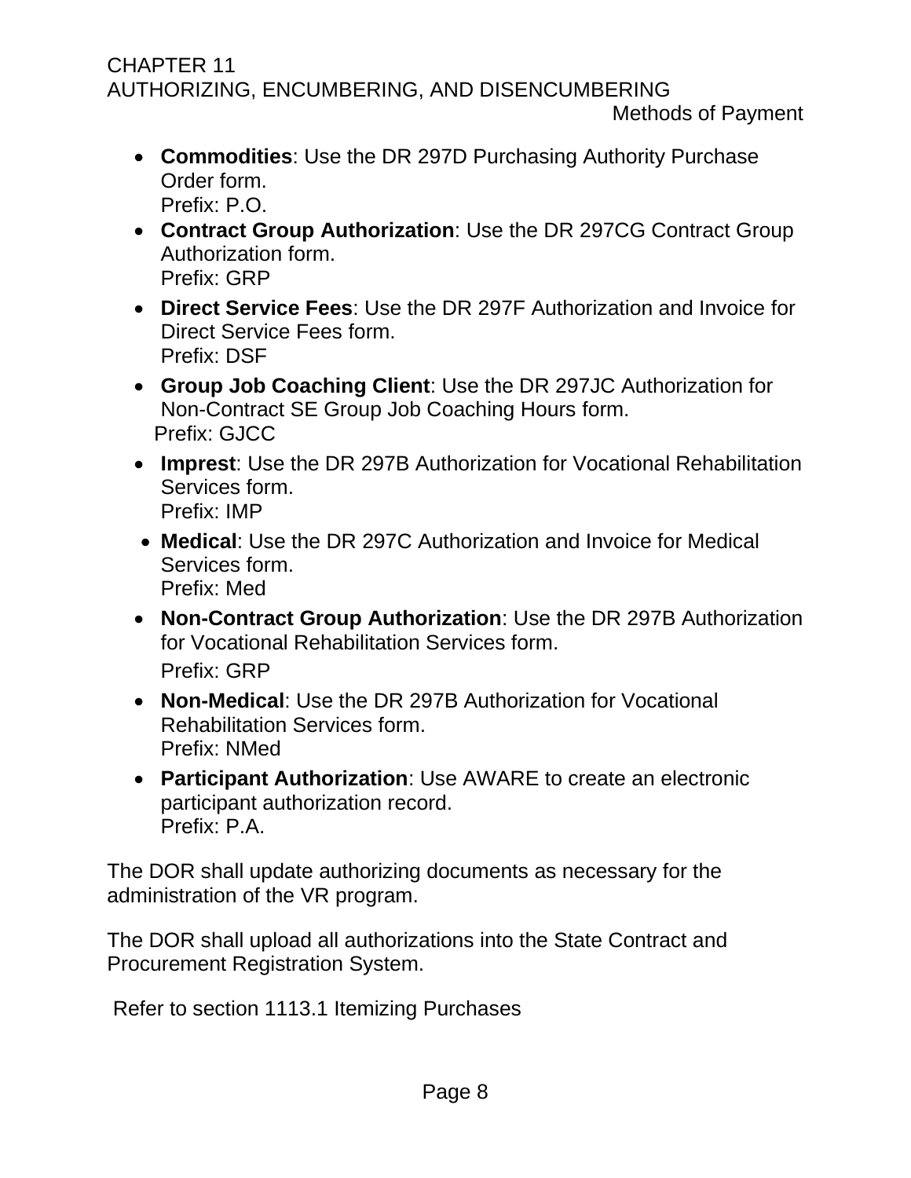- **Commodities**: Use the DR 297D Purchasing Authority Purchase Order form.
  Prefix: P.O.
- **Contract Group Authorization**: Use the DR 297CG Contract Group Authorization form.
  Prefix: GRP
- **Direct Service Fees**: Use the DR 297F Authorization and Invoice for Direct Service Fees form.
  Prefix: DSF
- **Group Job Coaching Client**: Use the DR 297JC Authorization for Non-Contract SE Group Job Coaching Hours form.
  Prefix: GJCC
- **Imprest**: Use the DR 297B Authorization for Vocational Rehabilitation Services form.
  Prefix: IMP
- **Medical**: Use the DR 297C Authorization and Invoice for Medical Services form.
  Prefix: Med
- **Non-Contract Group Authorization**: Use the DR 297B Authorization for Vocational Rehabilitation Services form.
  Prefix: GRP
- **Non-Medical**: Use the DR 297B Authorization for Vocational Rehabilitation Services form.
  Prefix: NMed
- **Participant Authorization**: Use AWARE to create an electronic participant authorization record.
  Prefix: P.A.

The DOR shall update authorizing documents as necessary for the administration of the VR program.

The DOR shall upload all authorizations into the State Contract and Procurement Registration System.

Refer to section 1113.1 Itemizing Purchases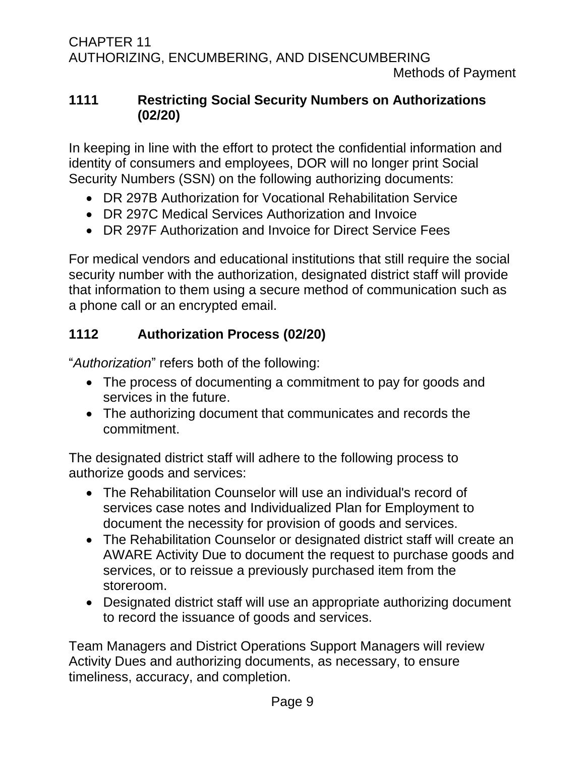## 1111 Restricting Social Security Numbers on Authorizations (02/20)

In keeping in line with the effort to protect the confidential information and identity of consumers and employees, DOR will no longer print Social Security Numbers (SSN) on the following authorizing documents:

- DR 297B Authorization for Vocational Rehabilitation Service
- DR 297C Medical Services Authorization and Invoice
- DR 297F Authorization and Invoice for Direct Service Fees

For medical vendors and educational institutions that still require the social security number with the authorization, designated district staff will provide that information to them using a secure method of communication such as a phone call or an encrypted email.

## 1112 Authorization Process (02/20)

"*Authorization*" refers both of the following:

- The process of documenting a commitment to pay for goods and services in the future.
- The authorizing document that communicates and records the commitment.

The designated district staff will adhere to the following process to authorize goods and services:

- The Rehabilitation Counselor will use an individual's record of services case notes and Individualized Plan for Employment to document the necessity for provision of goods and services.
- The Rehabilitation Counselor or designated district staff will create an AWARE Activity Due to document the request to purchase goods and services, or to reissue a previously purchased item from the storeroom.
- Designated district staff will use an appropriate authorizing document to record the issuance of goods and services.

Team Managers and District Operations Support Managers will review Activity Dues and authorizing documents, as necessary, to ensure timeliness, accuracy, and completion.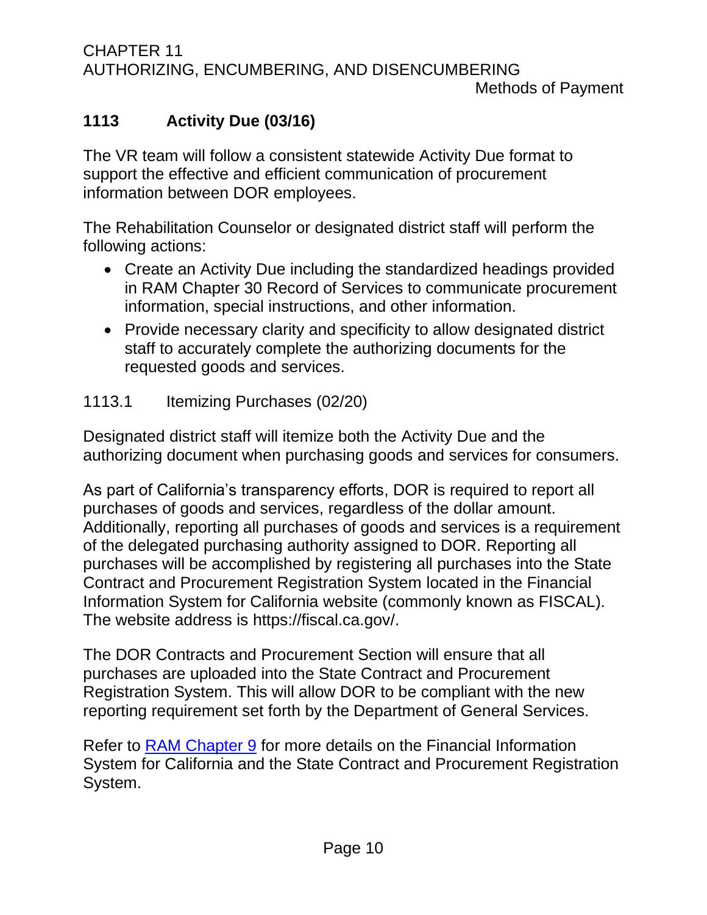## 1113 Activity Due (03/16)

The VR team will follow a consistent statewide Activity Due format to support the effective and efficient communication of procurement information between DOR employees.

The Rehabilitation Counselor or designated district staff will perform the following actions:

- Create an Activity Due including the standardized headings provided in RAM Chapter 30 Record of Services to communicate procurement information, special instructions, and other information.
- Provide necessary clarity and specificity to allow designated district staff to accurately complete the authorizing documents for the requested goods and services.

### 1113.1 Itemizing Purchases (02/20)

Designated district staff will itemize both the Activity Due and the authorizing document when purchasing goods and services for consumers.

As part of California's transparency efforts, DOR is required to report all purchases of goods and services, regardless of the dollar amount. Additionally, reporting all purchases of goods and services is a requirement of the delegated purchasing authority assigned to DOR. Reporting all purchases will be accomplished by registering all purchases into the State Contract and Procurement Registration System located in the Financial Information System for California website (commonly known as FISCAL). The website address is https://fiscal.ca.gov/.

The DOR Contracts and Procurement Section will ensure that all purchases are uploaded into the State Contract and Procurement Registration System. This will allow DOR to be compliant with the new reporting requirement set forth by the Department of General Services.

Refer to [RAM Chapter 9] for more details on the Financial Information System for California and the State Contract and Procurement Registration System.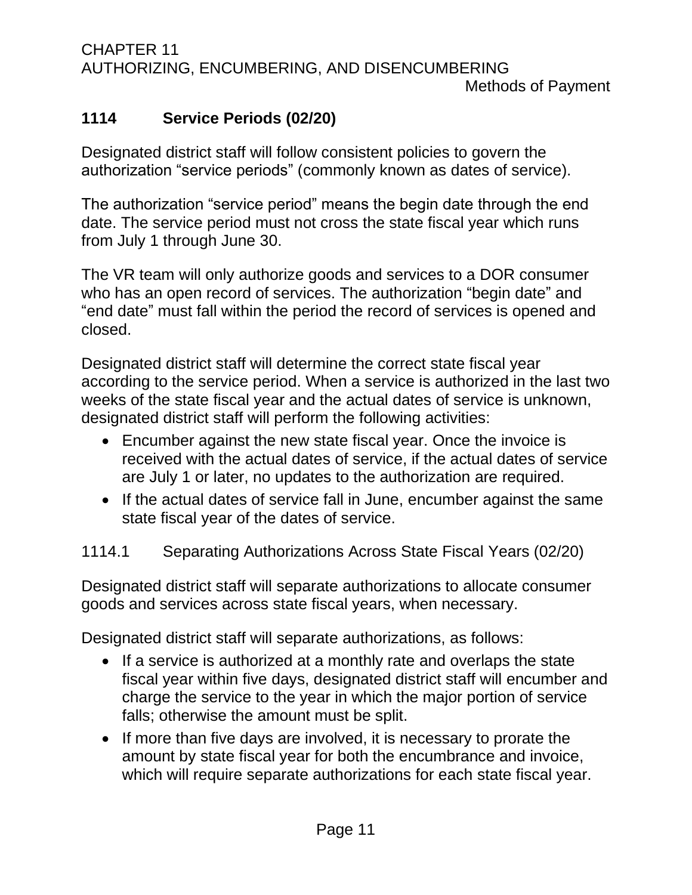## 1114 Service Periods (02/20)

Designated district staff will follow consistent policies to govern the authorization "service periods" (commonly known as dates of service).

The authorization "service period" means the begin date through the end date. The service period must not cross the state fiscal year which runs from July 1 through June 30.

The VR team will only authorize goods and services to a DOR consumer who has an open record of services. The authorization "begin date" and "end date" must fall within the period the record of services is opened and closed.

Designated district staff will determine the correct state fiscal year according to the service period. When a service is authorized in the last two weeks of the state fiscal year and the actual dates of service is unknown, designated district staff will perform the following activities:

- Encumber against the new state fiscal year. Once the invoice is received with the actual dates of service, if the actual dates of service are July 1 or later, no updates to the authorization are required.
- If the actual dates of service fall in June, encumber against the same state fiscal year of the dates of service.

### 1114.1 Separating Authorizations Across State Fiscal Years (02/20)

Designated district staff will separate authorizations to allocate consumer goods and services across state fiscal years, when necessary.

Designated district staff will separate authorizations, as follows:

- If a service is authorized at a monthly rate and overlaps the state fiscal year within five days, designated district staff will encumber and charge the service to the year in which the major portion of service falls; otherwise the amount must be split.
- If more than five days are involved, it is necessary to prorate the amount by state fiscal year for both the encumbrance and invoice, which will require separate authorizations for each state fiscal year.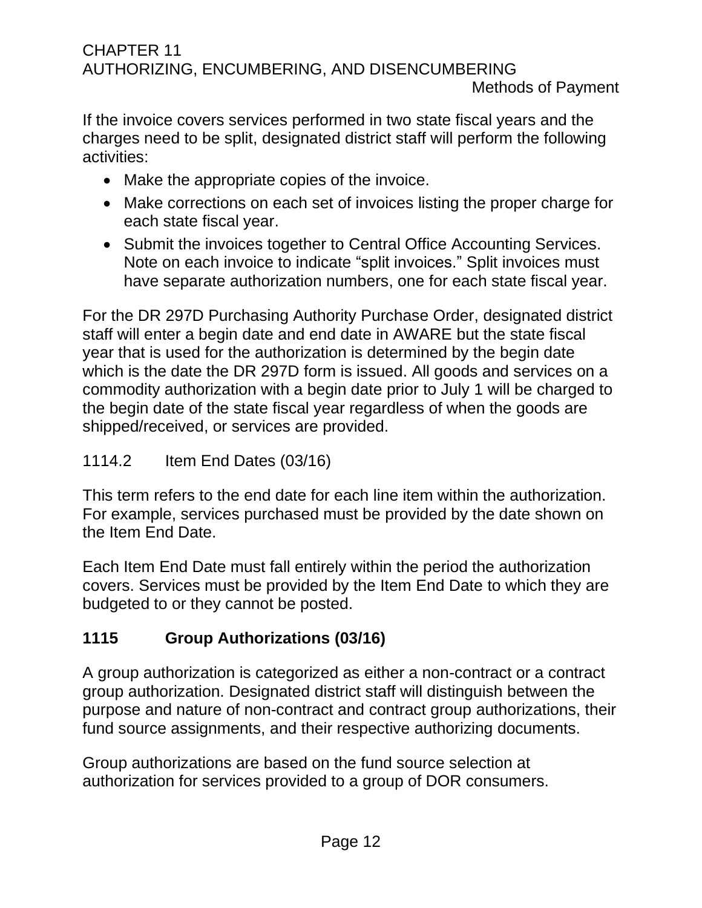If the invoice covers services performed in two state fiscal years and the charges need to be split, designated district staff will perform the following activities:

- Make the appropriate copies of the invoice.
- Make corrections on each set of invoices listing the proper charge for each state fiscal year.
- Submit the invoices together to Central Office Accounting Services. Note on each invoice to indicate “split invoices.” Split invoices must have separate authorization numbers, one for each state fiscal year.

For the DR 297D Purchasing Authority Purchase Order, designated district staff will enter a begin date and end date in AWARE but the state fiscal year that is used for the authorization is determined by the begin date which is the date the DR 297D form is issued. All goods and services on a commodity authorization with a begin date prior to July 1 will be charged to the begin date of the state fiscal year regardless of when the goods are shipped/received, or services are provided.

### 1114.2 Item End Dates (03/16)

This term refers to the end date for each line item within the authorization. For example, services purchased must be provided by the date shown on the Item End Date.

Each Item End Date must fall entirely within the period the authorization covers. Services must be provided by the Item End Date to which they are budgeted to or they cannot be posted.

## 1115 Group Authorizations (03/16)

A group authorization is categorized as either a non-contract or a contract group authorization. Designated district staff will distinguish between the purpose and nature of non-contract and contract group authorizations, their fund source assignments, and their respective authorizing documents.

Group authorizations are based on the fund source selection at authorization for services provided to a group of DOR consumers.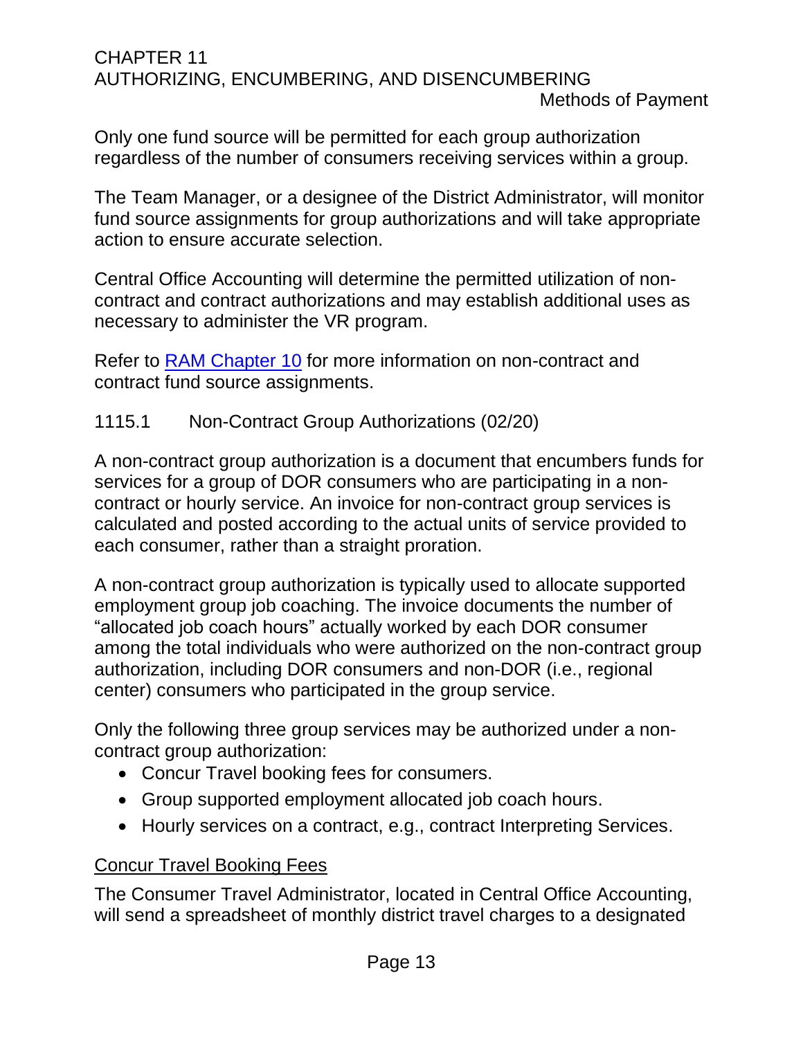Only one fund source will be permitted for each group authorization regardless of the number of consumers receiving services within a group.

The Team Manager, or a designee of the District Administrator, will monitor fund source assignments for group authorizations and will take appropriate action to ensure accurate selection.

Central Office Accounting will determine the permitted utilization of non-contract and contract authorizations and may establish additional uses as necessary to administer the VR program.

Refer to [RAM Chapter 10](RAM Chapter 10) for more information on non-contract and contract fund source assignments.

### 1115.1 Non-Contract Group Authorizations (02/20)

A non-contract group authorization is a document that encumbers funds for services for a group of DOR consumers who are participating in a non-contract or hourly service. An invoice for non-contract group services is calculated and posted according to the actual units of service provided to each consumer, rather than a straight proration.

A non-contract group authorization is typically used to allocate supported employment group job coaching. The invoice documents the number of "allocated job coach hours" actually worked by each DOR consumer among the total individuals who were authorized on the non-contract group authorization, including DOR consumers and non-DOR (i.e., regional center) consumers who participated in the group service.

Only the following three group services may be authorized under a non-contract group authorization:

- Concur Travel booking fees for consumers.
- Group supported employment allocated job coach hours.
- Hourly services on a contract, e.g., contract Interpreting Services.

<u>Concur Travel Booking Fees</u>

The Consumer Travel Administrator, located in Central Office Accounting, will send a spreadsheet of monthly district travel charges to a designated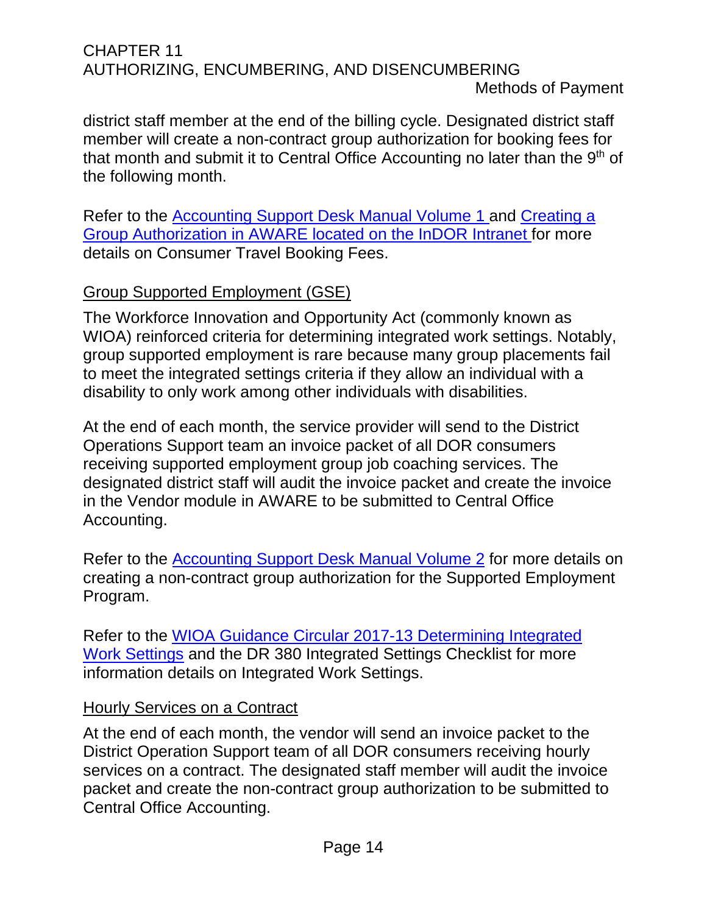district staff member at the end of the billing cycle. Designated district staff member will create a non-contract group authorization for booking fees for that month and submit it to Central Office Accounting no later than the 9th of the following month.

Refer to the Accounting Support Desk Manual Volume 1 and Creating a Group Authorization in AWARE located on the InDOR Intranet for more details on Consumer Travel Booking Fees.

### Group Supported Employment (GSE)

The Workforce Innovation and Opportunity Act (commonly known as WIOA) reinforced criteria for determining integrated work settings. Notably, group supported employment is rare because many group placements fail to meet the integrated settings criteria if they allow an individual with a disability to only work among other individuals with disabilities.

At the end of each month, the service provider will send to the District Operations Support team an invoice packet of all DOR consumers receiving supported employment group job coaching services. The designated district staff will audit the invoice packet and create the invoice in the Vendor module in AWARE to be submitted to Central Office Accounting.

Refer to the Accounting Support Desk Manual Volume 2 for more details on creating a non-contract group authorization for the Supported Employment Program.

Refer to the WIOA Guidance Circular 2017-13 Determining Integrated Work Settings and the DR 380 Integrated Settings Checklist for more information details on Integrated Work Settings.

### Hourly Services on a Contract

At the end of each month, the vendor will send an invoice packet to the District Operation Support team of all DOR consumers receiving hourly services on a contract. The designated staff member will audit the invoice packet and create the non-contract group authorization to be submitted to Central Office Accounting.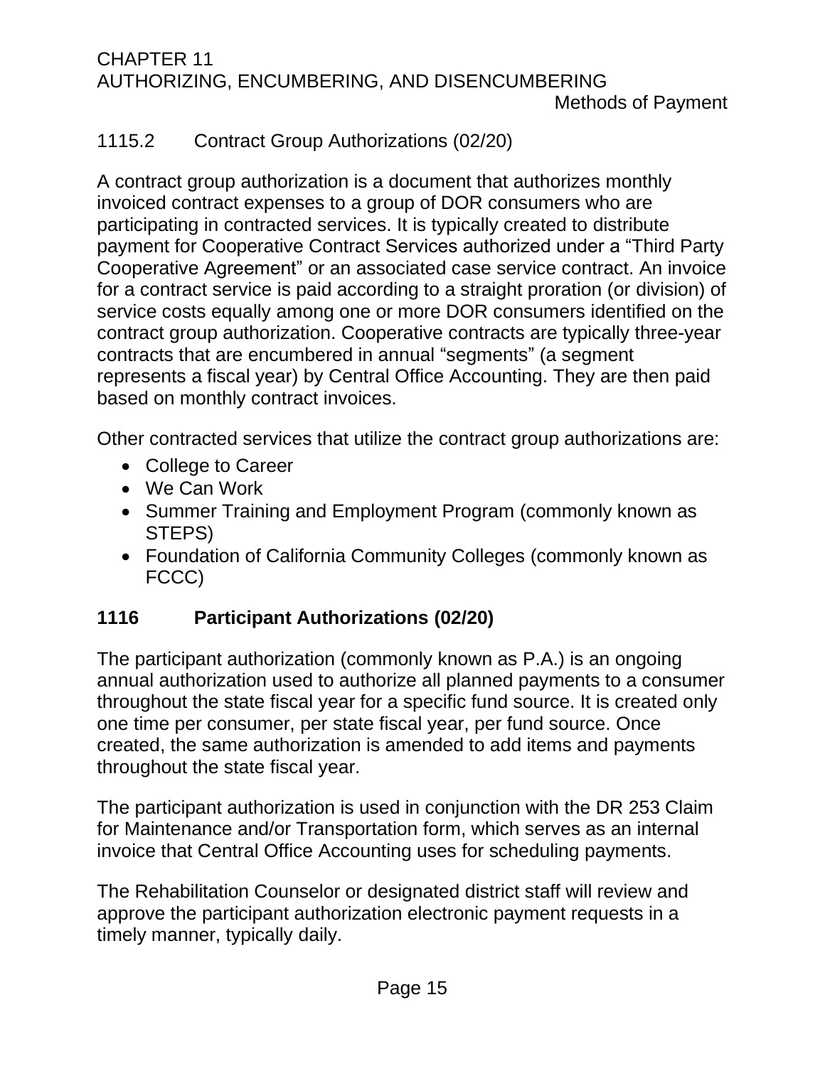### 1115.2 Contract Group Authorizations (02/20)

A contract group authorization is a document that authorizes monthly invoiced contract expenses to a group of DOR consumers who are participating in contracted services. It is typically created to distribute payment for Cooperative Contract Services authorized under a "Third Party Cooperative Agreement" or an associated case service contract. An invoice for a contract service is paid according to a straight proration (or division) of service costs equally among one or more DOR consumers identified on the contract group authorization. Cooperative contracts are typically three-year contracts that are encumbered in annual "segments" (a segment represents a fiscal year) by Central Office Accounting. They are then paid based on monthly contract invoices.

Other contracted services that utilize the contract group authorizations are:

- College to Career
- We Can Work
- Summer Training and Employment Program (commonly known as STEPS)
- Foundation of California Community Colleges (commonly known as FCCC)

## 1116 Participant Authorizations (02/20)

The participant authorization (commonly known as P.A.) is an ongoing annual authorization used to authorize all planned payments to a consumer throughout the state fiscal year for a specific fund source. It is created only one time per consumer, per state fiscal year, per fund source. Once created, the same authorization is amended to add items and payments throughout the state fiscal year.

The participant authorization is used in conjunction with the DR 253 Claim for Maintenance and/or Transportation form, which serves as an internal invoice that Central Office Accounting uses for scheduling payments.

The Rehabilitation Counselor or designated district staff will review and approve the participant authorization electronic payment requests in a timely manner, typically daily.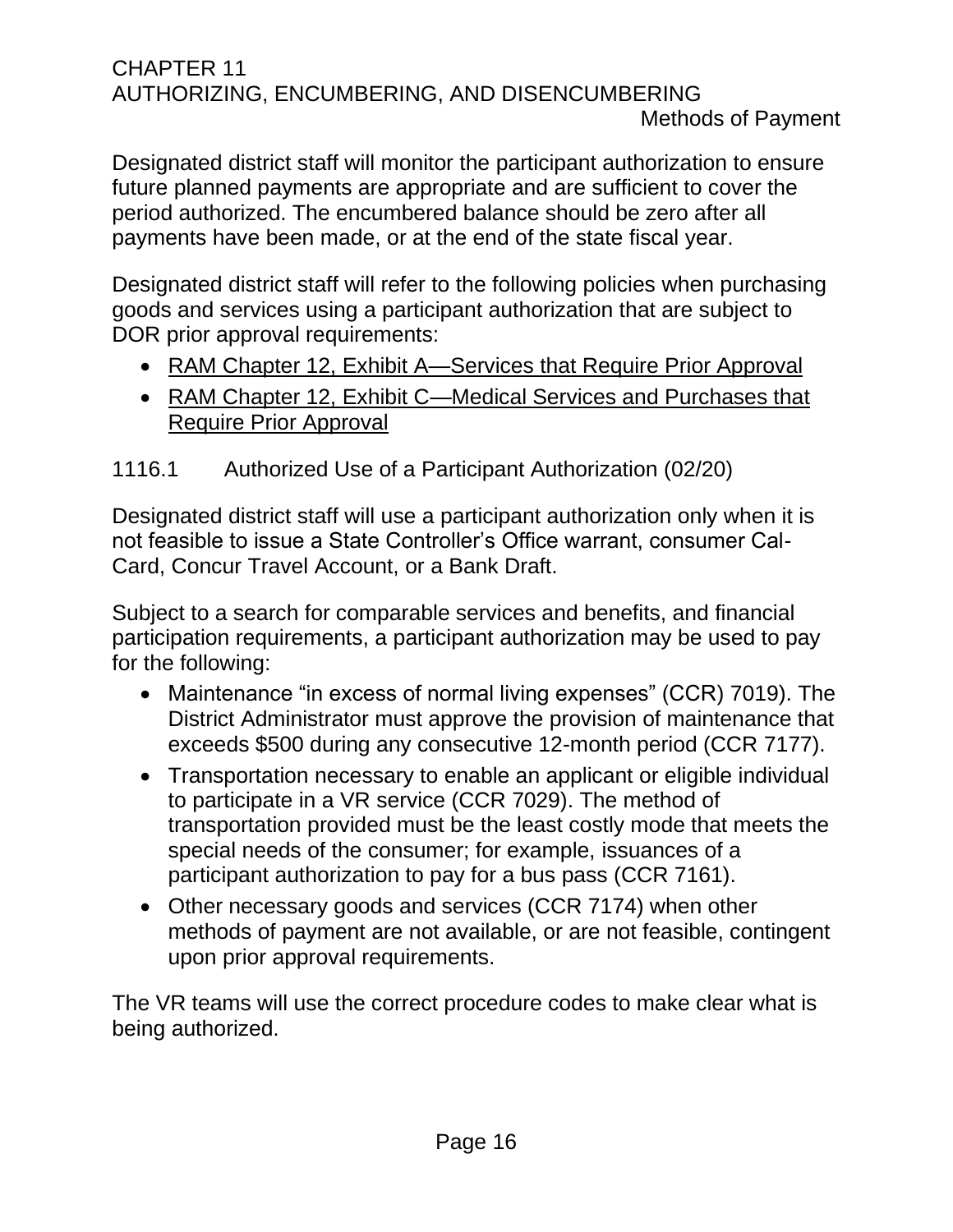Designated district staff will monitor the participant authorization to ensure future planned payments are appropriate and are sufficient to cover the period authorized. The encumbered balance should be zero after all payments have been made, or at the end of the state fiscal year.

Designated district staff will refer to the following policies when purchasing goods and services using a participant authorization that are subject to DOR prior approval requirements:

- RAM Chapter 12, Exhibit A—Services that Require Prior Approval
- RAM Chapter 12, Exhibit C—Medical Services and Purchases that Require Prior Approval

### 1116.1 Authorized Use of a Participant Authorization (02/20)

Designated district staff will use a participant authorization only when it is not feasible to issue a State Controller's Office warrant, consumer Cal-Card, Concur Travel Account, or a Bank Draft.

Subject to a search for comparable services and benefits, and financial participation requirements, a participant authorization may be used to pay for the following:

- Maintenance "in excess of normal living expenses" (CCR) 7019). The District Administrator must approve the provision of maintenance that exceeds $500 during any consecutive 12-month period (CCR 7177).
- Transportation necessary to enable an applicant or eligible individual to participate in a VR service (CCR 7029). The method of transportation provided must be the least costly mode that meets the special needs of the consumer; for example, issuances of a participant authorization to pay for a bus pass (CCR 7161).
- Other necessary goods and services (CCR 7174) when other methods of payment are not available, or are not feasible, contingent upon prior approval requirements.

The VR teams will use the correct procedure codes to make clear what is being authorized.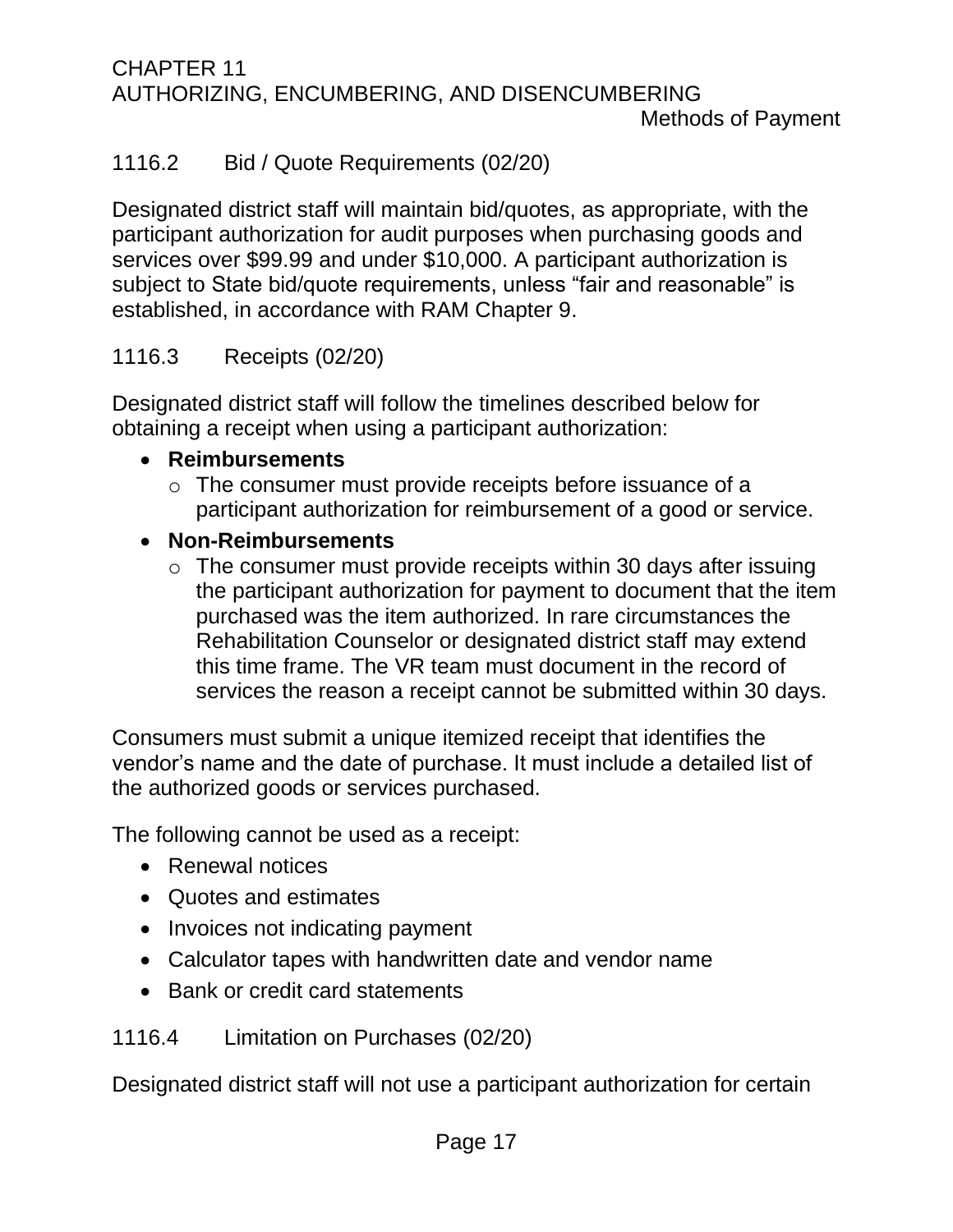### 1116.2 Bid / Quote Requirements (02/20)

Designated district staff will maintain bid/quotes, as appropriate, with the participant authorization for audit purposes when purchasing goods and services over $99.99 and under $10,000. A participant authorization is subject to State bid/quote requirements, unless “fair and reasonable” is established, in accordance with RAM Chapter 9.

### 1116.3 Receipts (02/20)

Designated district staff will follow the timelines described below for obtaining a receipt when using a participant authorization:

- **Reimbursements**
  - The consumer must provide receipts before issuance of a participant authorization for reimbursement of a good or service.
- **Non-Reimbursements**
  - The consumer must provide receipts within 30 days after issuing the participant authorization for payment to document that the item purchased was the item authorized. In rare circumstances the Rehabilitation Counselor or designated district staff may extend this time frame. The VR team must document in the record of services the reason a receipt cannot be submitted within 30 days.

Consumers must submit a unique itemized receipt that identifies the vendor’s name and the date of purchase. It must include a detailed list of the authorized goods or services purchased.

The following cannot be used as a receipt:

- Renewal notices
- Quotes and estimates
- Invoices not indicating payment
- Calculator tapes with handwritten date and vendor name
- Bank or credit card statements

### 1116.4 Limitation on Purchases (02/20)

Designated district staff will not use a participant authorization for certain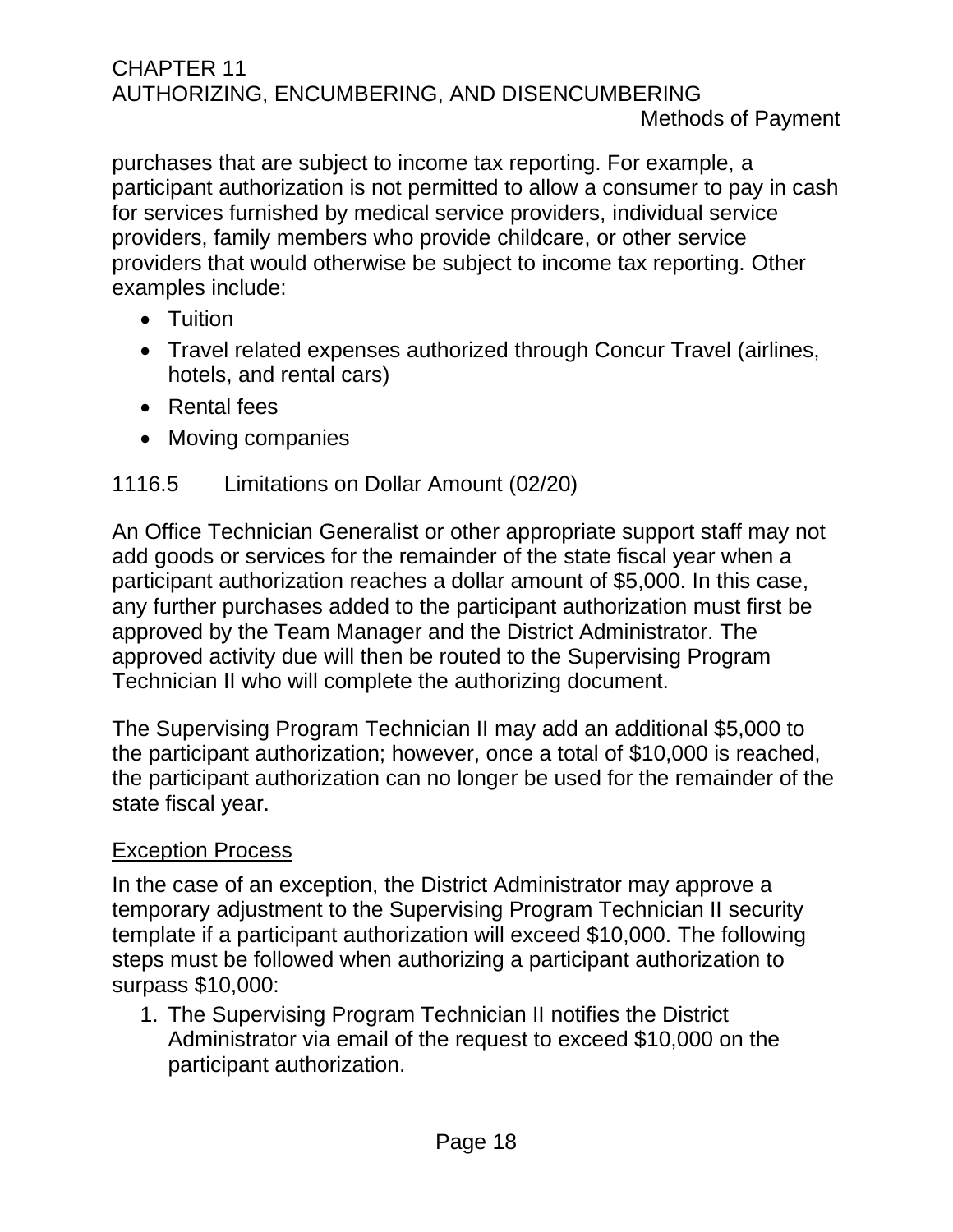purchases that are subject to income tax reporting. For example, a participant authorization is not permitted to allow a consumer to pay in cash for services furnished by medical service providers, individual service providers, family members who provide childcare, or other service providers that would otherwise be subject to income tax reporting. Other examples include:

- Tuition
- Travel related expenses authorized through Concur Travel (airlines, hotels, and rental cars)
- Rental fees
- Moving companies

## 1116.5 Limitations on Dollar Amount (02/20)

An Office Technician Generalist or other appropriate support staff may not add goods or services for the remainder of the state fiscal year when a participant authorization reaches a dollar amount of $5,000. In this case, any further purchases added to the participant authorization must first be approved by the Team Manager and the District Administrator. The approved activity due will then be routed to the Supervising Program Technician II who will complete the authorizing document.

The Supervising Program Technician II may add an additional $5,000 to the participant authorization; however, once a total of $10,000 is reached, the participant authorization can no longer be used for the remainder of the state fiscal year.

### Exception Process

In the case of an exception, the District Administrator may approve a temporary adjustment to the Supervising Program Technician II security template if a participant authorization will exceed $10,000. The following steps must be followed when authorizing a participant authorization to surpass $10,000:

1. The Supervising Program Technician II notifies the District Administrator via email of the request to exceed $10,000 on the participant authorization.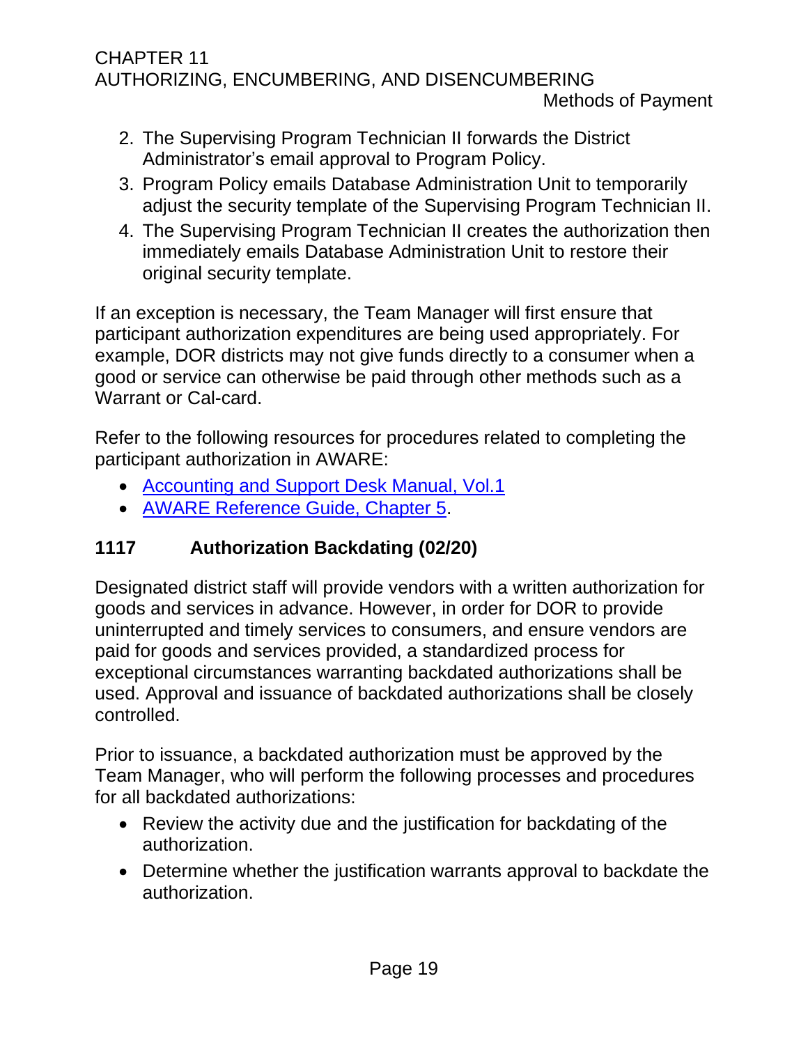2. The Supervising Program Technician II forwards the District Administrator's email approval to Program Policy.
3. Program Policy emails Database Administration Unit to temporarily adjust the security template of the Supervising Program Technician II.
4. The Supervising Program Technician II creates the authorization then immediately emails Database Administration Unit to restore their original security template.

If an exception is necessary, the Team Manager will first ensure that participant authorization expenditures are being used appropriately. For example, DOR districts may not give funds directly to a consumer when a good or service can otherwise be paid through other methods such as a Warrant or Cal-card.

Refer to the following resources for procedures related to completing the participant authorization in AWARE:

- Accounting and Support Desk Manual, Vol.1
- AWARE Reference Guide, Chapter 5.

### 1117 Authorization Backdating (02/20)

Designated district staff will provide vendors with a written authorization for goods and services in advance. However, in order for DOR to provide uninterrupted and timely services to consumers, and ensure vendors are paid for goods and services provided, a standardized process for exceptional circumstances warranting backdated authorizations shall be used. Approval and issuance of backdated authorizations shall be closely controlled.

Prior to issuance, a backdated authorization must be approved by the Team Manager, who will perform the following processes and procedures for all backdated authorizations:

- Review the activity due and the justification for backdating of the authorization.
- Determine whether the justification warrants approval to backdate the authorization.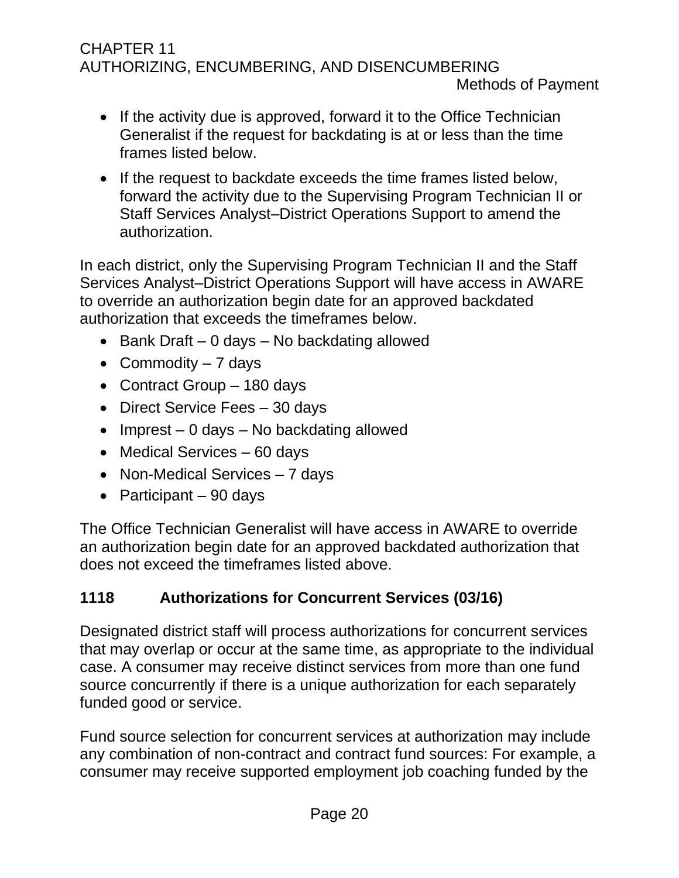- If the activity due is approved, forward it to the Office Technician Generalist if the request for backdating is at or less than the time frames listed below.
- If the request to backdate exceeds the time frames listed below, forward the activity due to the Supervising Program Technician II or Staff Services Analyst–District Operations Support to amend the authorization.

In each district, only the Supervising Program Technician II and the Staff Services Analyst–District Operations Support will have access in AWARE to override an authorization begin date for an approved backdated authorization that exceeds the timeframes below.

- Bank Draft – 0 days – No backdating allowed
- Commodity – 7 days
- Contract Group – 180 days
- Direct Service Fees – 30 days
- Imprest – 0 days – No backdating allowed
- Medical Services – 60 days
- Non-Medical Services – 7 days
- Participant – 90 days

The Office Technician Generalist will have access in AWARE to override an authorization begin date for an approved backdated authorization that does not exceed the timeframes listed above.

## 1118 Authorizations for Concurrent Services (03/16)

Designated district staff will process authorizations for concurrent services that may overlap or occur at the same time, as appropriate to the individual case. A consumer may receive distinct services from more than one fund source concurrently if there is a unique authorization for each separately funded good or service.

Fund source selection for concurrent services at authorization may include any combination of non-contract and contract fund sources: For example, a consumer may receive supported employment job coaching funded by the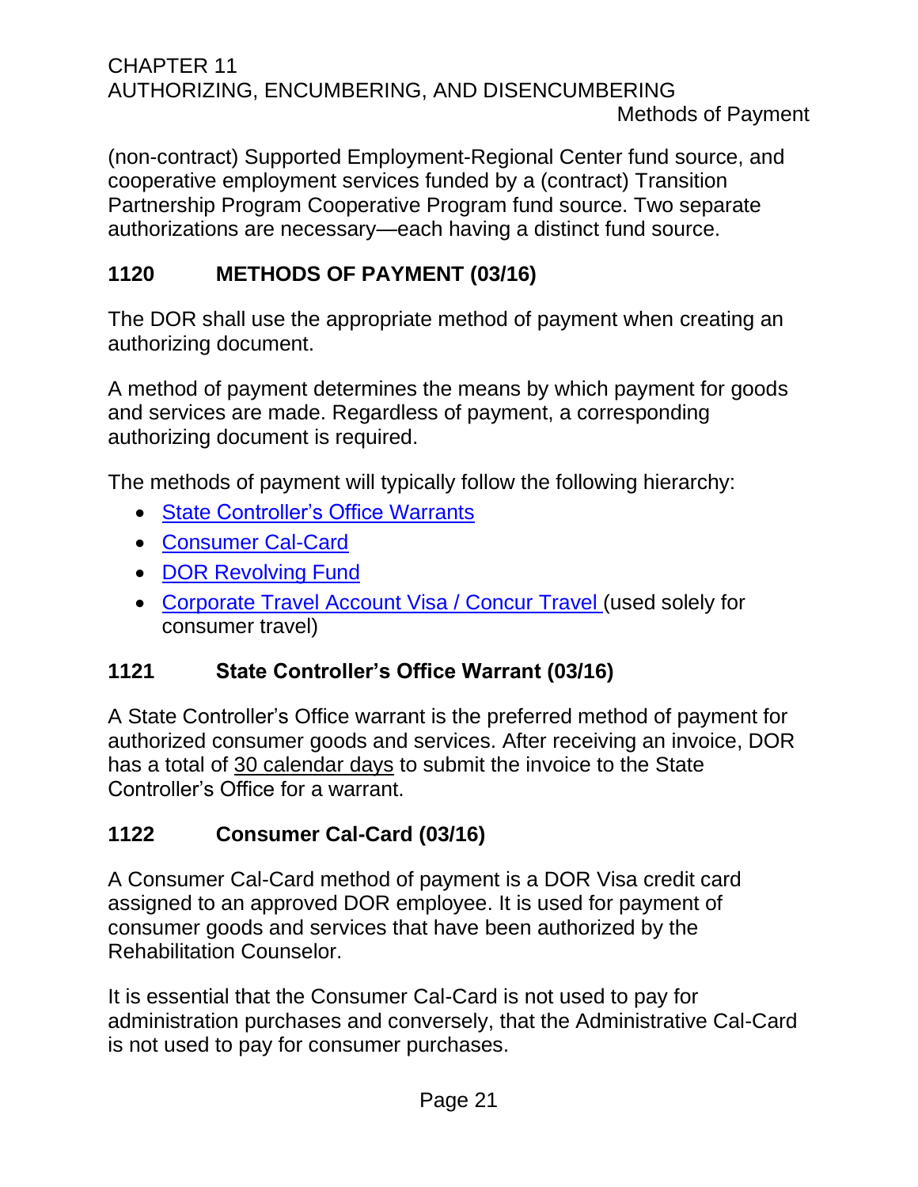(non-contract) Supported Employment-Regional Center fund source, and cooperative employment services funded by a (contract) Transition Partnership Program Cooperative Program fund source. Two separate authorizations are necessary—each having a distinct fund source.

## 1120 METHODS OF PAYMENT (03/16)

The DOR shall use the appropriate method of payment when creating an authorizing document.

A method of payment determines the means by which payment for goods and services are made. Regardless of payment, a corresponding authorizing document is required.

The methods of payment will typically follow the following hierarchy:

- State Controller's Office Warrants
- Consumer Cal-Card
- DOR Revolving Fund
- Corporate Travel Account Visa / Concur Travel (used solely for consumer travel)

### 1121 State Controller's Office Warrant (03/16)

A State Controller's Office warrant is the preferred method of payment for authorized consumer goods and services. After receiving an invoice, DOR has a total of 30 calendar days to submit the invoice to the State Controller's Office for a warrant.

### 1122 Consumer Cal-Card (03/16)

A Consumer Cal-Card method of payment is a DOR Visa credit card assigned to an approved DOR employee. It is used for payment of consumer goods and services that have been authorized by the Rehabilitation Counselor.

It is essential that the Consumer Cal-Card is not used to pay for administration purchases and conversely, that the Administrative Cal-Card is not used to pay for consumer purchases.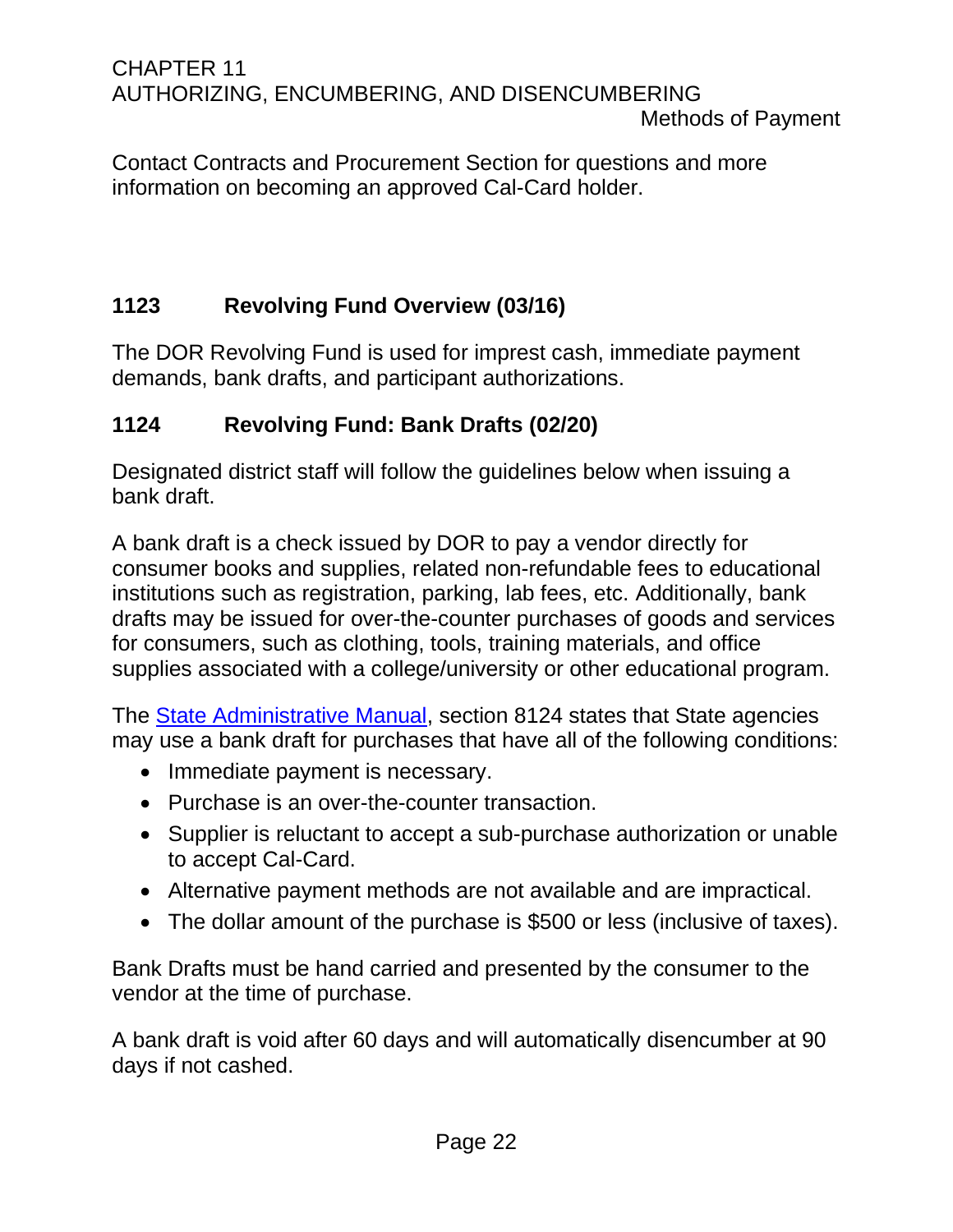Contact Contracts and Procurement Section for questions and more information on becoming an approved Cal-Card holder.

## 1123 Revolving Fund Overview (03/16)

The DOR Revolving Fund is used for imprest cash, immediate payment demands, bank drafts, and participant authorizations.

## 1124 Revolving Fund: Bank Drafts (02/20)

Designated district staff will follow the guidelines below when issuing a bank draft.

A bank draft is a check issued by DOR to pay a vendor directly for consumer books and supplies, related non-refundable fees to educational institutions such as registration, parking, lab fees, etc. Additionally, bank drafts may be issued for over-the-counter purchases of goods and services for consumers, such as clothing, tools, training materials, and office supplies associated with a college/university or other educational program.

The State Administrative Manual, section 8124 states that State agencies may use a bank draft for purchases that have all of the following conditions:

- Immediate payment is necessary.
- Purchase is an over-the-counter transaction.
- Supplier is reluctant to accept a sub-purchase authorization or unable to accept Cal-Card.
- Alternative payment methods are not available and are impractical.
- The dollar amount of the purchase is $500 or less (inclusive of taxes).

Bank Drafts must be hand carried and presented by the consumer to the vendor at the time of purchase.

A bank draft is void after 60 days and will automatically disencumber at 90 days if not cashed.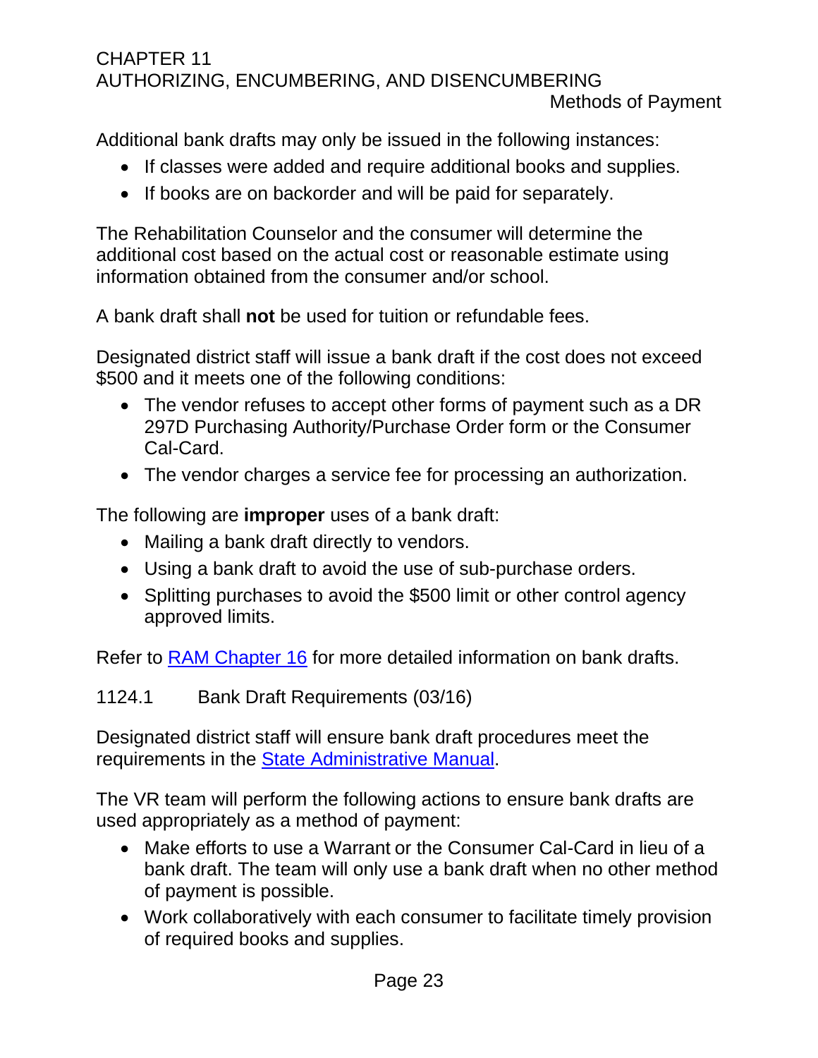Additional bank drafts may only be issued in the following instances:

- If classes were added and require additional books and supplies.
- If books are on backorder and will be paid for separately.

The Rehabilitation Counselor and the consumer will determine the additional cost based on the actual cost or reasonable estimate using information obtained from the consumer and/or school.

A bank draft shall **not** be used for tuition or refundable fees.

Designated district staff will issue a bank draft if the cost does not exceed $500 and it meets one of the following conditions:

- The vendor refuses to accept other forms of payment such as a DR 297D Purchasing Authority/Purchase Order form or the Consumer Cal-Card.
- The vendor charges a service fee for processing an authorization.

The following are **improper** uses of a bank draft:

- Mailing a bank draft directly to vendors.
- Using a bank draft to avoid the use of sub-purchase orders.
- Splitting purchases to avoid the $500 limit or other control agency approved limits.

Refer to [RAM Chapter 16]() for more detailed information on bank drafts.

### 1124.1 Bank Draft Requirements (03/16)

Designated district staff will ensure bank draft procedures meet the requirements in the [State Administrative Manual]().

The VR team will perform the following actions to ensure bank drafts are used appropriately as a method of payment:

- Make efforts to use a Warrant or the Consumer Cal-Card in lieu of a bank draft. The team will only use a bank draft when no other method of payment is possible.
- Work collaboratively with each consumer to facilitate timely provision of required books and supplies.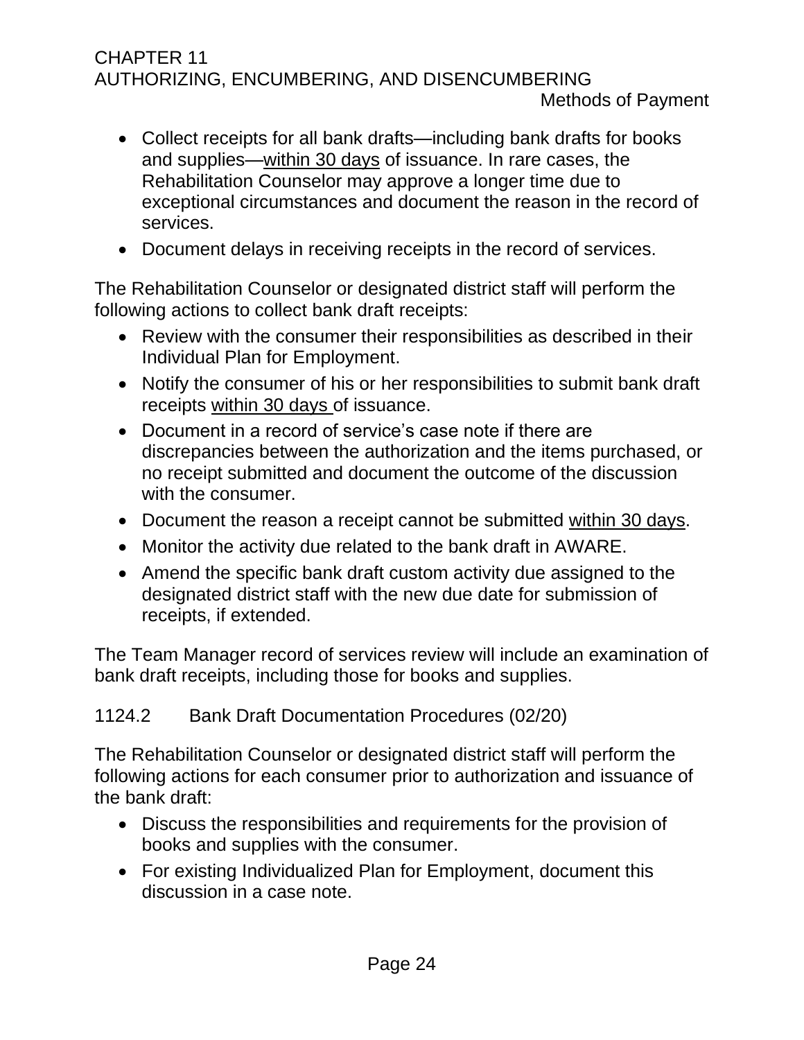- Collect receipts for all bank drafts—including bank drafts for books and supplies—<u>within 30 days</u> of issuance. In rare cases, the Rehabilitation Counselor may approve a longer time due to exceptional circumstances and document the reason in the record of services.
- Document delays in receiving receipts in the record of services.

The Rehabilitation Counselor or designated district staff will perform the following actions to collect bank draft receipts:

- Review with the consumer their responsibilities as described in their Individual Plan for Employment.
- Notify the consumer of his or her responsibilities to submit bank draft receipts <u>within 30 days</u> of issuance.
- Document in a record of service's case note if there are discrepancies between the authorization and the items purchased, or no receipt submitted and document the outcome of the discussion with the consumer.
- Document the reason a receipt cannot be submitted <u>within 30 days</u>.
- Monitor the activity due related to the bank draft in AWARE.
- Amend the specific bank draft custom activity due assigned to the designated district staff with the new due date for submission of receipts, if extended.

The Team Manager record of services review will include an examination of bank draft receipts, including those for books and supplies.

### 1124.2 Bank Draft Documentation Procedures (02/20)

The Rehabilitation Counselor or designated district staff will perform the following actions for each consumer prior to authorization and issuance of the bank draft:

- Discuss the responsibilities and requirements for the provision of books and supplies with the consumer.
- For existing Individualized Plan for Employment, document this discussion in a case note.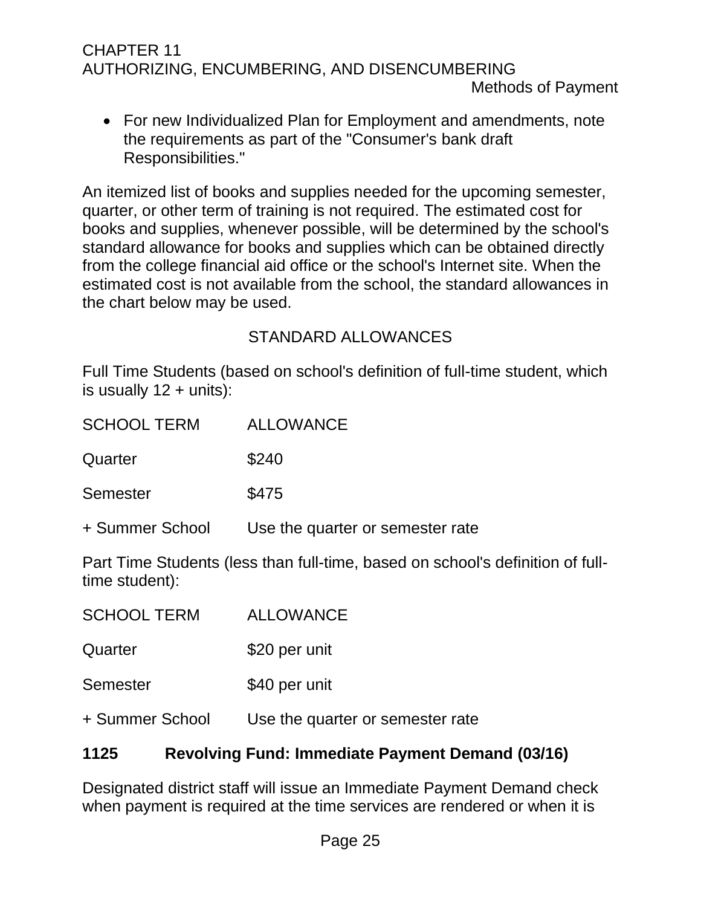- For new Individualized Plan for Employment and amendments, note the requirements as part of the "Consumer's bank draft Responsibilities."

An itemized list of books and supplies needed for the upcoming semester, quarter, or other term of training is not required. The estimated cost for books and supplies, whenever possible, will be determined by the school's standard allowance for books and supplies which can be obtained directly from the college financial aid office or the school's Internet site. When the estimated cost is not available from the school, the standard allowances in the chart below may be used.

STANDARD ALLOWANCES

Full Time Students (based on school's definition of full-time student, which is usually 12 + units):

| SCHOOL TERM | ALLOWANCE |
|---|---|
| Quarter | $240 |
| Semester | $475 |
| + Summer School | Use the quarter or semester rate |

Part Time Students (less than full-time, based on school's definition of full-time student):

| SCHOOL TERM | ALLOWANCE |
|---|---|
| Quarter | $20 per unit |
| Semester | $40 per unit |
| + Summer School | Use the quarter or semester rate |

## 1125 Revolving Fund: Immediate Payment Demand (03/16)

Designated district staff will issue an Immediate Payment Demand check when payment is required at the time services are rendered or when it is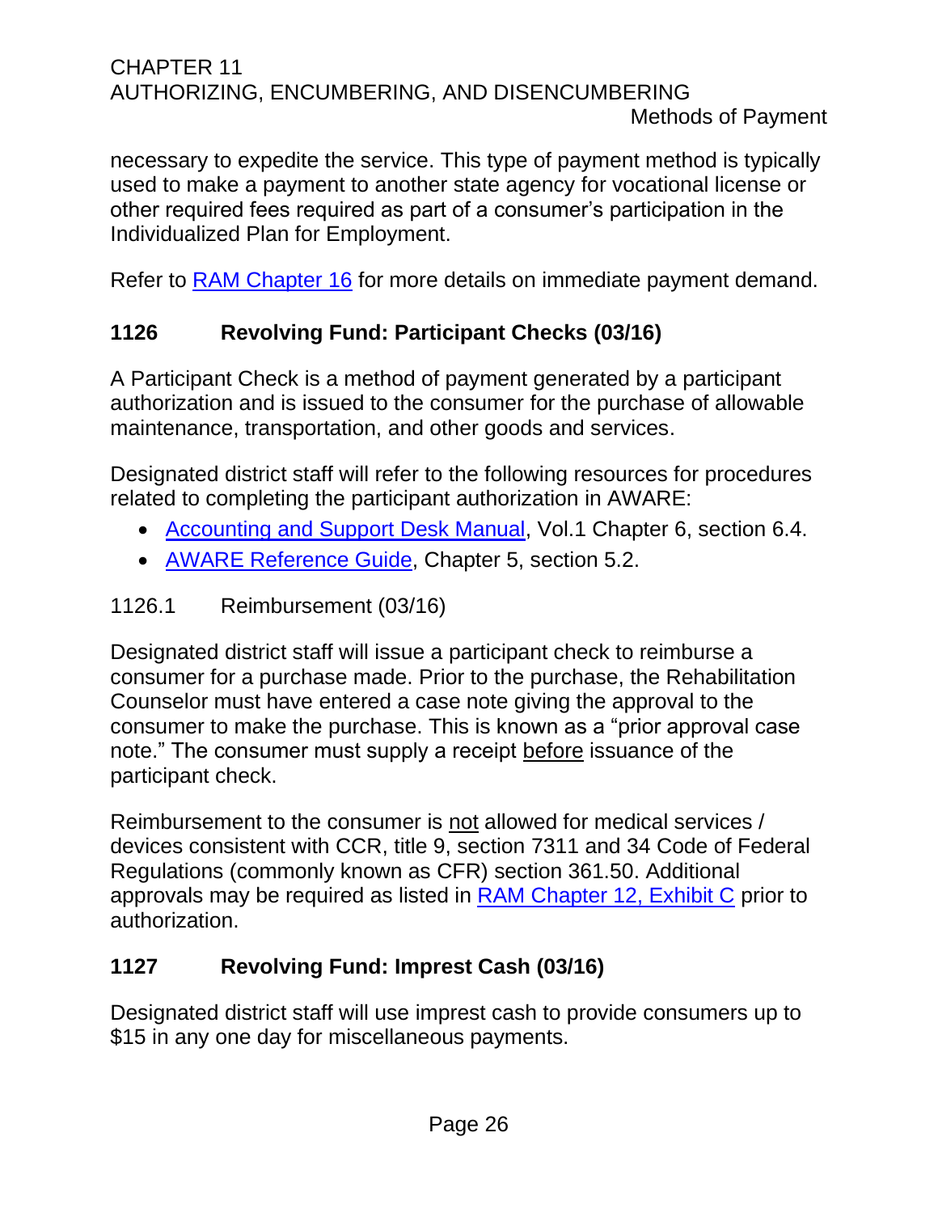necessary to expedite the service. This type of payment method is typically used to make a payment to another state agency for vocational license or other required fees required as part of a consumer's participation in the Individualized Plan for Employment.

Refer to [RAM Chapter 16](#) for more details on immediate payment demand.

## 1126 Revolving Fund: Participant Checks (03/16)

A Participant Check is a method of payment generated by a participant authorization and is issued to the consumer for the purchase of allowable maintenance, transportation, and other goods and services.

Designated district staff will refer to the following resources for procedures related to completing the participant authorization in AWARE:

- [Accounting and Support Desk Manual](#), Vol.1 Chapter 6, section 6.4.
- [AWARE Reference Guide](#), Chapter 5, section 5.2.

### 1126.1 Reimbursement (03/16)

Designated district staff will issue a participant check to reimburse a consumer for a purchase made. Prior to the purchase, the Rehabilitation Counselor must have entered a case note giving the approval to the consumer to make the purchase. This is known as a "prior approval case note." The consumer must supply a receipt <u>before</u> issuance of the participant check.

Reimbursement to the consumer is <u>not</u> allowed for medical services / devices consistent with CCR, title 9, section 7311 and 34 Code of Federal Regulations (commonly known as CFR) section 361.50. Additional approvals may be required as listed in [RAM Chapter 12, Exhibit C](#) prior to authorization.

## 1127 Revolving Fund: Imprest Cash (03/16)

Designated district staff will use imprest cash to provide consumers up to $15 in any one day for miscellaneous payments.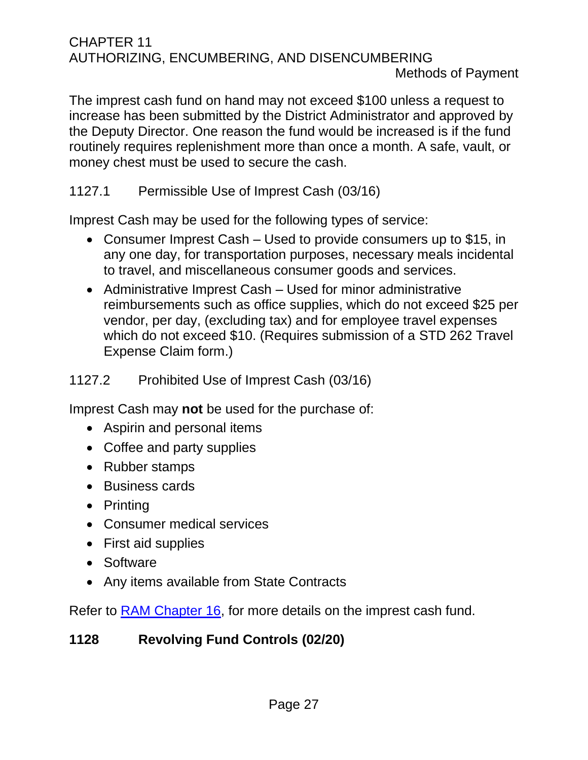The imprest cash fund on hand may not exceed $100 unless a request to increase has been submitted by the District Administrator and approved by the Deputy Director. One reason the fund would be increased is if the fund routinely requires replenishment more than once a month. A safe, vault, or money chest must be used to secure the cash.

### 1127.1 Permissible Use of Imprest Cash (03/16)

Imprest Cash may be used for the following types of service:

- Consumer Imprest Cash – Used to provide consumers up to $15, in any one day, for transportation purposes, necessary meals incidental to travel, and miscellaneous consumer goods and services.
- Administrative Imprest Cash – Used for minor administrative reimbursements such as office supplies, which do not exceed $25 per vendor, per day, (excluding tax) and for employee travel expenses which do not exceed $10. (Requires submission of a STD 262 Travel Expense Claim form.)

### 1127.2 Prohibited Use of Imprest Cash (03/16)

Imprest Cash may **not** be used for the purchase of:

- Aspirin and personal items
- Coffee and party supplies
- Rubber stamps
- Business cards
- Printing
- Consumer medical services
- First aid supplies
- Software
- Any items available from State Contracts

Refer to [RAM Chapter 16](), for more details on the imprest cash fund.

## 1128 Revolving Fund Controls (02/20)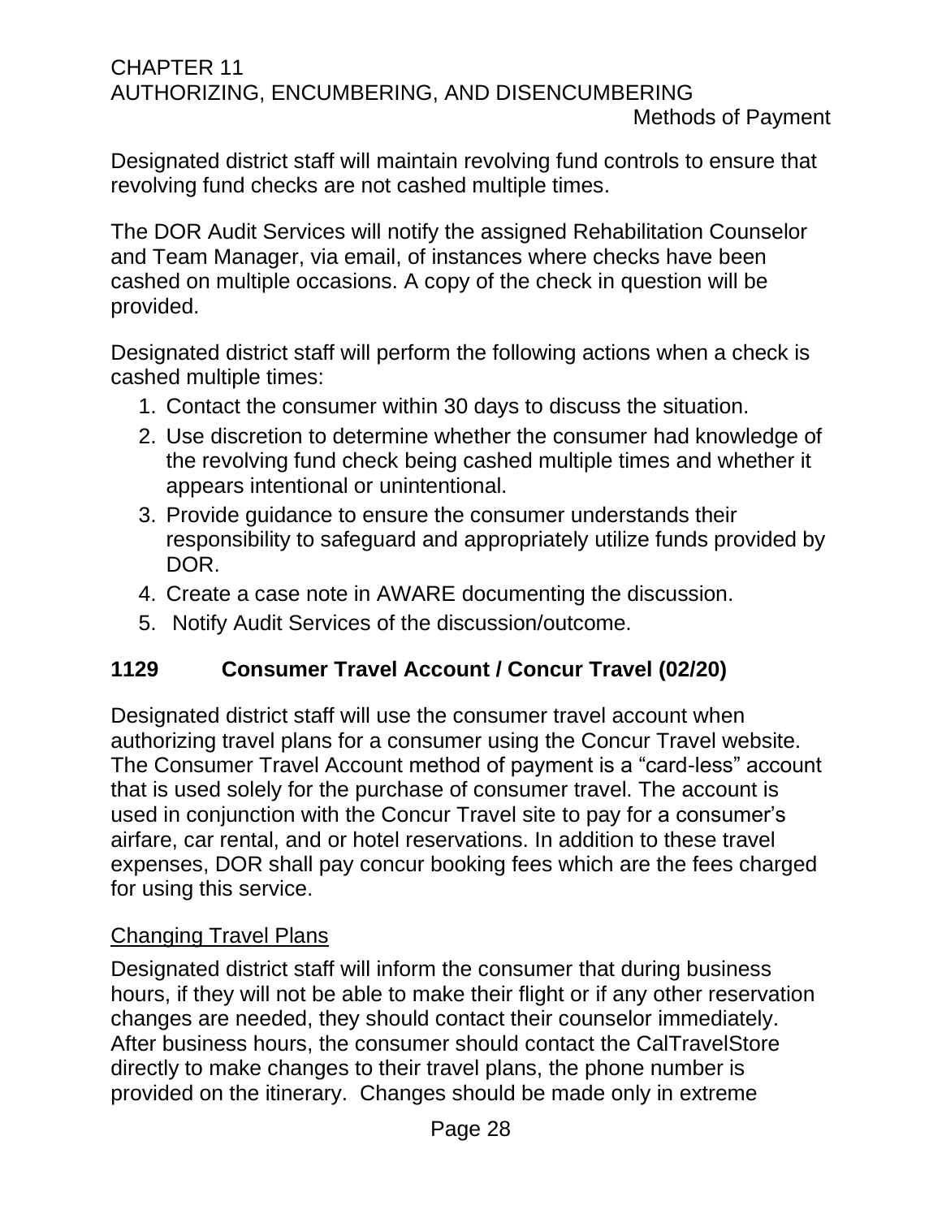Designated district staff will maintain revolving fund controls to ensure that revolving fund checks are not cashed multiple times.

The DOR Audit Services will notify the assigned Rehabilitation Counselor and Team Manager, via email, of instances where checks have been cashed on multiple occasions. A copy of the check in question will be provided.

Designated district staff will perform the following actions when a check is cashed multiple times:

1. Contact the consumer within 30 days to discuss the situation.
2. Use discretion to determine whether the consumer had knowledge of the revolving fund check being cashed multiple times and whether it appears intentional or unintentional.
3. Provide guidance to ensure the consumer understands their responsibility to safeguard and appropriately utilize funds provided by DOR.
4. Create a case note in AWARE documenting the discussion.
5. Notify Audit Services of the discussion/outcome.

## 1129 Consumer Travel Account / Concur Travel (02/20)

Designated district staff will use the consumer travel account when authorizing travel plans for a consumer using the Concur Travel website. The Consumer Travel Account method of payment is a "card-less" account that is used solely for the purchase of consumer travel. The account is used in conjunction with the Concur Travel site to pay for a consumer's airfare, car rental, and or hotel reservations. In addition to these travel expenses, DOR shall pay concur booking fees which are the fees charged for using this service.

### Changing Travel Plans

Designated district staff will inform the consumer that during business hours, if they will not be able to make their flight or if any other reservation changes are needed, they should contact their counselor immediately. After business hours, the consumer should contact the CalTravelStore directly to make changes to their travel plans, the phone number is provided on the itinerary. Changes should be made only in extreme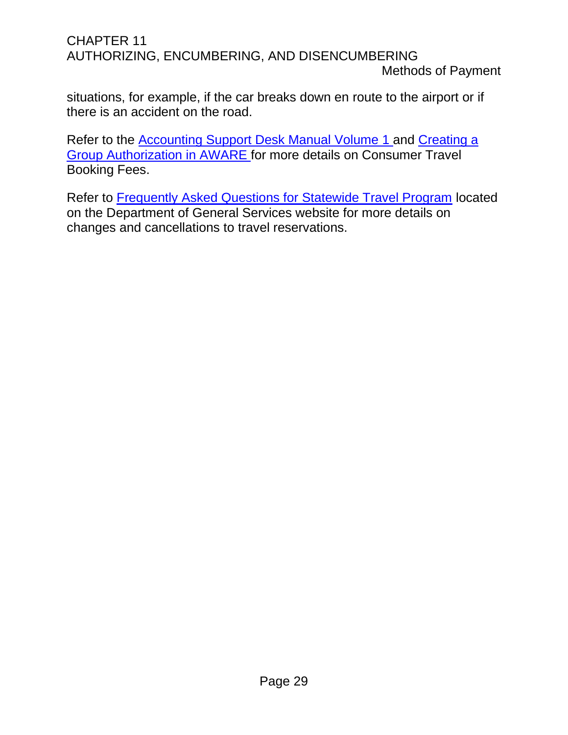situations, for example, if the car breaks down en route to the airport or if there is an accident on the road.

Refer to the Accounting Support Desk Manual Volume 1 and Creating a Group Authorization in AWARE for more details on Consumer Travel Booking Fees.

Refer to Frequently Asked Questions for Statewide Travel Program located on the Department of General Services website for more details on changes and cancellations to travel reservations.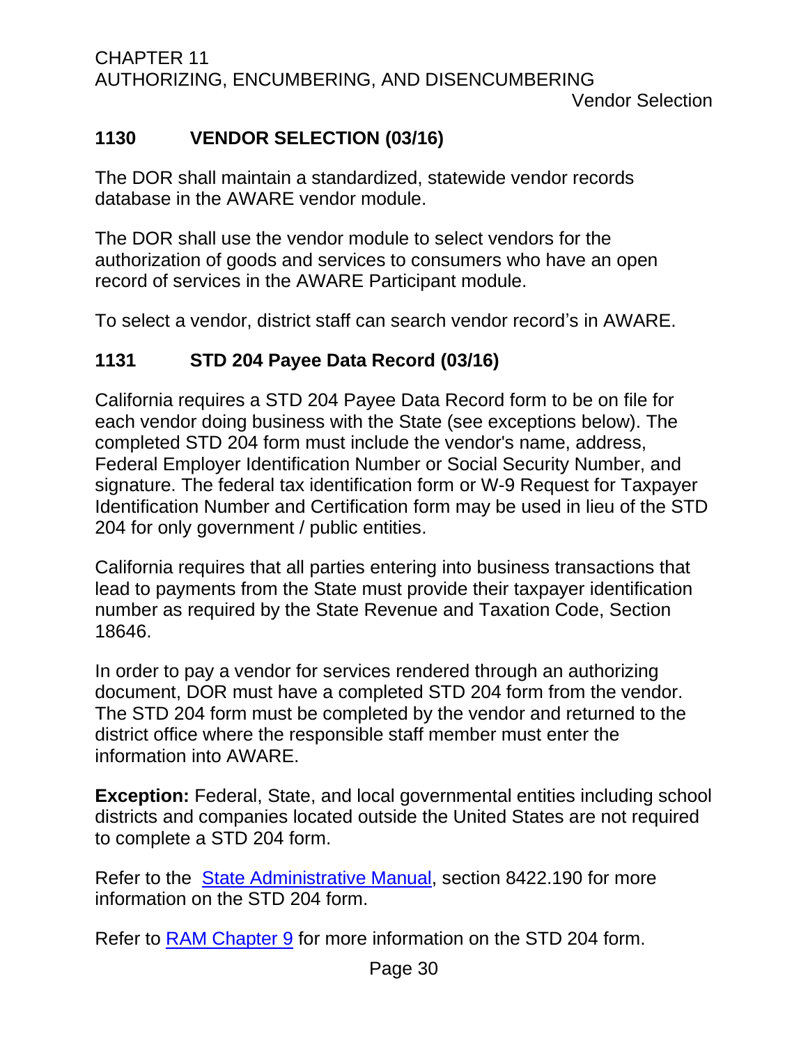## 1130 VENDOR SELECTION (03/16)

The DOR shall maintain a standardized, statewide vendor records database in the AWARE vendor module.

The DOR shall use the vendor module to select vendors for the authorization of goods and services to consumers who have an open record of services in the AWARE Participant module.

To select a vendor, district staff can search vendor record's in AWARE.

## 1131 STD 204 Payee Data Record (03/16)

California requires a STD 204 Payee Data Record form to be on file for each vendor doing business with the State (see exceptions below). The completed STD 204 form must include the vendor's name, address, Federal Employer Identification Number or Social Security Number, and signature. The federal tax identification form or W-9 Request for Taxpayer Identification Number and Certification form may be used in lieu of the STD 204 for only government / public entities.

California requires that all parties entering into business transactions that lead to payments from the State must provide their taxpayer identification number as required by the State Revenue and Taxation Code, Section 18646.

In order to pay a vendor for services rendered through an authorizing document, DOR must have a completed STD 204 form from the vendor. The STD 204 form must be completed by the vendor and returned to the district office where the responsible staff member must enter the information into AWARE.

**Exception:** Federal, State, and local governmental entities including school districts and companies located outside the United States are not required to complete a STD 204 form.

Refer to the State Administrative Manual, section 8422.190 for more information on the STD 204 form.

Refer to RAM Chapter 9 for more information on the STD 204 form.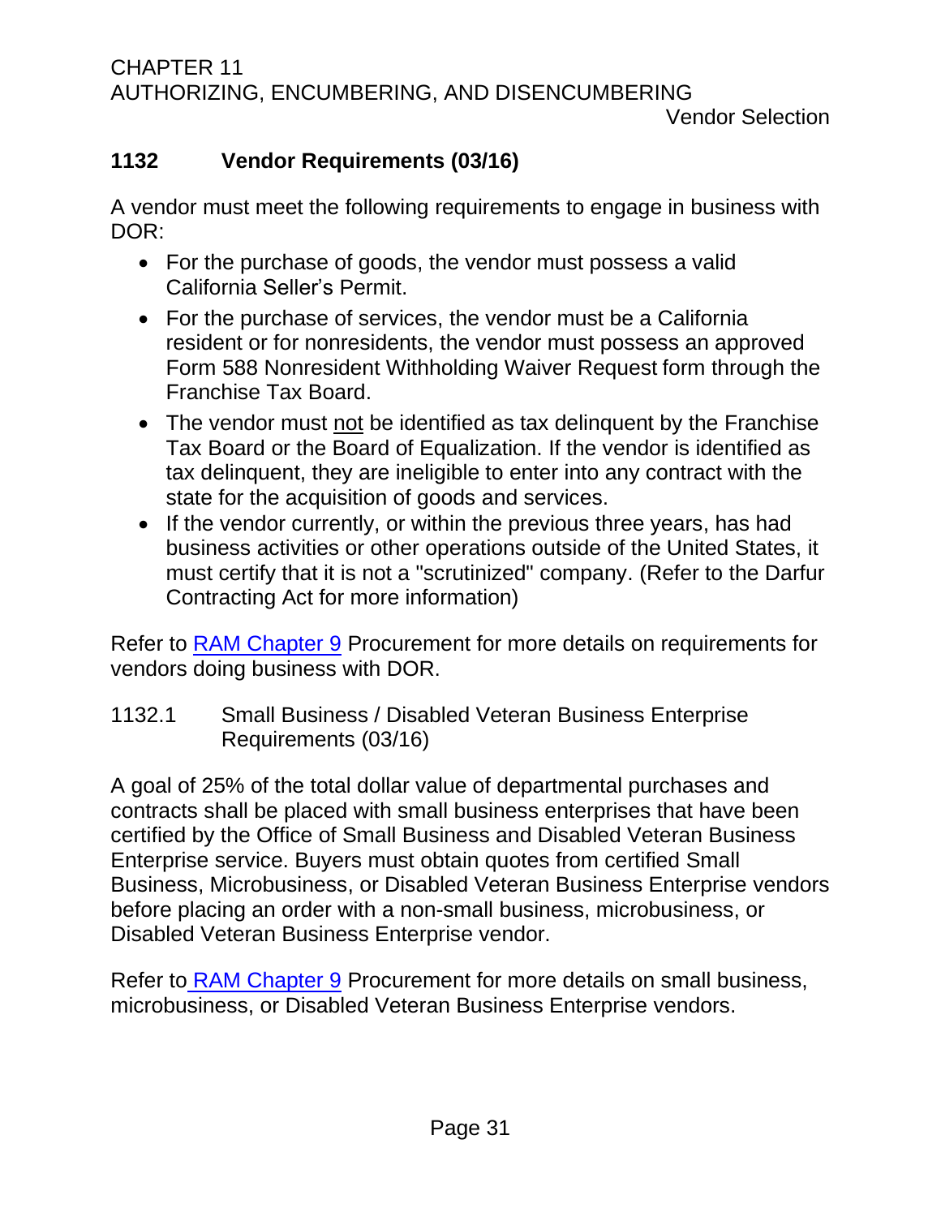## 1132 Vendor Requirements (03/16)

A vendor must meet the following requirements to engage in business with DOR:

- For the purchase of goods, the vendor must possess a valid California Seller's Permit.
- For the purchase of services, the vendor must be a California resident or for nonresidents, the vendor must possess an approved Form 588 Nonresident Withholding Waiver Request form through the Franchise Tax Board.
- The vendor must <u>not</u> be identified as tax delinquent by the Franchise Tax Board or the Board of Equalization. If the vendor is identified as tax delinquent, they are ineligible to enter into any contract with the state for the acquisition of goods and services.
- If the vendor currently, or within the previous three years, has had business activities or other operations outside of the United States, it must certify that it is not a "scrutinized" company. (Refer to the Darfur Contracting Act for more information)

Refer to RAM Chapter 9 Procurement for more details on requirements for vendors doing business with DOR.

### 1132.1 Small Business / Disabled Veteran Business Enterprise Requirements (03/16)

A goal of 25% of the total dollar value of departmental purchases and contracts shall be placed with small business enterprises that have been certified by the Office of Small Business and Disabled Veteran Business Enterprise service. Buyers must obtain quotes from certified Small Business, Microbusiness, or Disabled Veteran Business Enterprise vendors before placing an order with a non-small business, microbusiness, or Disabled Veteran Business Enterprise vendor.

Refer to RAM Chapter 9 Procurement for more details on small business, microbusiness, or Disabled Veteran Business Enterprise vendors.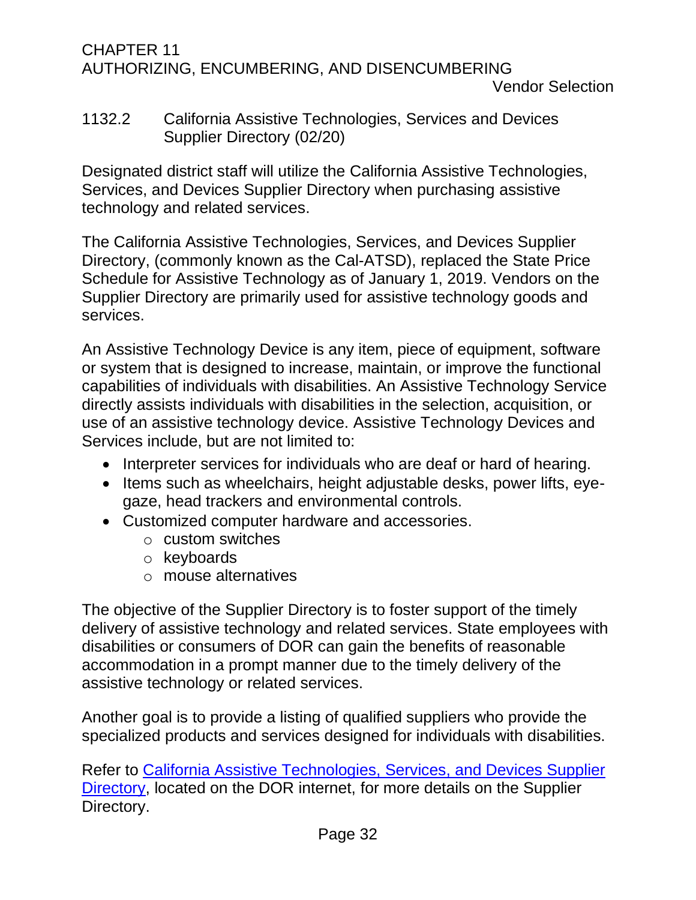### 1132.2 California Assistive Technologies, Services and Devices Supplier Directory (02/20)

Designated district staff will utilize the California Assistive Technologies, Services, and Devices Supplier Directory when purchasing assistive technology and related services.

The California Assistive Technologies, Services, and Devices Supplier Directory, (commonly known as the Cal-ATSD), replaced the State Price Schedule for Assistive Technology as of January 1, 2019. Vendors on the Supplier Directory are primarily used for assistive technology goods and services.

An Assistive Technology Device is any item, piece of equipment, software or system that is designed to increase, maintain, or improve the functional capabilities of individuals with disabilities. An Assistive Technology Service directly assists individuals with disabilities in the selection, acquisition, or use of an assistive technology device. Assistive Technology Devices and Services include, but are not limited to:

- Interpreter services for individuals who are deaf or hard of hearing.
- Items such as wheelchairs, height adjustable desks, power lifts, eye-gaze, head trackers and environmental controls.
- Customized computer hardware and accessories.
  - custom switches
  - keyboards
  - mouse alternatives

The objective of the Supplier Directory is to foster support of the timely delivery of assistive technology and related services. State employees with disabilities or consumers of DOR can gain the benefits of reasonable accommodation in a prompt manner due to the timely delivery of the assistive technology or related services.

Another goal is to provide a listing of qualified suppliers who provide the specialized products and services designed for individuals with disabilities.

Refer to California Assistive Technologies, Services, and Devices Supplier Directory, located on the DOR internet, for more details on the Supplier Directory.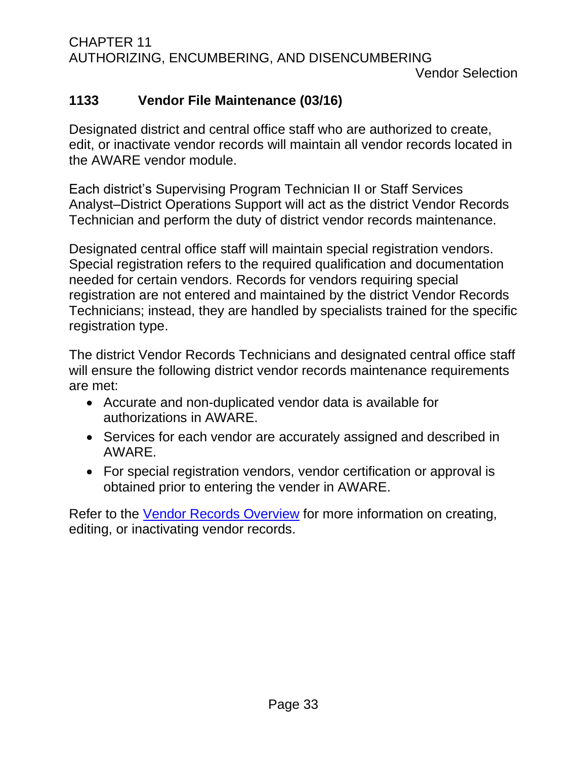## 1133 Vendor File Maintenance (03/16)

Designated district and central office staff who are authorized to create, edit, or inactivate vendor records will maintain all vendor records located in the AWARE vendor module.

Each district's Supervising Program Technician II or Staff Services Analyst–District Operations Support will act as the district Vendor Records Technician and perform the duty of district vendor records maintenance.

Designated central office staff will maintain special registration vendors. Special registration refers to the required qualification and documentation needed for certain vendors. Records for vendors requiring special registration are not entered and maintained by the district Vendor Records Technicians; instead, they are handled by specialists trained for the specific registration type.

The district Vendor Records Technicians and designated central office staff will ensure the following district vendor records maintenance requirements are met:

- Accurate and non-duplicated vendor data is available for authorizations in AWARE.
- Services for each vendor are accurately assigned and described in AWARE.
- For special registration vendors, vendor certification or approval is obtained prior to entering the vender in AWARE.

Refer to the Vendor Records Overview for more information on creating, editing, or inactivating vendor records.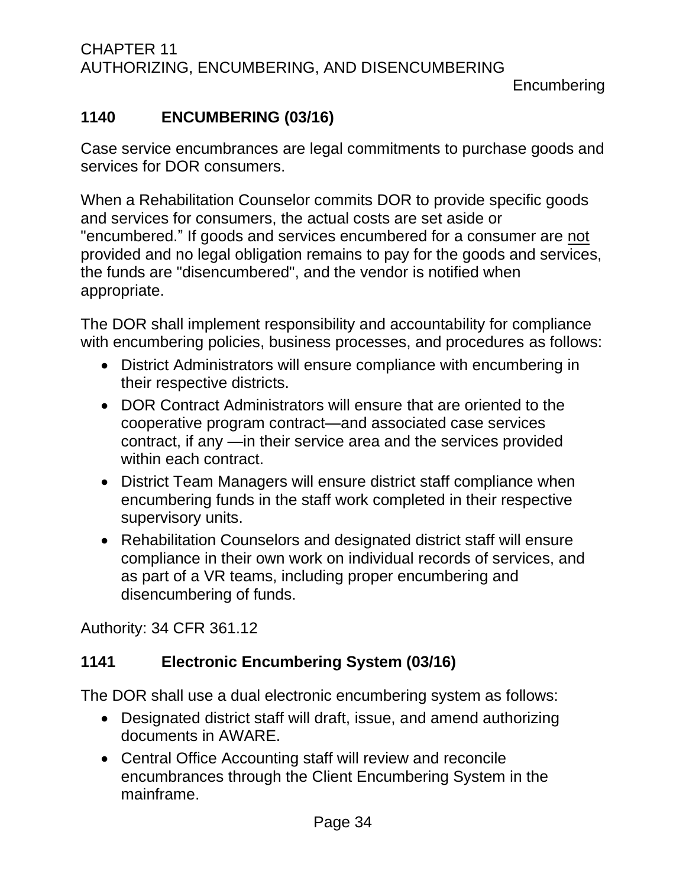## 1140 ENCUMBERING (03/16)

Case service encumbrances are legal commitments to purchase goods and services for DOR consumers.

When a Rehabilitation Counselor commits DOR to provide specific goods and services for consumers, the actual costs are set aside or "encumbered." If goods and services encumbered for a consumer are <u>not</u> provided and no legal obligation remains to pay for the goods and services, the funds are "disencumbered", and the vendor is notified when appropriate.

The DOR shall implement responsibility and accountability for compliance with encumbering policies, business processes, and procedures as follows:

- District Administrators will ensure compliance with encumbering in their respective districts.
- DOR Contract Administrators will ensure that are oriented to the cooperative program contract—and associated case services contract, if any —in their service area and the services provided within each contract.
- District Team Managers will ensure district staff compliance when encumbering funds in the staff work completed in their respective supervisory units.
- Rehabilitation Counselors and designated district staff will ensure compliance in their own work on individual records of services, and as part of a VR teams, including proper encumbering and disencumbering of funds.

Authority: 34 CFR 361.12

## 1141 Electronic Encumbering System (03/16)

The DOR shall use a dual electronic encumbering system as follows:

- Designated district staff will draft, issue, and amend authorizing documents in AWARE.
- Central Office Accounting staff will review and reconcile encumbrances through the Client Encumbering System in the mainframe.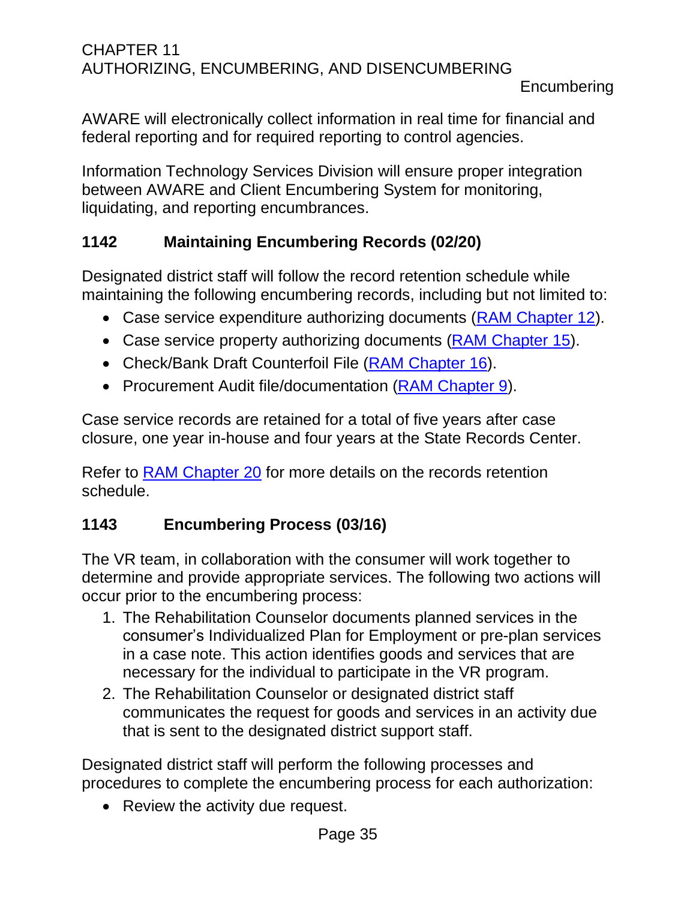AWARE will electronically collect information in real time for financial and federal reporting and for required reporting to control agencies.

Information Technology Services Division will ensure proper integration between AWARE and Client Encumbering System for monitoring, liquidating, and reporting encumbrances.

### 1142 Maintaining Encumbering Records (02/20)

Designated district staff will follow the record retention schedule while maintaining the following encumbering records, including but not limited to:

- Case service expenditure authorizing documents (RAM Chapter 12).
- Case service property authorizing documents (RAM Chapter 15).
- Check/Bank Draft Counterfoil File (RAM Chapter 16).
- Procurement Audit file/documentation (RAM Chapter 9).

Case service records are retained for a total of five years after case closure, one year in-house and four years at the State Records Center.

Refer to RAM Chapter 20 for more details on the records retention schedule.

### 1143 Encumbering Process (03/16)

The VR team, in collaboration with the consumer will work together to determine and provide appropriate services. The following two actions will occur prior to the encumbering process:

1. The Rehabilitation Counselor documents planned services in the consumer's Individualized Plan for Employment or pre-plan services in a case note. This action identifies goods and services that are necessary for the individual to participate in the VR program.
2. The Rehabilitation Counselor or designated district staff communicates the request for goods and services in an activity due that is sent to the designated district support staff.

Designated district staff will perform the following processes and procedures to complete the encumbering process for each authorization:

- Review the activity due request.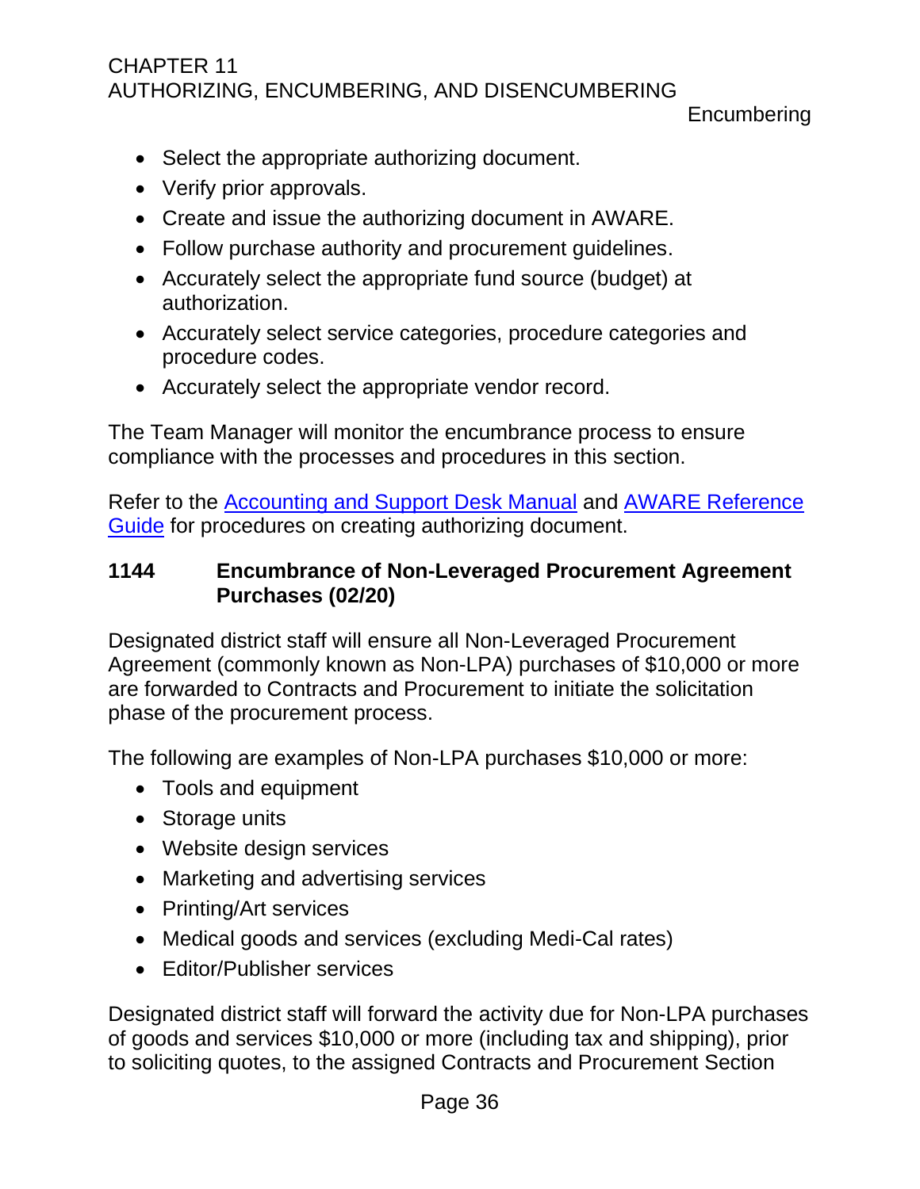- Select the appropriate authorizing document.
- Verify prior approvals.
- Create and issue the authorizing document in AWARE.
- Follow purchase authority and procurement guidelines.
- Accurately select the appropriate fund source (budget) at authorization.
- Accurately select service categories, procedure categories and procedure codes.
- Accurately select the appropriate vendor record.

The Team Manager will monitor the encumbrance process to ensure compliance with the processes and procedures in this section.

Refer to the Accounting and Support Desk Manual and AWARE Reference Guide for procedures on creating authorizing document.

### 1144 Encumbrance of Non-Leveraged Procurement Agreement Purchases (02/20)

Designated district staff will ensure all Non-Leveraged Procurement Agreement (commonly known as Non-LPA) purchases of $10,000 or more are forwarded to Contracts and Procurement to initiate the solicitation phase of the procurement process.

The following are examples of Non-LPA purchases $10,000 or more:

- Tools and equipment
- Storage units
- Website design services
- Marketing and advertising services
- Printing/Art services
- Medical goods and services (excluding Medi-Cal rates)
- Editor/Publisher services

Designated district staff will forward the activity due for Non-LPA purchases of goods and services $10,000 or more (including tax and shipping), prior to soliciting quotes, to the assigned Contracts and Procurement Section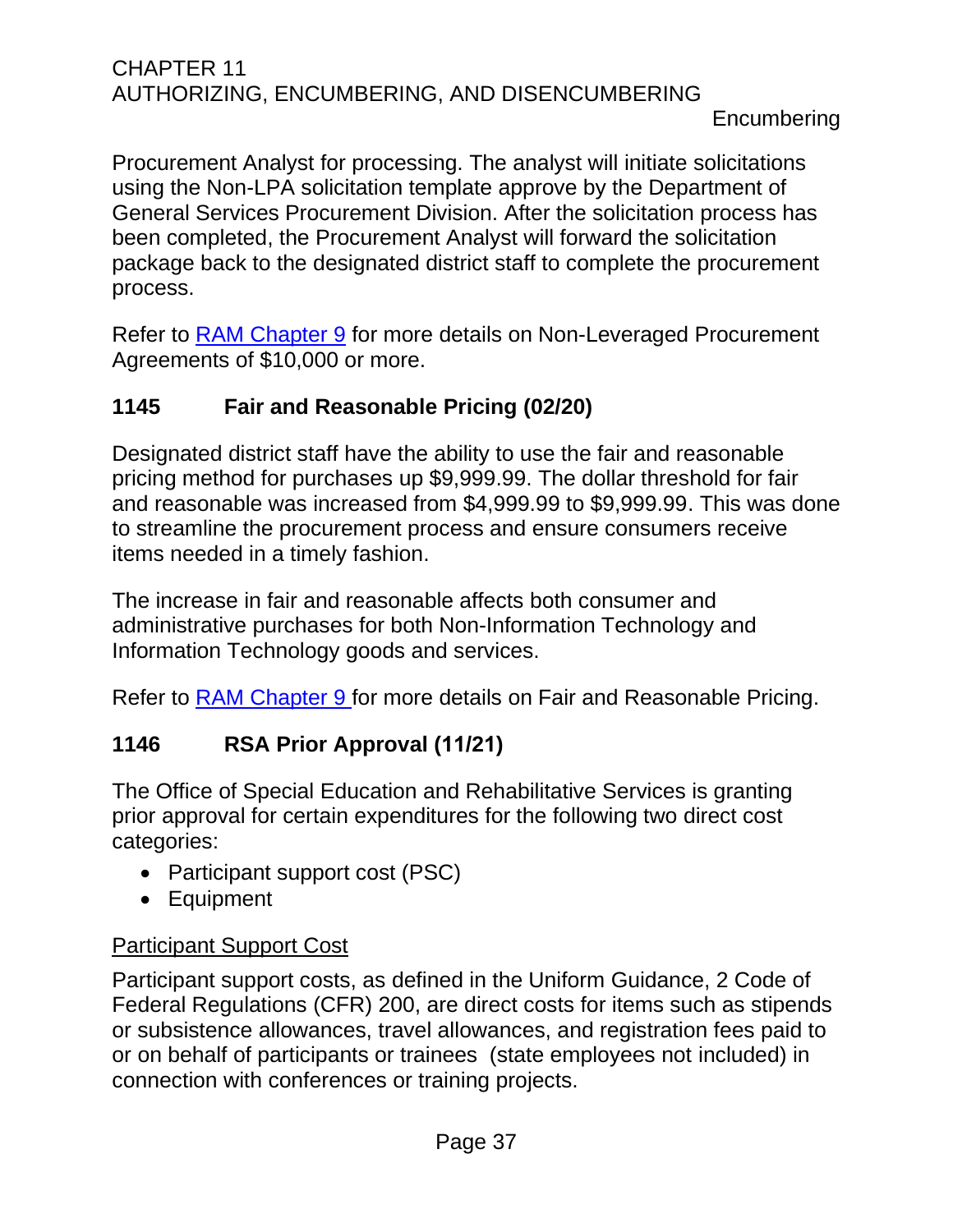Procurement Analyst for processing. The analyst will initiate solicitations using the Non-LPA solicitation template approve by the Department of General Services Procurement Division. After the solicitation process has been completed, the Procurement Analyst will forward the solicitation package back to the designated district staff to complete the procurement process.

Refer to RAM Chapter 9 for more details on Non-Leveraged Procurement Agreements of $10,000 or more.

## 1145 Fair and Reasonable Pricing (02/20)

Designated district staff have the ability to use the fair and reasonable pricing method for purchases up $9,999.99. The dollar threshold for fair and reasonable was increased from $4,999.99 to $9,999.99. This was done to streamline the procurement process and ensure consumers receive items needed in a timely fashion.

The increase in fair and reasonable affects both consumer and administrative purchases for both Non-Information Technology and Information Technology goods and services.

Refer to RAM Chapter 9 for more details on Fair and Reasonable Pricing.

## 1146 RSA Prior Approval (11/21)

The Office of Special Education and Rehabilitative Services is granting prior approval for certain expenditures for the following two direct cost categories:

- Participant support cost (PSC)
- Equipment

Participant Support Cost

Participant support costs, as defined in the Uniform Guidance, 2 Code of Federal Regulations (CFR) 200, are direct costs for items such as stipends or subsistence allowances, travel allowances, and registration fees paid to or on behalf of participants or trainees (state employees not included) in connection with conferences or training projects.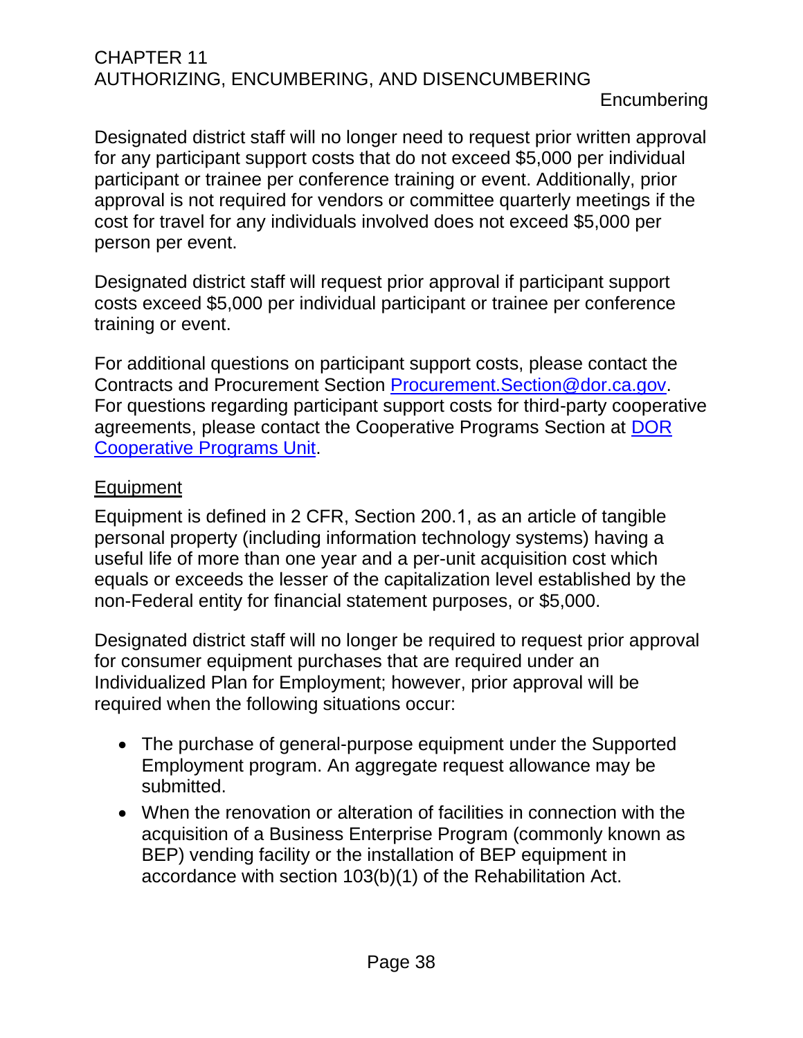Designated district staff will no longer need to request prior written approval for any participant support costs that do not exceed $5,000 per individual participant or trainee per conference training or event. Additionally, prior approval is not required for vendors or committee quarterly meetings if the cost for travel for any individuals involved does not exceed $5,000 per person per event.

Designated district staff will request prior approval if participant support costs exceed $5,000 per individual participant or trainee per conference training or event.

For additional questions on participant support costs, please contact the Contracts and Procurement Section [Procurement.Section@dor.ca.gov](mailto:Procurement.Section@dor.ca.gov). For questions regarding participant support costs for third-party cooperative agreements, please contact the Cooperative Programs Section at DOR Cooperative Programs Unit.

## Equipment

Equipment is defined in 2 CFR, Section 200.1, as an article of tangible personal property (including information technology systems) having a useful life of more than one year and a per-unit acquisition cost which equals or exceeds the lesser of the capitalization level established by the non-Federal entity for financial statement purposes, or $5,000.

Designated district staff will no longer be required to request prior approval for consumer equipment purchases that are required under an Individualized Plan for Employment; however, prior approval will be required when the following situations occur:

- The purchase of general-purpose equipment under the Supported Employment program. An aggregate request allowance may be submitted.
- When the renovation or alteration of facilities in connection with the acquisition of a Business Enterprise Program (commonly known as BEP) vending facility or the installation of BEP equipment in accordance with section 103(b)(1) of the Rehabilitation Act.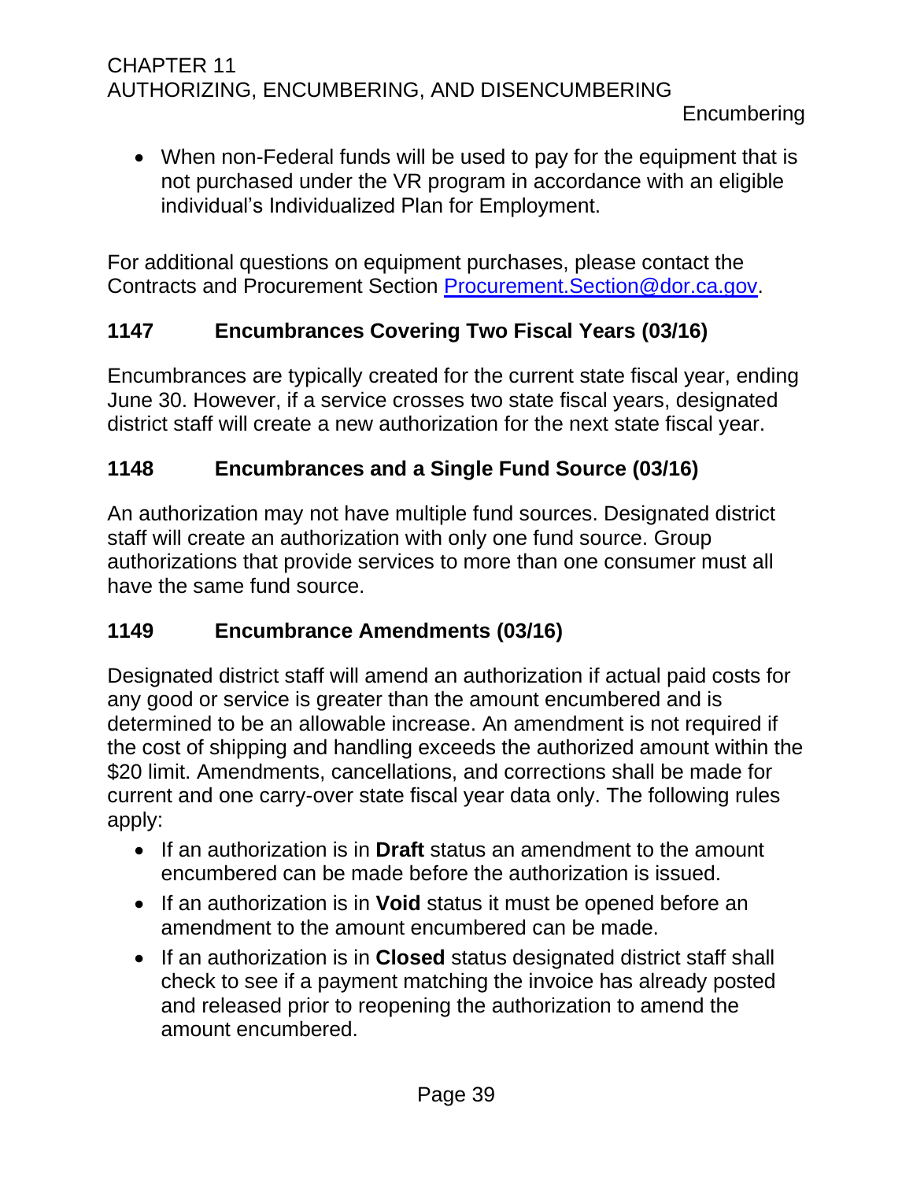- When non-Federal funds will be used to pay for the equipment that is not purchased under the VR program in accordance with an eligible individual's Individualized Plan for Employment.

For additional questions on equipment purchases, please contact the Contracts and Procurement Section [Procurement.Section@dor.ca.gov](mailto:Procurement.Section@dor.ca.gov).

### 1147 Encumbrances Covering Two Fiscal Years (03/16)

Encumbrances are typically created for the current state fiscal year, ending June 30. However, if a service crosses two state fiscal years, designated district staff will create a new authorization for the next state fiscal year.

### 1148 Encumbrances and a Single Fund Source (03/16)

An authorization may not have multiple fund sources. Designated district staff will create an authorization with only one fund source. Group authorizations that provide services to more than one consumer must all have the same fund source.

### 1149 Encumbrance Amendments (03/16)

Designated district staff will amend an authorization if actual paid costs for any good or service is greater than the amount encumbered and is determined to be an allowable increase. An amendment is not required if the cost of shipping and handling exceeds the authorized amount within the $20 limit. Amendments, cancellations, and corrections shall be made for current and one carry-over state fiscal year data only. The following rules apply:

- If an authorization is in **Draft** status an amendment to the amount encumbered can be made before the authorization is issued.
- If an authorization is in **Void** status it must be opened before an amendment to the amount encumbered can be made.
- If an authorization is in **Closed** status designated district staff shall check to see if a payment matching the invoice has already posted and released prior to reopening the authorization to amend the amount encumbered.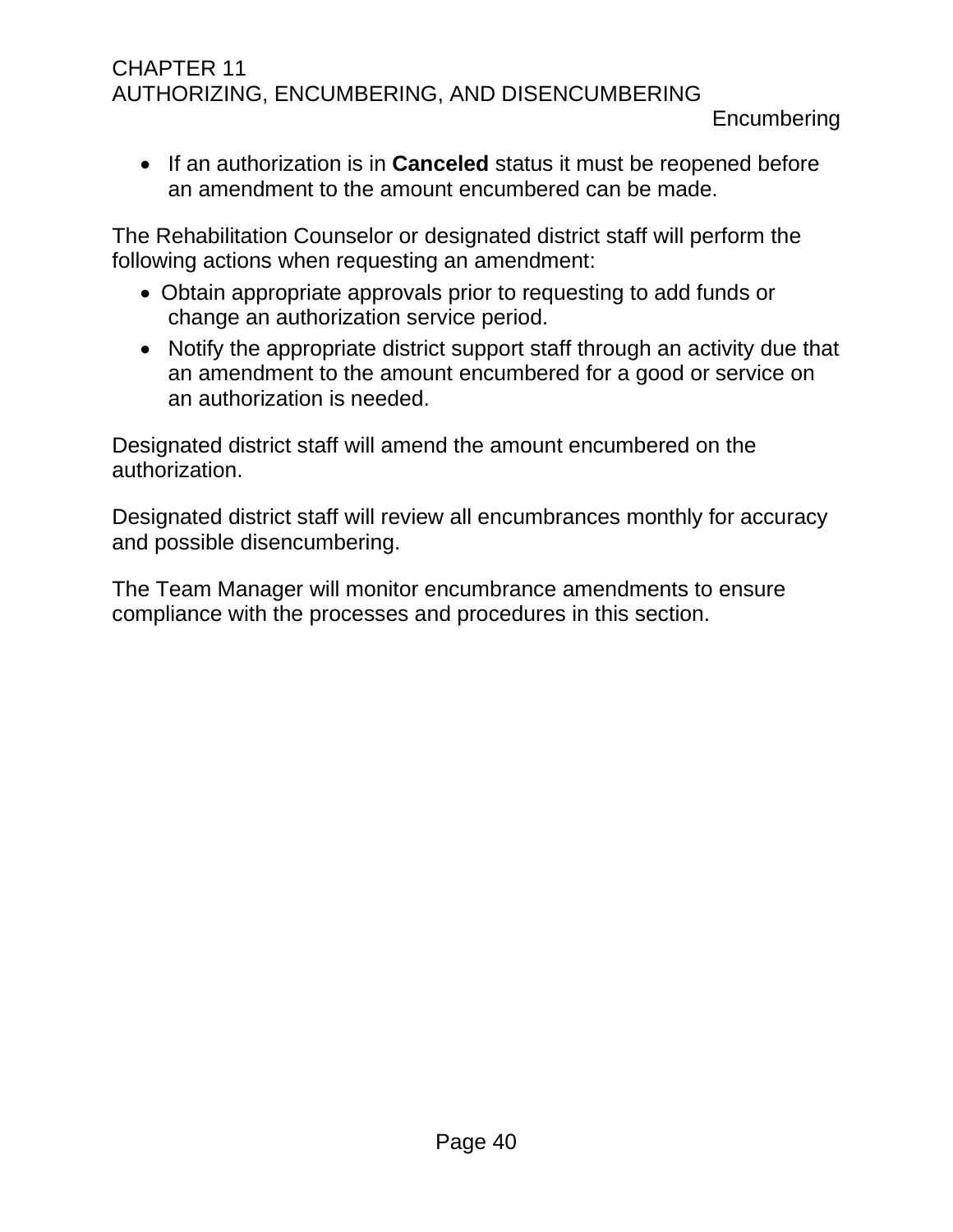- If an authorization is in **Canceled** status it must be reopened before an amendment to the amount encumbered can be made.

The Rehabilitation Counselor or designated district staff will perform the following actions when requesting an amendment:

- Obtain appropriate approvals prior to requesting to add funds or change an authorization service period.
- Notify the appropriate district support staff through an activity due that an amendment to the amount encumbered for a good or service on an authorization is needed.

Designated district staff will amend the amount encumbered on the authorization.

Designated district staff will review all encumbrances monthly for accuracy and possible disencumbering.

The Team Manager will monitor encumbrance amendments to ensure compliance with the processes and procedures in this section.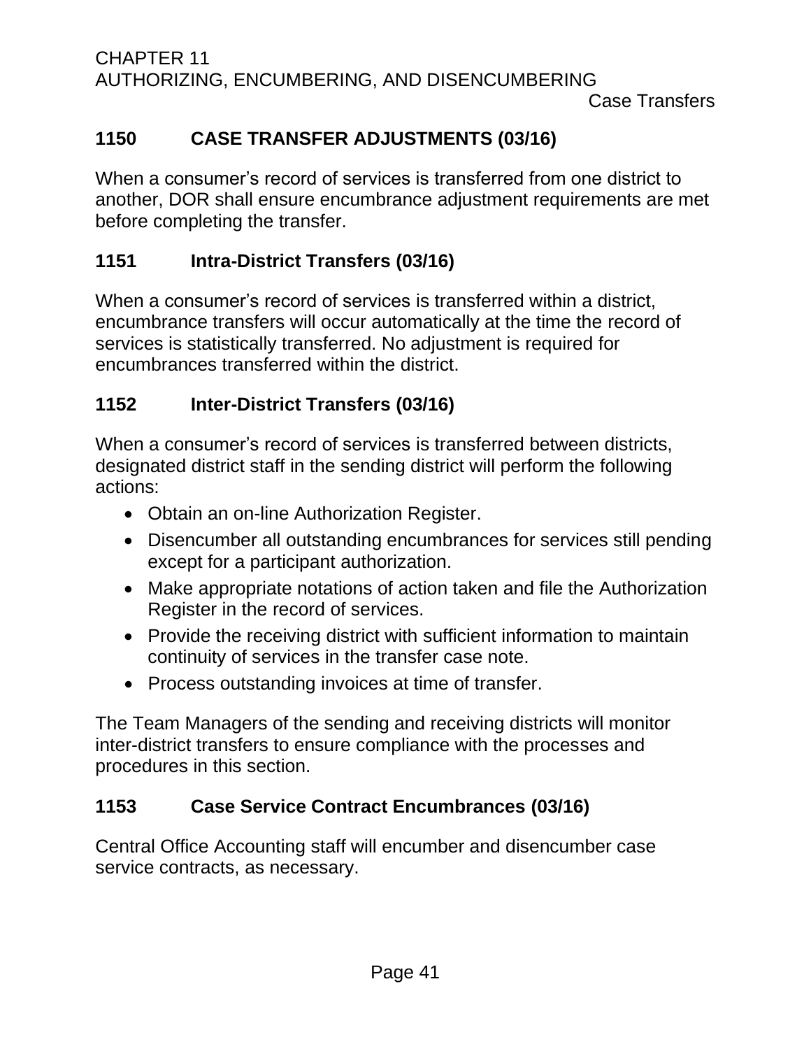## 1150 CASE TRANSFER ADJUSTMENTS (03/16)

When a consumer’s record of services is transferred from one district to another, DOR shall ensure encumbrance adjustment requirements are met before completing the transfer.

## 1151 Intra-District Transfers (03/16)

When a consumer’s record of services is transferred within a district, encumbrance transfers will occur automatically at the time the record of services is statistically transferred. No adjustment is required for encumbrances transferred within the district.

## 1152 Inter-District Transfers (03/16)

When a consumer’s record of services is transferred between districts, designated district staff in the sending district will perform the following actions:

- Obtain an on-line Authorization Register.
- Disencumber all outstanding encumbrances for services still pending except for a participant authorization.
- Make appropriate notations of action taken and file the Authorization Register in the record of services.
- Provide the receiving district with sufficient information to maintain continuity of services in the transfer case note.
- Process outstanding invoices at time of transfer.

The Team Managers of the sending and receiving districts will monitor inter-district transfers to ensure compliance with the processes and procedures in this section.

## 1153 Case Service Contract Encumbrances (03/16)

Central Office Accounting staff will encumber and disencumber case service contracts, as necessary.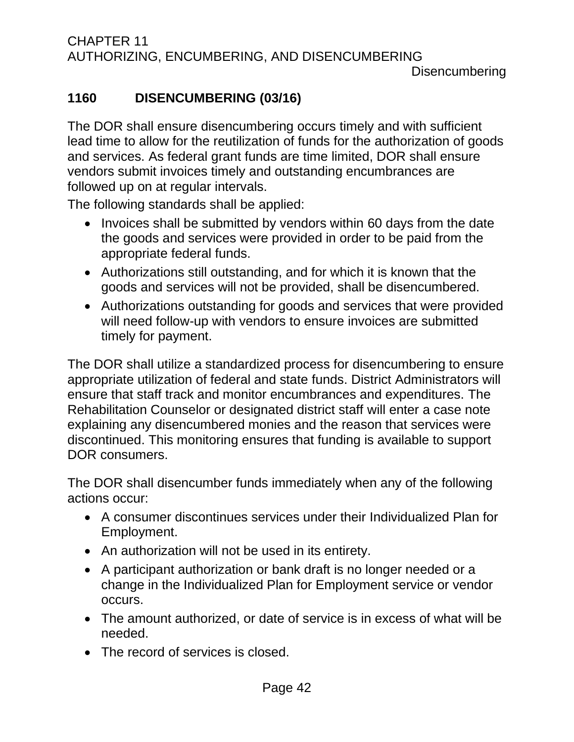## 1160 DISENCUMBERING (03/16)

The DOR shall ensure disencumbering occurs timely and with sufficient lead time to allow for the reutilization of funds for the authorization of goods and services. As federal grant funds are time limited, DOR shall ensure vendors submit invoices timely and outstanding encumbrances are followed up on at regular intervals.

The following standards shall be applied:

- Invoices shall be submitted by vendors within 60 days from the date the goods and services were provided in order to be paid from the appropriate federal funds.
- Authorizations still outstanding, and for which it is known that the goods and services will not be provided, shall be disencumbered.
- Authorizations outstanding for goods and services that were provided will need follow-up with vendors to ensure invoices are submitted timely for payment.

The DOR shall utilize a standardized process for disencumbering to ensure appropriate utilization of federal and state funds. District Administrators will ensure that staff track and monitor encumbrances and expenditures. The Rehabilitation Counselor or designated district staff will enter a case note explaining any disencumbered monies and the reason that services were discontinued. This monitoring ensures that funding is available to support DOR consumers.

The DOR shall disencumber funds immediately when any of the following actions occur:

- A consumer discontinues services under their Individualized Plan for Employment.
- An authorization will not be used in its entirety.
- A participant authorization or bank draft is no longer needed or a change in the Individualized Plan for Employment service or vendor occurs.
- The amount authorized, or date of service is in excess of what will be needed.
- The record of services is closed.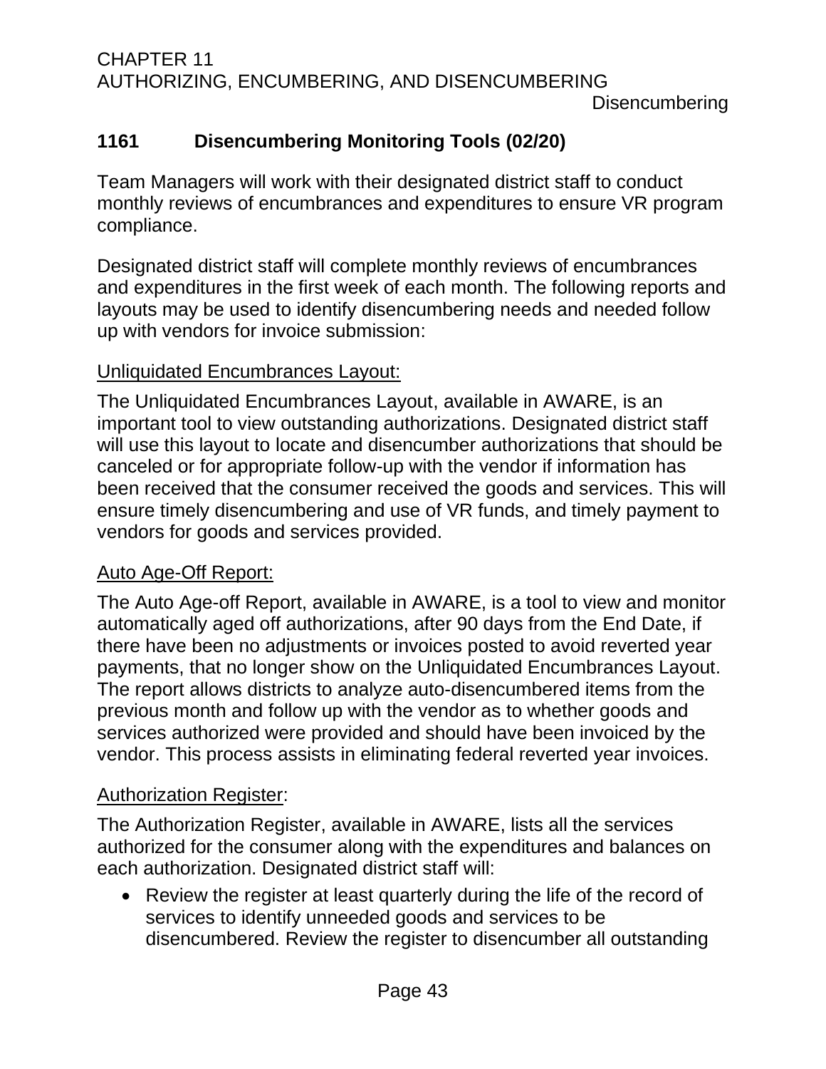## 1161 Disencumbering Monitoring Tools (02/20)

Team Managers will work with their designated district staff to conduct monthly reviews of encumbrances and expenditures to ensure VR program compliance.

Designated district staff will complete monthly reviews of encumbrances and expenditures in the first week of each month. The following reports and layouts may be used to identify disencumbering needs and needed follow up with vendors for invoice submission:

Unliquidated Encumbrances Layout:

The Unliquidated Encumbrances Layout, available in AWARE, is an important tool to view outstanding authorizations. Designated district staff will use this layout to locate and disencumber authorizations that should be canceled or for appropriate follow-up with the vendor if information has been received that the consumer received the goods and services. This will ensure timely disencumbering and use of VR funds, and timely payment to vendors for goods and services provided.

Auto Age-Off Report:

The Auto Age-off Report, available in AWARE, is a tool to view and monitor automatically aged off authorizations, after 90 days from the End Date, if there have been no adjustments or invoices posted to avoid reverted year payments, that no longer show on the Unliquidated Encumbrances Layout. The report allows districts to analyze auto-disencumbered items from the previous month and follow up with the vendor as to whether goods and services authorized were provided and should have been invoiced by the vendor. This process assists in eliminating federal reverted year invoices.

Authorization Register:

The Authorization Register, available in AWARE, lists all the services authorized for the consumer along with the expenditures and balances on each authorization. Designated district staff will:

- Review the register at least quarterly during the life of the record of services to identify unneeded goods and services to be disencumbered. Review the register to disencumber all outstanding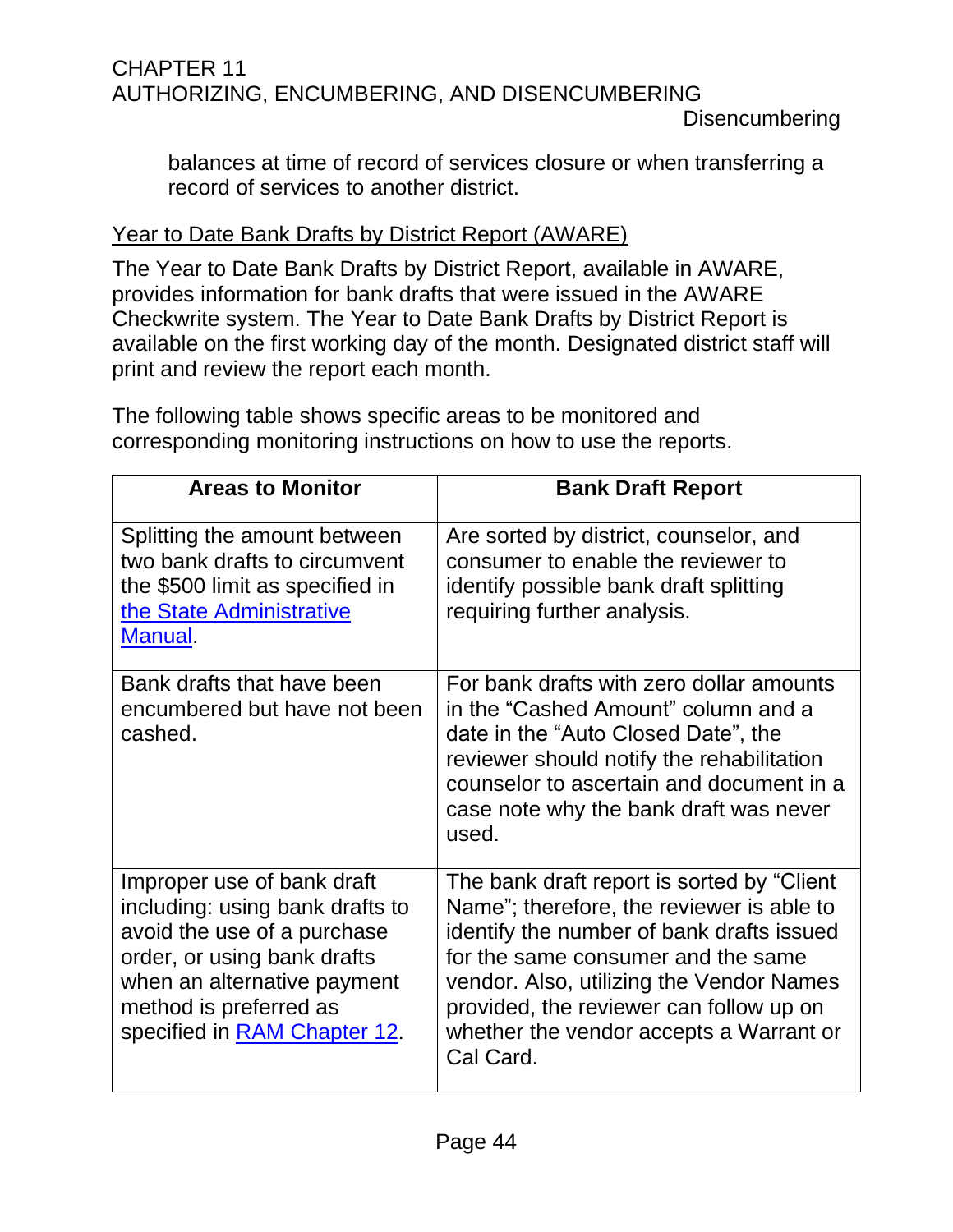balances at time of record of services closure or when transferring a record of services to another district.

Year to Date Bank Drafts by District Report (AWARE)

The Year to Date Bank Drafts by District Report, available in AWARE, provides information for bank drafts that were issued in the AWARE Checkwrite system. The Year to Date Bank Drafts by District Report is available on the first working day of the month. Designated district staff will print and review the report each month.

The following table shows specific areas to be monitored and corresponding monitoring instructions on how to use the reports.

| Areas to Monitor | Bank Draft Report |
| --- | --- |
| Splitting the amount between two bank drafts to circumvent the $500 limit as specified in the State Administrative Manual. | Are sorted by district, counselor, and consumer to enable the reviewer to identify possible bank draft splitting requiring further analysis. |
| Bank drafts that have been encumbered but have not been cashed. | For bank drafts with zero dollar amounts in the "Cashed Amount" column and a date in the "Auto Closed Date", the reviewer should notify the rehabilitation counselor to ascertain and document in a case note why the bank draft was never used. |
| Improper use of bank draft including: using bank drafts to avoid the use of a purchase order, or using bank drafts when an alternative payment method is preferred as specified in RAM Chapter 12. | The bank draft report is sorted by "Client Name"; therefore, the reviewer is able to identify the number of bank drafts issued for the same consumer and the same vendor. Also, utilizing the Vendor Names provided, the reviewer can follow up on whether the vendor accepts a Warrant or Cal Card. |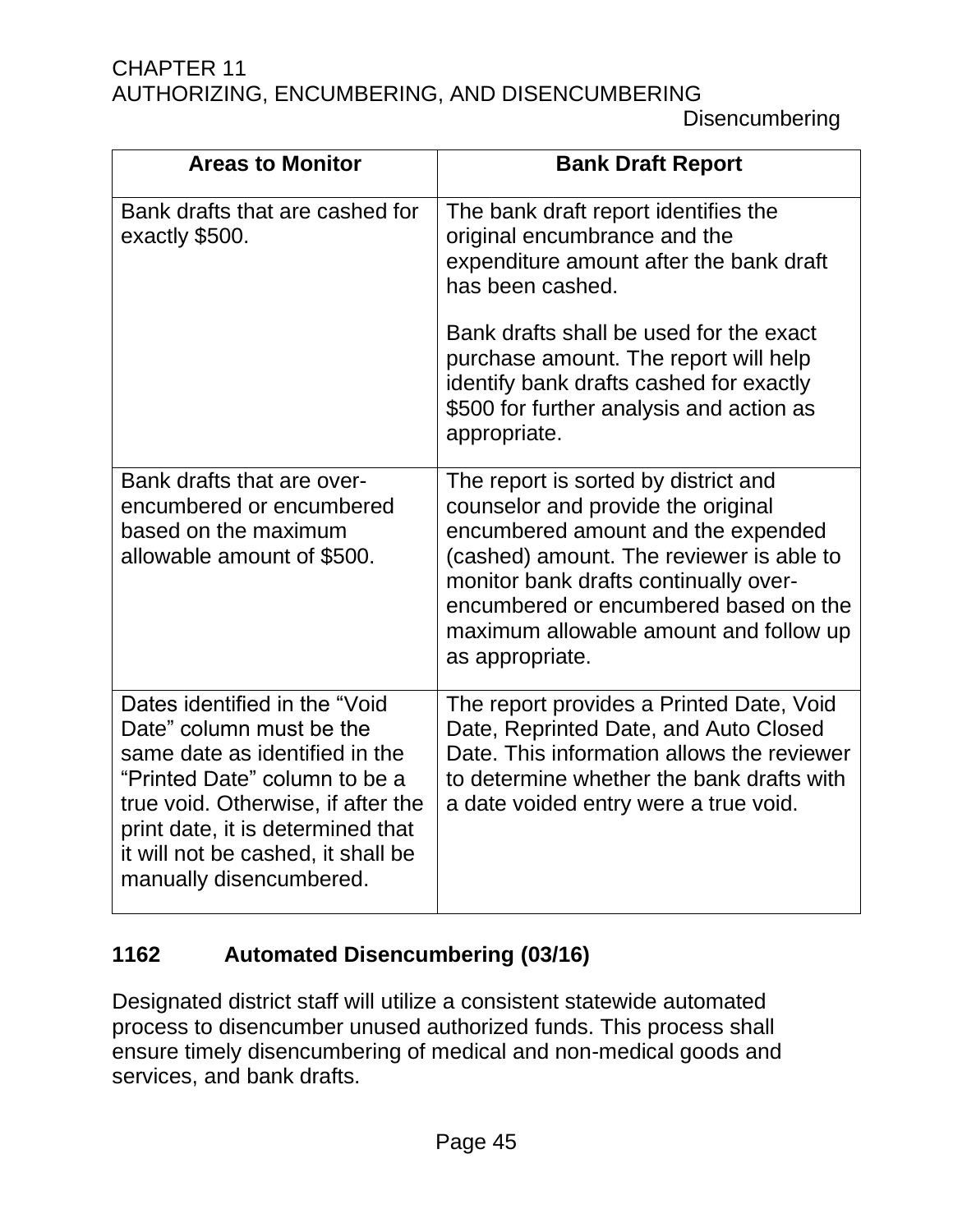| Areas to Monitor | Bank Draft Report |
|---|---|
| Bank drafts that are cashed for exactly $500. | The bank draft report identifies the original encumbrance and the expenditure amount after the bank draft has been cashed.<br><br>Bank drafts shall be used for the exact purchase amount. The report will help identify bank drafts cashed for exactly $500 for further analysis and action as appropriate. |
| Bank drafts that are over-encumbered or encumbered based on the maximum allowable amount of $500. | The report is sorted by district and counselor and provide the original encumbered amount and the expended (cashed) amount. The reviewer is able to monitor bank drafts continually over-encumbered or encumbered based on the maximum allowable amount and follow up as appropriate. |
| Dates identified in the "Void Date" column must be the same date as identified in the "Printed Date" column to be a true void. Otherwise, if after the print date, it is determined that it will not be cashed, it shall be manually disencumbered. | The report provides a Printed Date, Void Date, Reprinted Date, and Auto Closed Date. This information allows the reviewer to determine whether the bank drafts with a date voided entry were a true void. |

## 1162 Automated Disencumbering (03/16)

Designated district staff will utilize a consistent statewide automated process to disencumber unused authorized funds. This process shall ensure timely disencumbering of medical and non-medical goods and services, and bank drafts.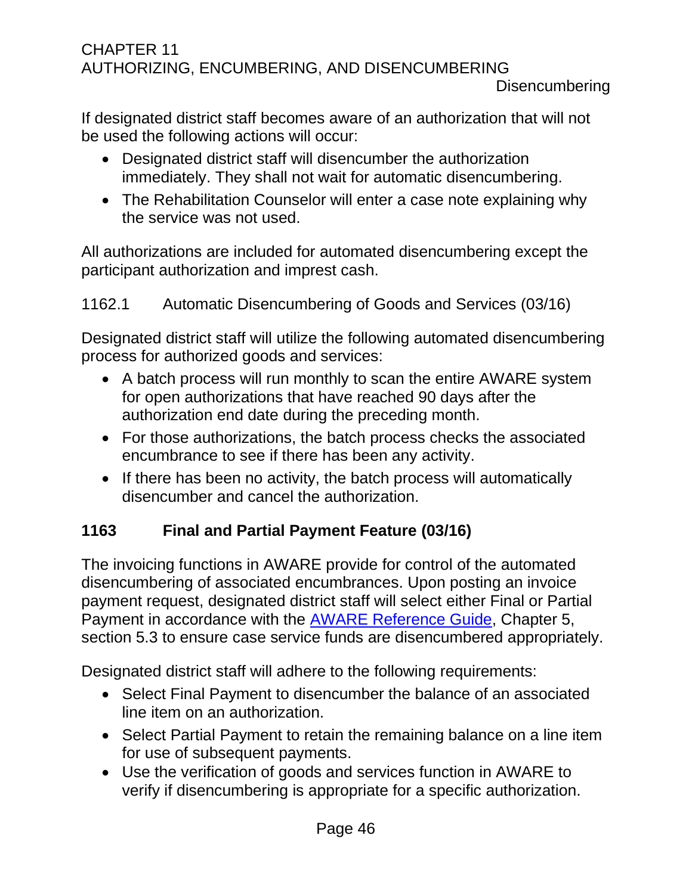If designated district staff becomes aware of an authorization that will not be used the following actions will occur:

- Designated district staff will disencumber the authorization immediately. They shall not wait for automatic disencumbering.
- The Rehabilitation Counselor will enter a case note explaining why the service was not used.

All authorizations are included for automated disencumbering except the participant authorization and imprest cash.

### 1162.1 Automatic Disencumbering of Goods and Services (03/16)

Designated district staff will utilize the following automated disencumbering process for authorized goods and services:

- A batch process will run monthly to scan the entire AWARE system for open authorizations that have reached 90 days after the authorization end date during the preceding month.
- For those authorizations, the batch process checks the associated encumbrance to see if there has been any activity.
- If there has been no activity, the batch process will automatically disencumber and cancel the authorization.

## 1163 Final and Partial Payment Feature (03/16)

The invoicing functions in AWARE provide for control of the automated disencumbering of associated encumbrances. Upon posting an invoice payment request, designated district staff will select either Final or Partial Payment in accordance with the AWARE Reference Guide, Chapter 5, section 5.3 to ensure case service funds are disencumbered appropriately.

Designated district staff will adhere to the following requirements:

- Select Final Payment to disencumber the balance of an associated line item on an authorization.
- Select Partial Payment to retain the remaining balance on a line item for use of subsequent payments.
- Use the verification of goods and services function in AWARE to verify if disencumbering is appropriate for a specific authorization.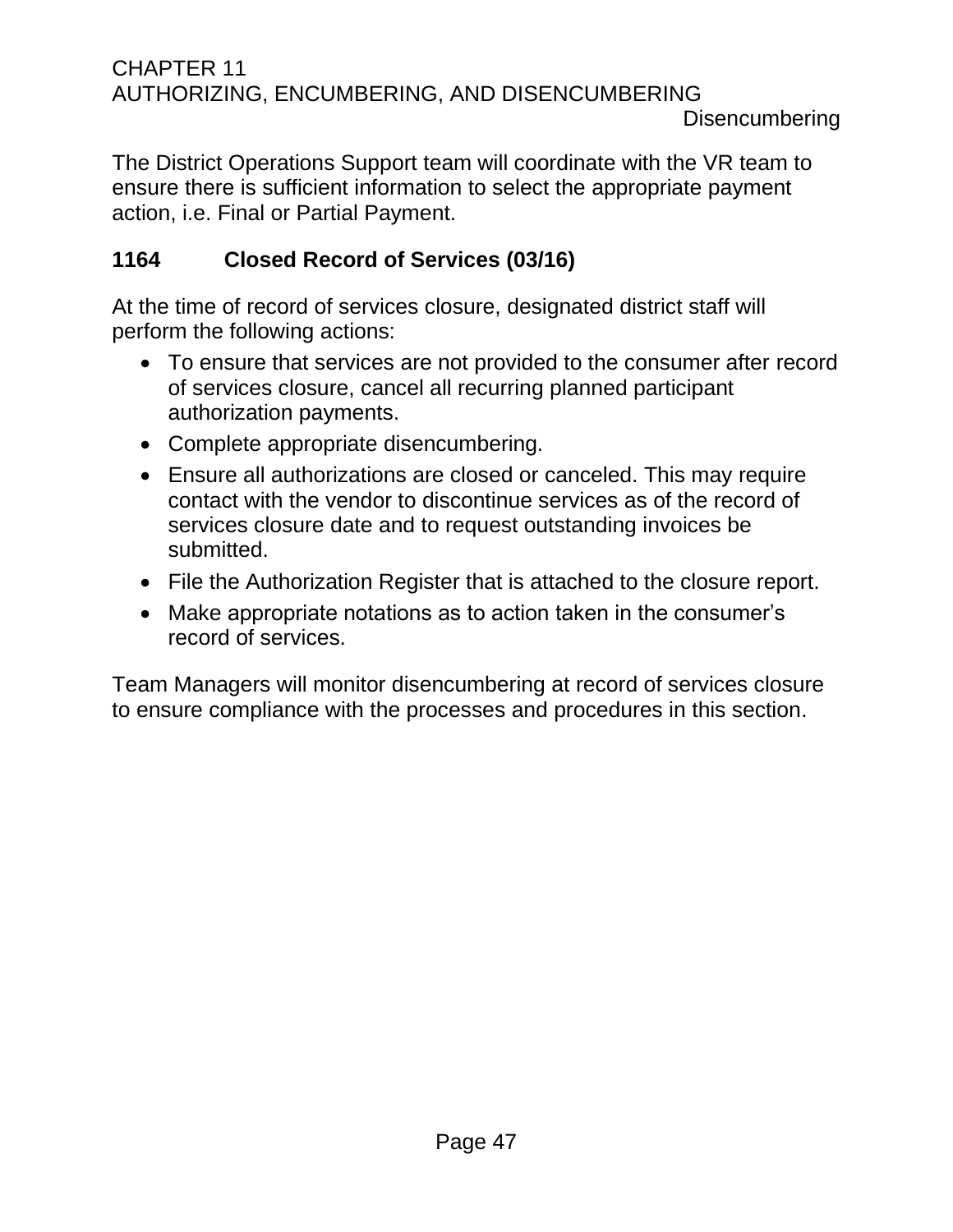The District Operations Support team will coordinate with the VR team to ensure there is sufficient information to select the appropriate payment action, i.e. Final or Partial Payment.

### 1164 Closed Record of Services (03/16)

At the time of record of services closure, designated district staff will perform the following actions:

- To ensure that services are not provided to the consumer after record of services closure, cancel all recurring planned participant authorization payments.
- Complete appropriate disencumbering.
- Ensure all authorizations are closed or canceled. This may require contact with the vendor to discontinue services as of the record of services closure date and to request outstanding invoices be submitted.
- File the Authorization Register that is attached to the closure report.
- Make appropriate notations as to action taken in the consumer's record of services.

Team Managers will monitor disencumbering at record of services closure to ensure compliance with the processes and procedures in this section.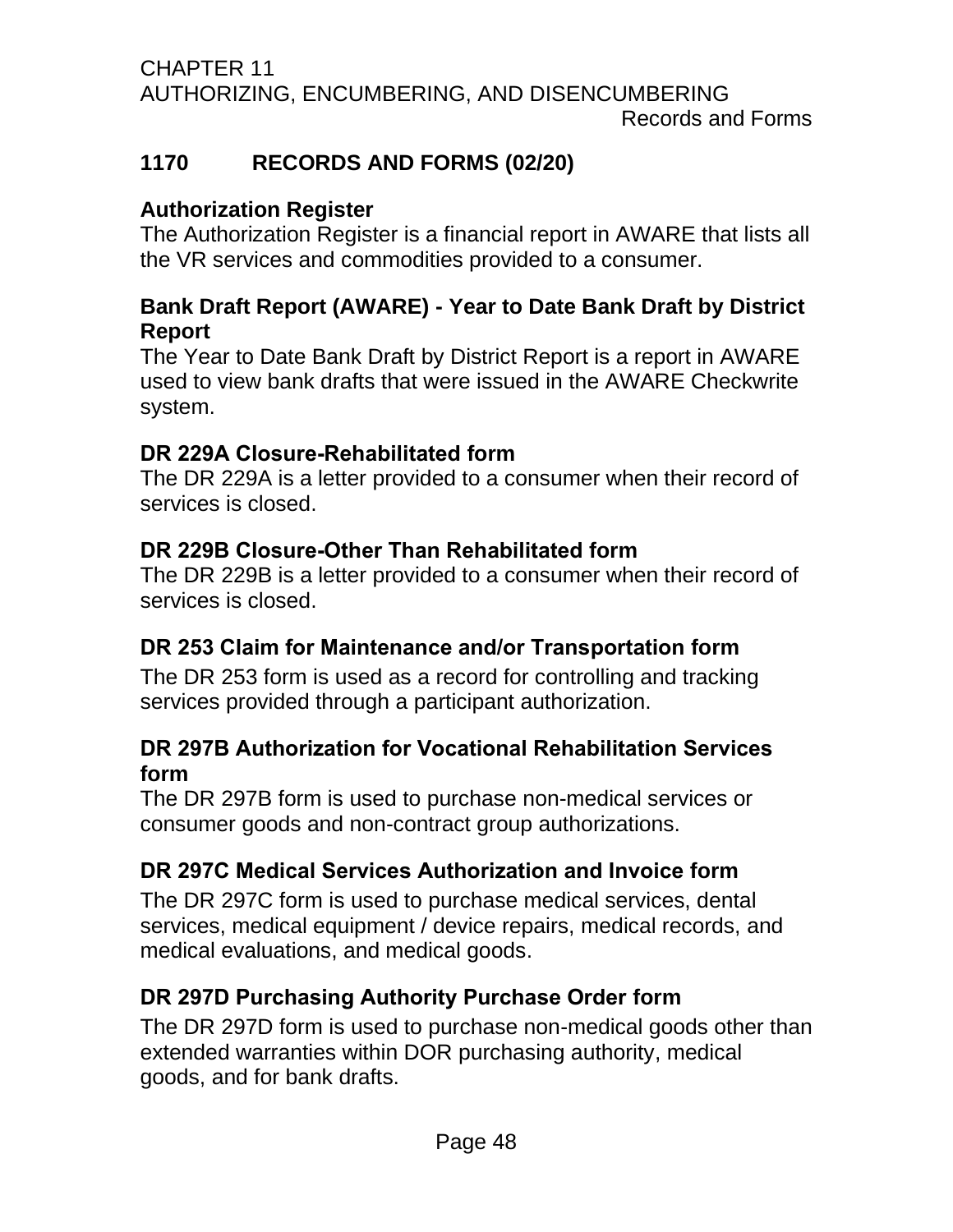## 1170 RECORDS AND FORMS (02/20)

### Authorization Register

The Authorization Register is a financial report in AWARE that lists all the VR services and commodities provided to a consumer.

### Bank Draft Report (AWARE) - Year to Date Bank Draft by District Report

The Year to Date Bank Draft by District Report is a report in AWARE used to view bank drafts that were issued in the AWARE Checkwrite system.

### DR 229A Closure-Rehabilitated form

The DR 229A is a letter provided to a consumer when their record of services is closed.

### DR 229B Closure-Other Than Rehabilitated form

The DR 229B is a letter provided to a consumer when their record of services is closed.

### DR 253 Claim for Maintenance and/or Transportation form

The DR 253 form is used as a record for controlling and tracking services provided through a participant authorization.

### DR 297B Authorization for Vocational Rehabilitation Services form

The DR 297B form is used to purchase non-medical services or consumer goods and non-contract group authorizations.

### DR 297C Medical Services Authorization and Invoice form

The DR 297C form is used to purchase medical services, dental services, medical equipment / device repairs, medical records, and medical evaluations, and medical goods.

### DR 297D Purchasing Authority Purchase Order form

The DR 297D form is used to purchase non-medical goods other than extended warranties within DOR purchasing authority, medical goods, and for bank drafts.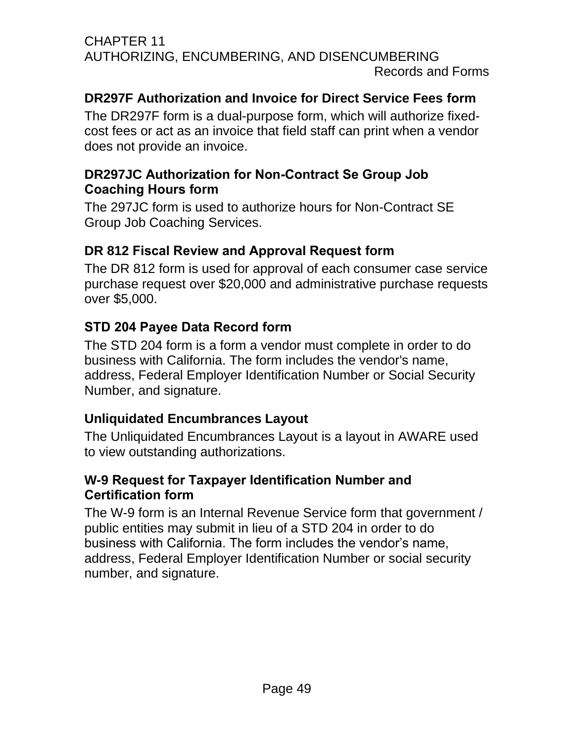### DR297F Authorization and Invoice for Direct Service Fees form

The DR297F form is a dual-purpose form, which will authorize fixed-cost fees or act as an invoice that field staff can print when a vendor does not provide an invoice.

### DR297JC Authorization for Non-Contract Se Group Job Coaching Hours form

The 297JC form is used to authorize hours for Non-Contract SE Group Job Coaching Services.

### DR 812 Fiscal Review and Approval Request form

The DR 812 form is used for approval of each consumer case service purchase request over $20,000 and administrative purchase requests over $5,000.

### STD 204 Payee Data Record form

The STD 204 form is a form a vendor must complete in order to do business with California. The form includes the vendor's name, address, Federal Employer Identification Number or Social Security Number, and signature.

### Unliquidated Encumbrances Layout

The Unliquidated Encumbrances Layout is a layout in AWARE used to view outstanding authorizations.

### W-9 Request for Taxpayer Identification Number and Certification form

The W-9 form is an Internal Revenue Service form that government / public entities may submit in lieu of a STD 204 in order to do business with California. The form includes the vendor’s name, address, Federal Employer Identification Number or social security number, and signature.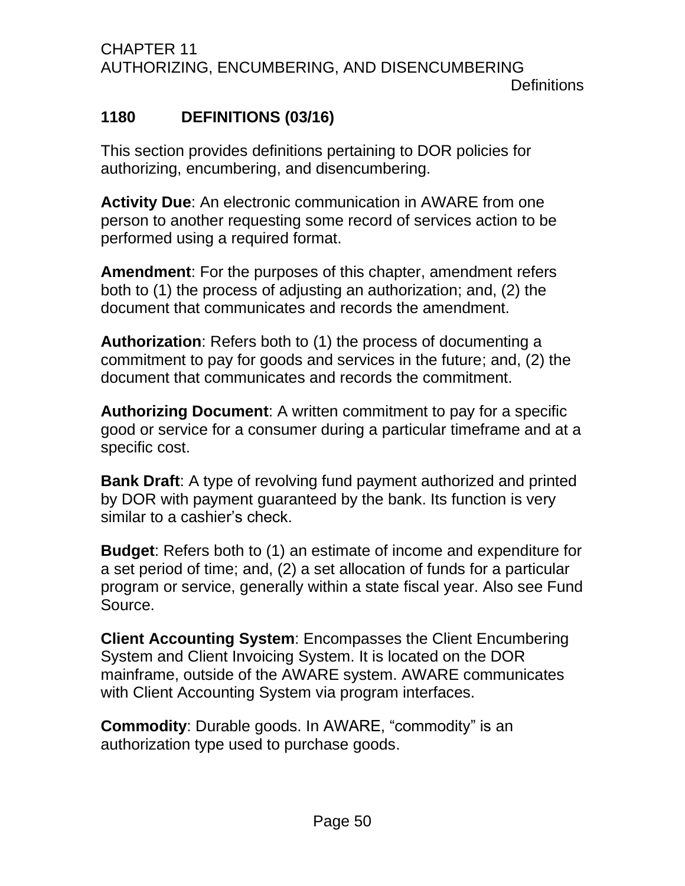## 1180 DEFINITIONS (03/16)

This section provides definitions pertaining to DOR policies for authorizing, encumbering, and disencumbering.

**Activity Due**: An electronic communication in AWARE from one person to another requesting some record of services action to be performed using a required format.

**Amendment**: For the purposes of this chapter, amendment refers both to (1) the process of adjusting an authorization; and, (2) the document that communicates and records the amendment.

**Authorization**: Refers both to (1) the process of documenting a commitment to pay for goods and services in the future; and, (2) the document that communicates and records the commitment.

**Authorizing Document**: A written commitment to pay for a specific good or service for a consumer during a particular timeframe and at a specific cost.

**Bank Draft**: A type of revolving fund payment authorized and printed by DOR with payment guaranteed by the bank. Its function is very similar to a cashier's check.

**Budget**: Refers both to (1) an estimate of income and expenditure for a set period of time; and, (2) a set allocation of funds for a particular program or service, generally within a state fiscal year. Also see Fund Source.

**Client Accounting System**: Encompasses the Client Encumbering System and Client Invoicing System. It is located on the DOR mainframe, outside of the AWARE system. AWARE communicates with Client Accounting System via program interfaces.

**Commodity**: Durable goods. In AWARE, "commodity" is an authorization type used to purchase goods.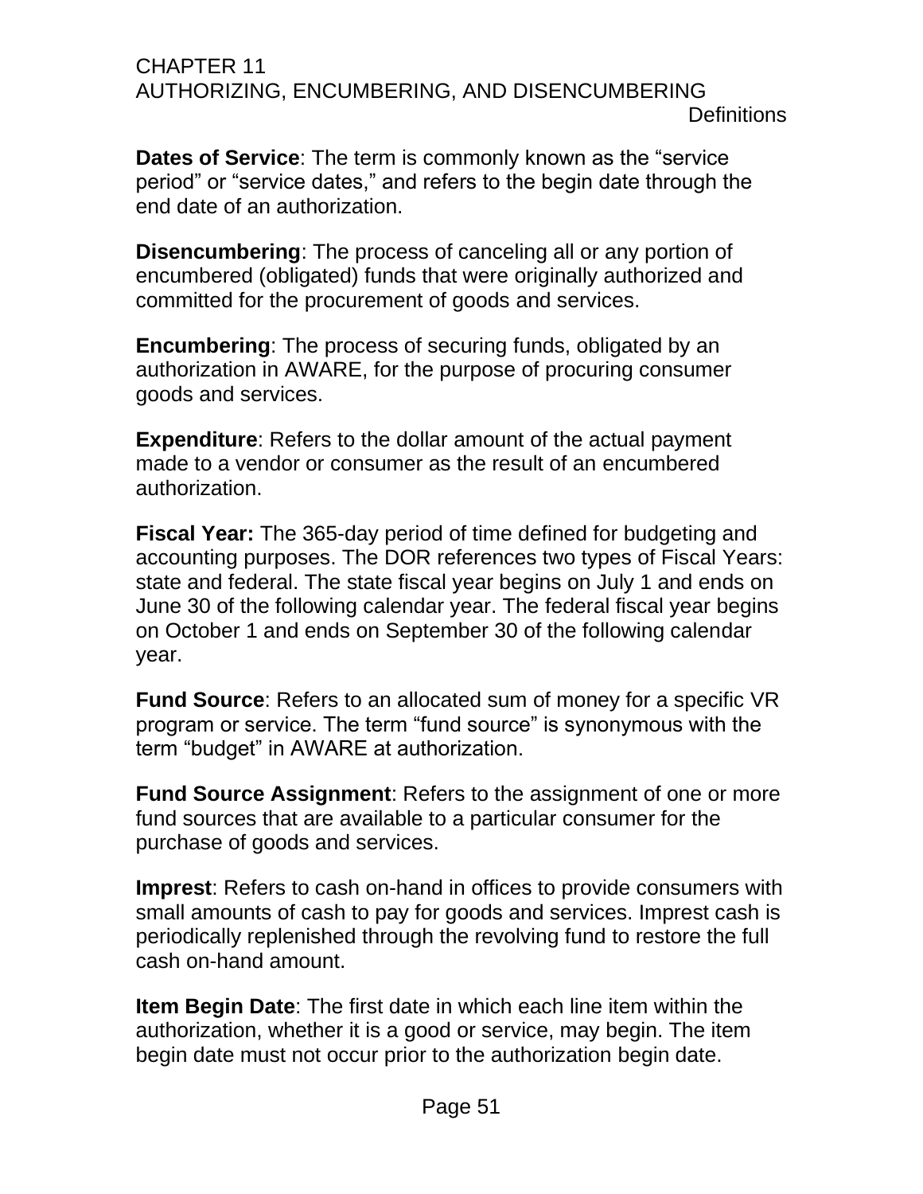# CHAPTER 11
## AUTHORIZING, ENCUMBERING, AND DISENCUMBERING

### Definitions

**Dates of Service**: The term is commonly known as the "service period" or "service dates," and refers to the begin date through the end date of an authorization.

**Disencumbering**: The process of canceling all or any portion of encumbered (obligated) funds that were originally authorized and committed for the procurement of goods and services.

**Encumbering**: The process of securing funds, obligated by an authorization in AWARE, for the purpose of procuring consumer goods and services.

**Expenditure**: Refers to the dollar amount of the actual payment made to a vendor or consumer as the result of an encumbered authorization.

**Fiscal Year:** The 365-day period of time defined for budgeting and accounting purposes. The DOR references two types of Fiscal Years: state and federal. The state fiscal year begins on July 1 and ends on June 30 of the following calendar year. The federal fiscal year begins on October 1 and ends on September 30 of the following calendar year.

**Fund Source**: Refers to an allocated sum of money for a specific VR program or service. The term "fund source" is synonymous with the term "budget" in AWARE at authorization.

**Fund Source Assignment**: Refers to the assignment of one or more fund sources that are available to a particular consumer for the purchase of goods and services.

**Imprest**: Refers to cash on-hand in offices to provide consumers with small amounts of cash to pay for goods and services. Imprest cash is periodically replenished through the revolving fund to restore the full cash on-hand amount.

**Item Begin Date**: The first date in which each line item within the authorization, whether it is a good or service, may begin. The item begin date must not occur prior to the authorization begin date.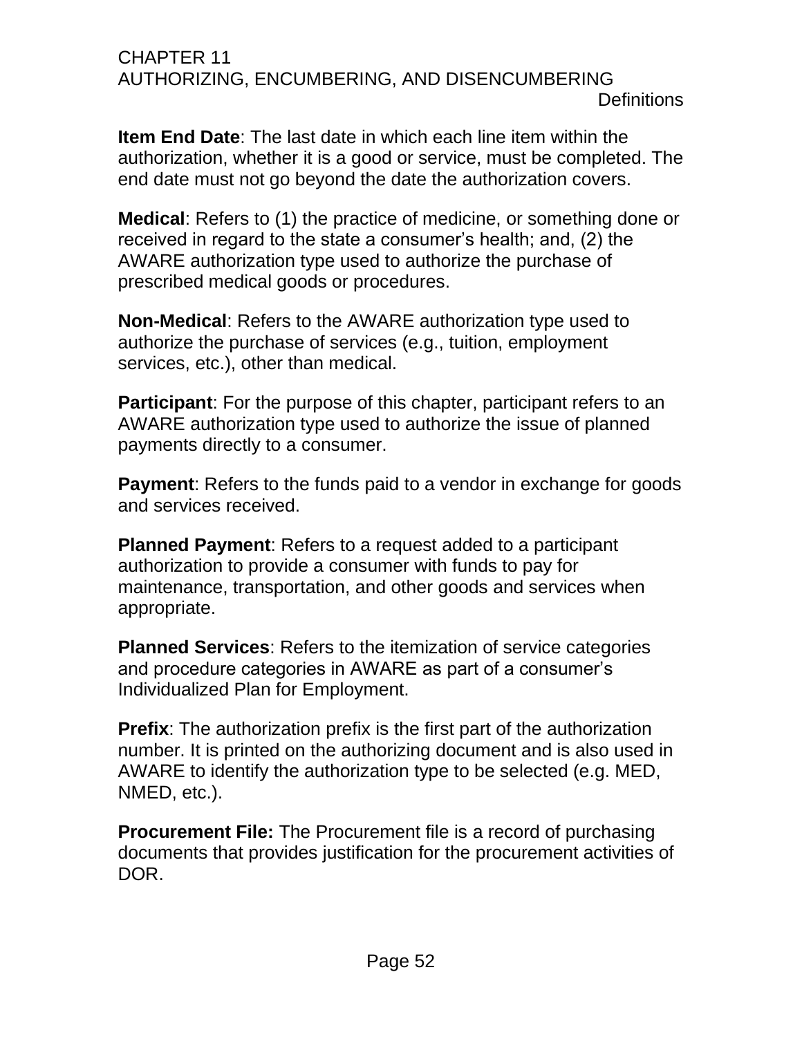**Item End Date**: The last date in which each line item within the authorization, whether it is a good or service, must be completed. The end date must not go beyond the date the authorization covers.

**Medical**: Refers to (1) the practice of medicine, or something done or received in regard to the state a consumer's health; and, (2) the AWARE authorization type used to authorize the purchase of prescribed medical goods or procedures.

**Non-Medical**: Refers to the AWARE authorization type used to authorize the purchase of services (e.g., tuition, employment services, etc.), other than medical.

**Participant**: For the purpose of this chapter, participant refers to an AWARE authorization type used to authorize the issue of planned payments directly to a consumer.

**Payment**: Refers to the funds paid to a vendor in exchange for goods and services received.

**Planned Payment**: Refers to a request added to a participant authorization to provide a consumer with funds to pay for maintenance, transportation, and other goods and services when appropriate.

**Planned Services**: Refers to the itemization of service categories and procedure categories in AWARE as part of a consumer's Individualized Plan for Employment.

**Prefix**: The authorization prefix is the first part of the authorization number. It is printed on the authorizing document and is also used in AWARE to identify the authorization type to be selected (e.g. MED, NMED, etc.).

**Procurement File:** The Procurement file is a record of purchasing documents that provides justification for the procurement activities of DOR.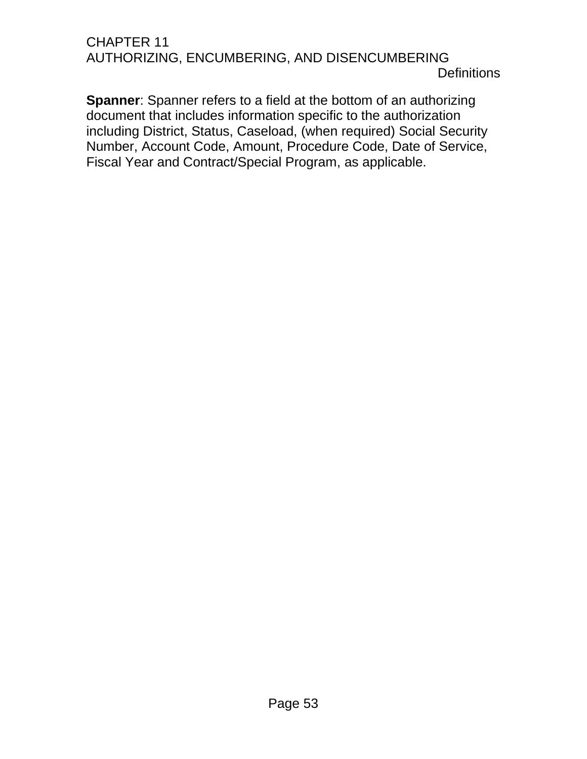**Spanner**: Spanner refers to a field at the bottom of an authorizing document that includes information specific to the authorization including District, Status, Caseload, (when required) Social Security Number, Account Code, Amount, Procedure Code, Date of Service, Fiscal Year and Contract/Special Program, as applicable.